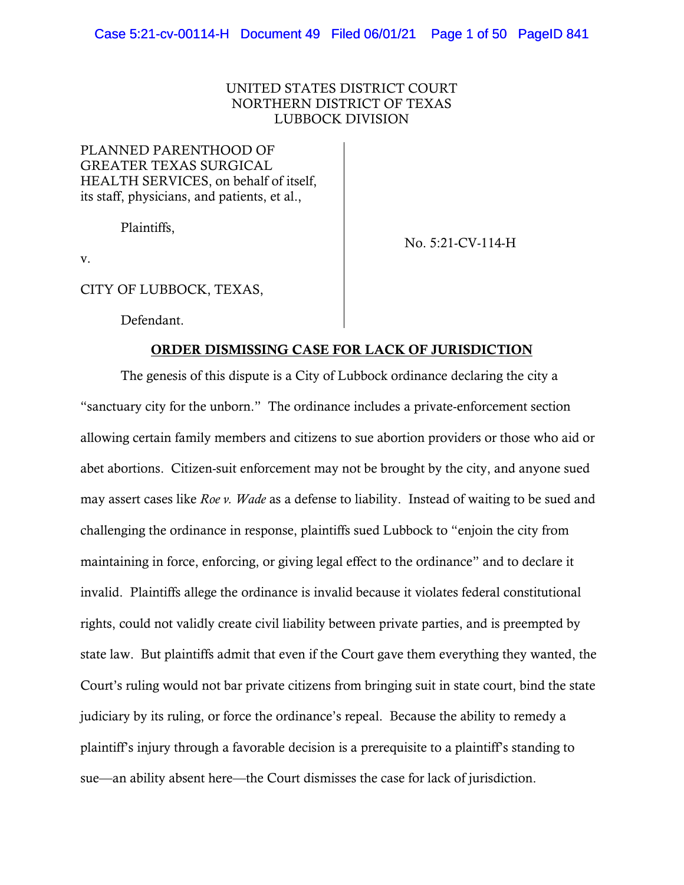UNITED STATES DISTRICT COURT
NORTHERN DISTRICT OF TEXAS
LUBBOCK DIVISION

PLANNED PARENTHOOD OF GREATER TEXAS SURGICAL HEALTH SERVICES, on behalf of itself, its staff, physicians, and patients, et al.,

Plaintiffs,

v.

CITY OF LUBBOCK, TEXAS,

Defendant.

No. 5:21-CV-114-H

## ORDER DISMISSING CASE FOR LACK OF JURISDICTION

The genesis of this dispute is a City of Lubbock ordinance declaring the city a "sanctuary city for the unborn." The ordinance includes a private-enforcement section allowing certain family members and citizens to sue abortion providers or those who aid or abet abortions. Citizen-suit enforcement may not be brought by the city, and anyone sued may assert cases like *Roe v. Wade* as a defense to liability. Instead of waiting to be sued and challenging the ordinance in response, plaintiffs sued Lubbock to "enjoin the city from maintaining in force, enforcing, or giving legal effect to the ordinance" and to declare it invalid. Plaintiffs allege the ordinance is invalid because it violates federal constitutional rights, could not validly create civil liability between private parties, and is preempted by state law. But plaintiffs admit that even if the Court gave them everything they wanted, the Court's ruling would not bar private citizens from bringing suit in state court, bind the state judiciary by its ruling, or force the ordinance's repeal. Because the ability to remedy a plaintiff's injury through a favorable decision is a prerequisite to a plaintiff's standing to sue—an ability absent here—the Court dismisses the case for lack of jurisdiction.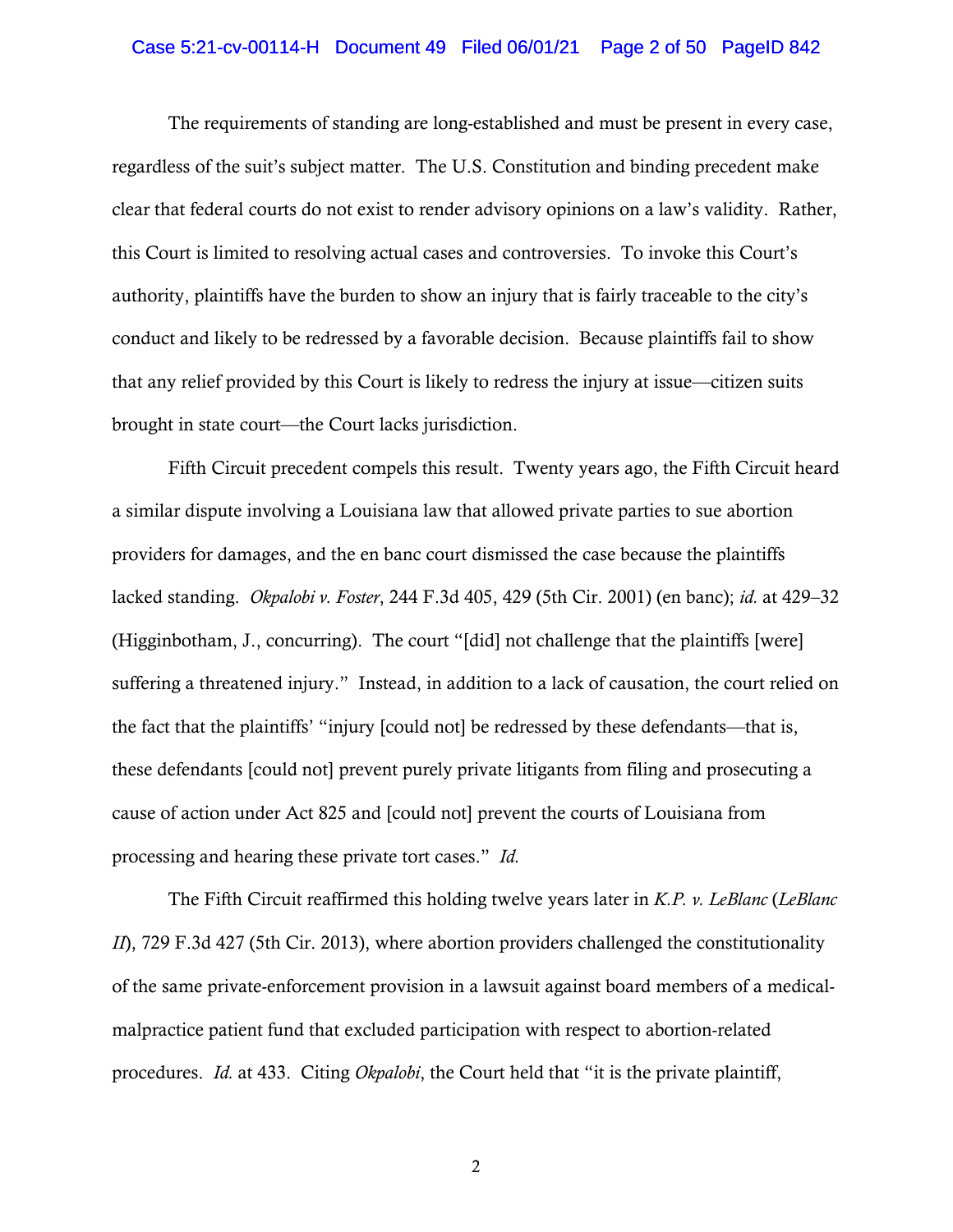The requirements of standing are long-established and must be present in every case, regardless of the suit's subject matter. The U.S. Constitution and binding precedent make clear that federal courts do not exist to render advisory opinions on a law's validity. Rather, this Court is limited to resolving actual cases and controversies. To invoke this Court's authority, plaintiffs have the burden to show an injury that is fairly traceable to the city's conduct and likely to be redressed by a favorable decision. Because plaintiffs fail to show that any relief provided by this Court is likely to redress the injury at issue—citizen suits brought in state court—the Court lacks jurisdiction.

Fifth Circuit precedent compels this result. Twenty years ago, the Fifth Circuit heard a similar dispute involving a Louisiana law that allowed private parties to sue abortion providers for damages, and the en banc court dismissed the case because the plaintiffs lacked standing. *Okpalobi v. Foster*, 244 F.3d 405, 429 (5th Cir. 2001) (en banc); *id.* at 429–32 (Higginbotham, J., concurring). The court "[did] not challenge that the plaintiffs [were] suffering a threatened injury." Instead, in addition to a lack of causation, the court relied on the fact that the plaintiffs' "injury [could not] be redressed by these defendants—that is, these defendants [could not] prevent purely private litigants from filing and prosecuting a cause of action under Act 825 and [could not] prevent the courts of Louisiana from processing and hearing these private tort cases." *Id.*

The Fifth Circuit reaffirmed this holding twelve years later in *K.P. v. LeBlanc* (*LeBlanc II*), 729 F.3d 427 (5th Cir. 2013), where abortion providers challenged the constitutionality of the same private-enforcement provision in a lawsuit against board members of a medical-malpractice patient fund that excluded participation with respect to abortion-related procedures. *Id.* at 433. Citing *Okpalobi*, the Court held that "it is the private plaintiff,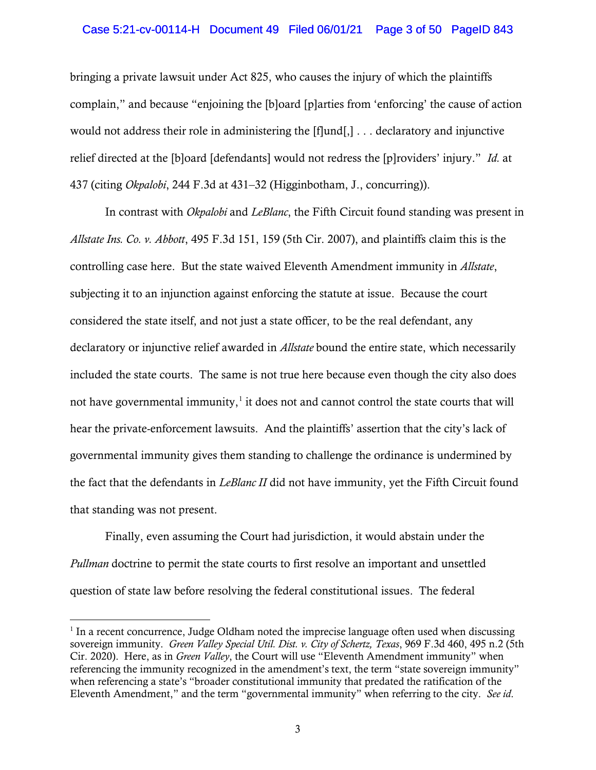bringing a private lawsuit under Act 825, who causes the injury of which the plaintiffs complain," and because "enjoining the [b]oard [p]arties from 'enforcing' the cause of action would not address their role in administering the [f]und[,] . . . declaratory and injunctive relief directed at the [b]oard [defendants] would not redress the [p]roviders' injury." *Id.* at 437 (citing *Okpalobi*, 244 F.3d at 431–32 (Higginbotham, J., concurring)).

In contrast with *Okpalobi* and *LeBlanc*, the Fifth Circuit found standing was present in *Allstate Ins. Co. v. Abbott*, 495 F.3d 151, 159 (5th Cir. 2007), and plaintiffs claim this is the controlling case here. But the state waived Eleventh Amendment immunity in *Allstate*, subjecting it to an injunction against enforcing the statute at issue. Because the court considered the state itself, and not just a state officer, to be the real defendant, any declaratory or injunctive relief awarded in *Allstate* bound the entire state, which necessarily included the state courts. The same is not true here because even though the city also does not have governmental immunity,[1] it does not and cannot control the state courts that will hear the private-enforcement lawsuits. And the plaintiffs' assertion that the city's lack of governmental immunity gives them standing to challenge the ordinance is undermined by the fact that the defendants in *LeBlanc II* did not have immunity, yet the Fifth Circuit found that standing was not present.

Finally, even assuming the Court had jurisdiction, it would abstain under the *Pullman* doctrine to permit the state courts to first resolve an important and unsettled question of state law before resolving the federal constitutional issues. The federal

[1] In a recent concurrence, Judge Oldham noted the imprecise language often used when discussing sovereign immunity. *Green Valley Special Util. Dist. v. City of Schertz, Texas*, 969 F.3d 460, 495 n.2 (5th Cir. 2020). Here, as in *Green Valley*, the Court will use "Eleventh Amendment immunity" when referencing the immunity recognized in the amendment's text, the term "state sovereign immunity" when referencing a state's "broader constitutional immunity that predated the ratification of the Eleventh Amendment," and the term "governmental immunity" when referring to the city. *See id.*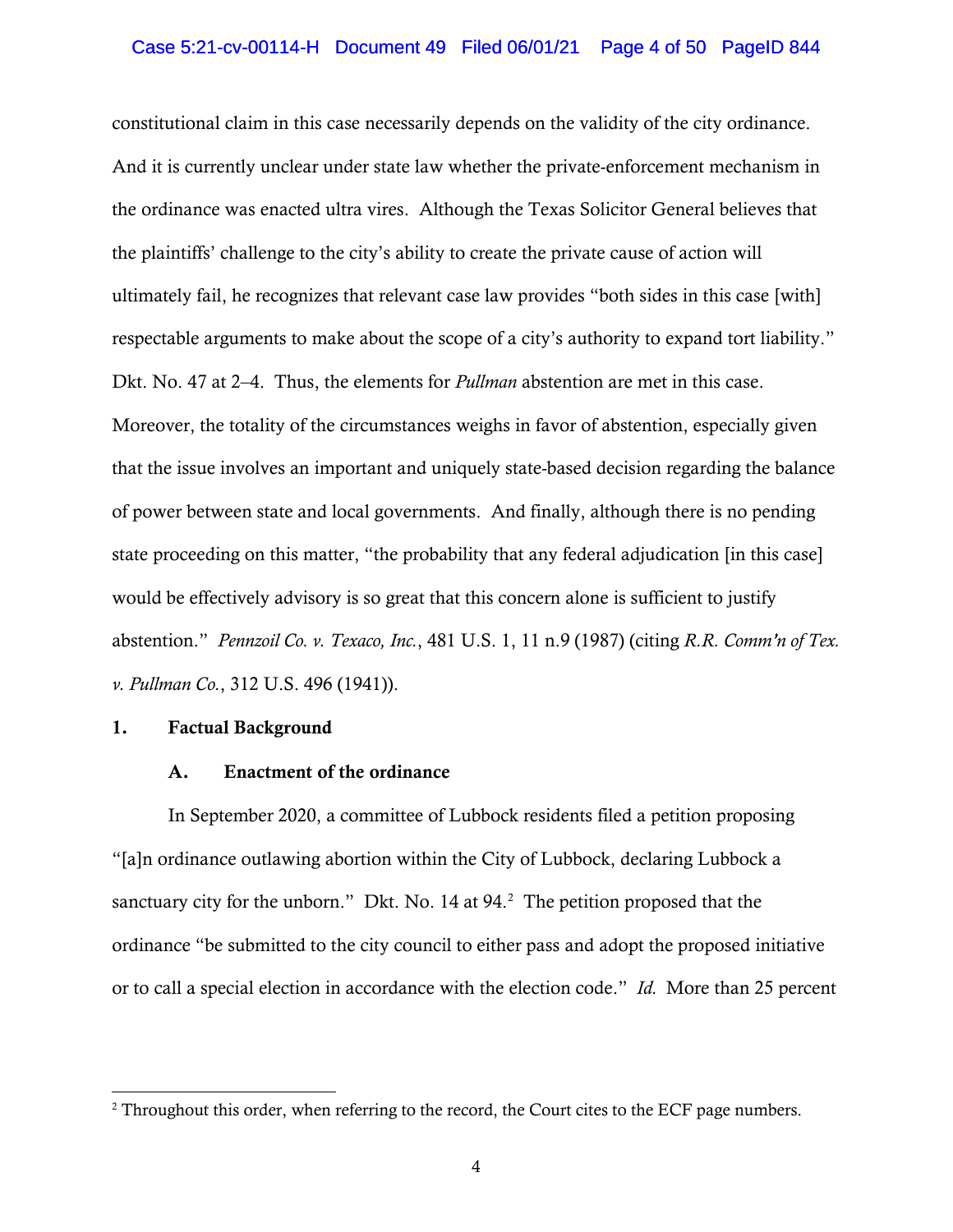constitutional claim in this case necessarily depends on the validity of the city ordinance. And it is currently unclear under state law whether the private-enforcement mechanism in the ordinance was enacted ultra vires. Although the Texas Solicitor General believes that the plaintiffs' challenge to the city's ability to create the private cause of action will ultimately fail, he recognizes that relevant case law provides "both sides in this case [with] respectable arguments to make about the scope of a city's authority to expand tort liability." Dkt. No. 47 at 2–4. Thus, the elements for *Pullman* abstention are met in this case. Moreover, the totality of the circumstances weighs in favor of abstention, especially given that the issue involves an important and uniquely state-based decision regarding the balance of power between state and local governments. And finally, although there is no pending state proceeding on this matter, "the probability that any federal adjudication [in this case] would be effectively advisory is so great that this concern alone is sufficient to justify abstention." *Pennzoil Co. v. Texaco, Inc.*, 481 U.S. 1, 11 n.9 (1987) (citing *R.R. Comm'n of Tex. v. Pullman Co.*, 312 U.S. 496 (1941)).

## 1. Factual Background

### A. Enactment of the ordinance

In September 2020, a committee of Lubbock residents filed a petition proposing "[a]n ordinance outlawing abortion within the City of Lubbock, declaring Lubbock a sanctuary city for the unborn." Dkt. No. 14 at 94.[2] The petition proposed that the ordinance "be submitted to the city council to either pass and adopt the proposed initiative or to call a special election in accordance with the election code." *Id.* More than 25 percent

[2] Throughout this order, when referring to the record, the Court cites to the ECF page numbers.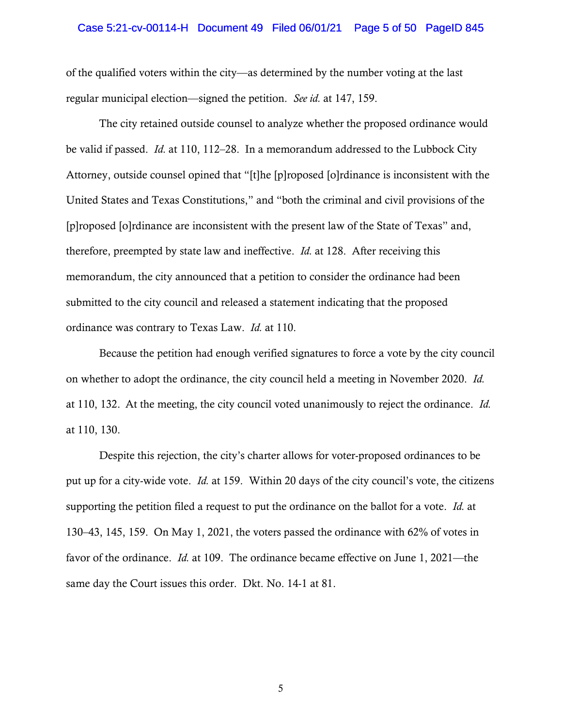of the qualified voters within the city—as determined by the number voting at the last regular municipal election—signed the petition. *See id.* at 147, 159.

The city retained outside counsel to analyze whether the proposed ordinance would be valid if passed. *Id.* at 110, 112–28. In a memorandum addressed to the Lubbock City Attorney, outside counsel opined that "[t]he [p]roposed [o]rdinance is inconsistent with the United States and Texas Constitutions," and "both the criminal and civil provisions of the [p]roposed [o]rdinance are inconsistent with the present law of the State of Texas" and, therefore, preempted by state law and ineffective. *Id.* at 128. After receiving this memorandum, the city announced that a petition to consider the ordinance had been submitted to the city council and released a statement indicating that the proposed ordinance was contrary to Texas Law. *Id.* at 110.

Because the petition had enough verified signatures to force a vote by the city council on whether to adopt the ordinance, the city council held a meeting in November 2020. *Id.* at 110, 132. At the meeting, the city council voted unanimously to reject the ordinance. *Id.* at 110, 130.

Despite this rejection, the city's charter allows for voter-proposed ordinances to be put up for a city-wide vote. *Id.* at 159. Within 20 days of the city council's vote, the citizens supporting the petition filed a request to put the ordinance on the ballot for a vote. *Id.* at 130–43, 145, 159. On May 1, 2021, the voters passed the ordinance with 62% of votes in favor of the ordinance. *Id.* at 109. The ordinance became effective on June 1, 2021—the same day the Court issues this order. Dkt. No. 14-1 at 81.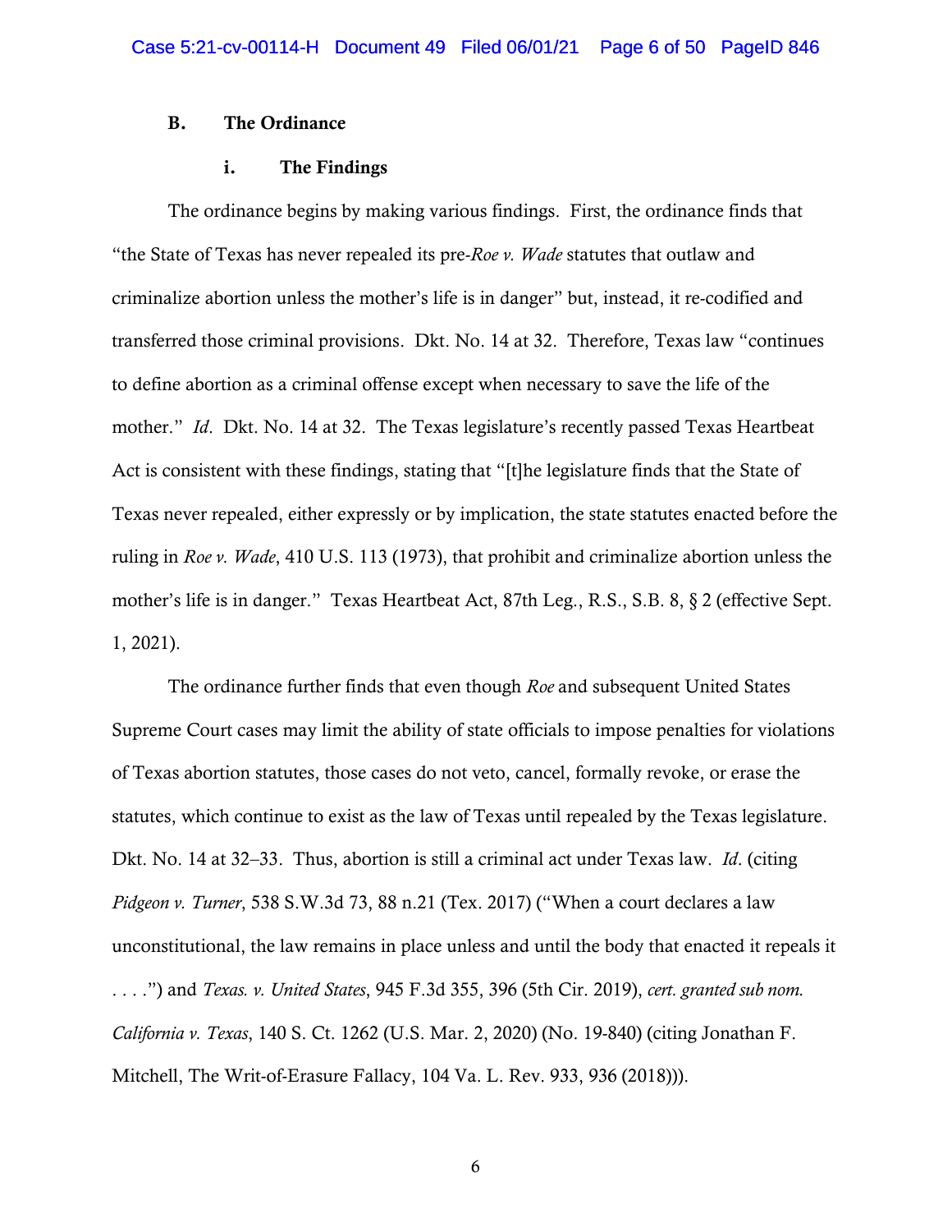### B. The Ordinance

#### i. The Findings

The ordinance begins by making various findings. First, the ordinance finds that "the State of Texas has never repealed its pre-*Roe v. Wade* statutes that outlaw and criminalize abortion unless the mother's life is in danger" but, instead, it re-codified and transferred those criminal provisions. Dkt. No. 14 at 32. Therefore, Texas law "continues to define abortion as a criminal offense except when necessary to save the life of the mother." *Id*. Dkt. No. 14 at 32. The Texas legislature's recently passed Texas Heartbeat Act is consistent with these findings, stating that "[t]he legislature finds that the State of Texas never repealed, either expressly or by implication, the state statutes enacted before the ruling in *Roe v. Wade*, 410 U.S. 113 (1973), that prohibit and criminalize abortion unless the mother's life is in danger." Texas Heartbeat Act, 87th Leg., R.S., S.B. 8, § 2 (effective Sept. 1, 2021).

The ordinance further finds that even though *Roe* and subsequent United States Supreme Court cases may limit the ability of state officials to impose penalties for violations of Texas abortion statutes, those cases do not veto, cancel, formally revoke, or erase the statutes, which continue to exist as the law of Texas until repealed by the Texas legislature. Dkt. No. 14 at 32–33. Thus, abortion is still a criminal act under Texas law. *Id*. (citing *Pidgeon v. Turner*, 538 S.W.3d 73, 88 n.21 (Tex. 2017) ("When a court declares a law unconstitutional, the law remains in place unless and until the body that enacted it repeals it . . . .") and *Texas. v. United States*, 945 F.3d 355, 396 (5th Cir. 2019), *cert. granted sub nom. California v. Texas*, 140 S. Ct. 1262 (U.S. Mar. 2, 2020) (No. 19-840) (citing Jonathan F. Mitchell, The Writ-of-Erasure Fallacy, 104 Va. L. Rev. 933, 936 (2018))).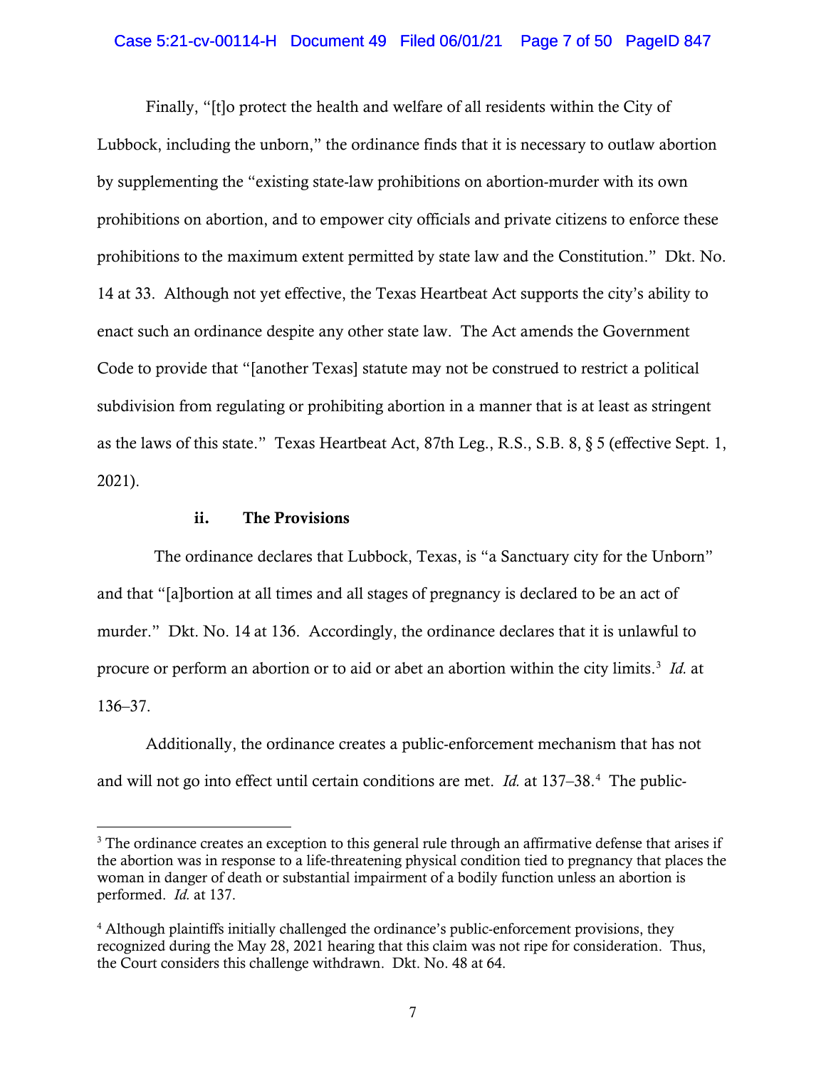Finally, "[t]o protect the health and welfare of all residents within the City of Lubbock, including the unborn," the ordinance finds that it is necessary to outlaw abortion by supplementing the "existing state-law prohibitions on abortion-murder with its own prohibitions on abortion, and to empower city officials and private citizens to enforce these prohibitions to the maximum extent permitted by state law and the Constitution." Dkt. No. 14 at 33. Although not yet effective, the Texas Heartbeat Act supports the city's ability to enact such an ordinance despite any other state law. The Act amends the Government Code to provide that "[another Texas] statute may not be construed to restrict a political subdivision from regulating or prohibiting abortion in a manner that is at least as stringent as the laws of this state." Texas Heartbeat Act, 87th Leg., R.S., S.B. 8, § 5 (effective Sept. 1, 2021).

### ii. The Provisions

The ordinance declares that Lubbock, Texas, is "a Sanctuary city for the Unborn" and that "[a]bortion at all times and all stages of pregnancy is declared to be an act of murder." Dkt. No. 14 at 136. Accordingly, the ordinance declares that it is unlawful to procure or perform an abortion or to aid or abet an abortion within the city limits.[3] *Id.* at 136–37.

Additionally, the ordinance creates a public-enforcement mechanism that has not and will not go into effect until certain conditions are met. *Id.* at 137–38.[4] The public-

---

[3] The ordinance creates an exception to this general rule through an affirmative defense that arises if the abortion was in response to a life-threatening physical condition tied to pregnancy that places the woman in danger of death or substantial impairment of a bodily function unless an abortion is performed. *Id.* at 137.

[4] Although plaintiffs initially challenged the ordinance's public-enforcement provisions, they recognized during the May 28, 2021 hearing that this claim was not ripe for consideration. Thus, the Court considers this challenge withdrawn. Dkt. No. 48 at 64.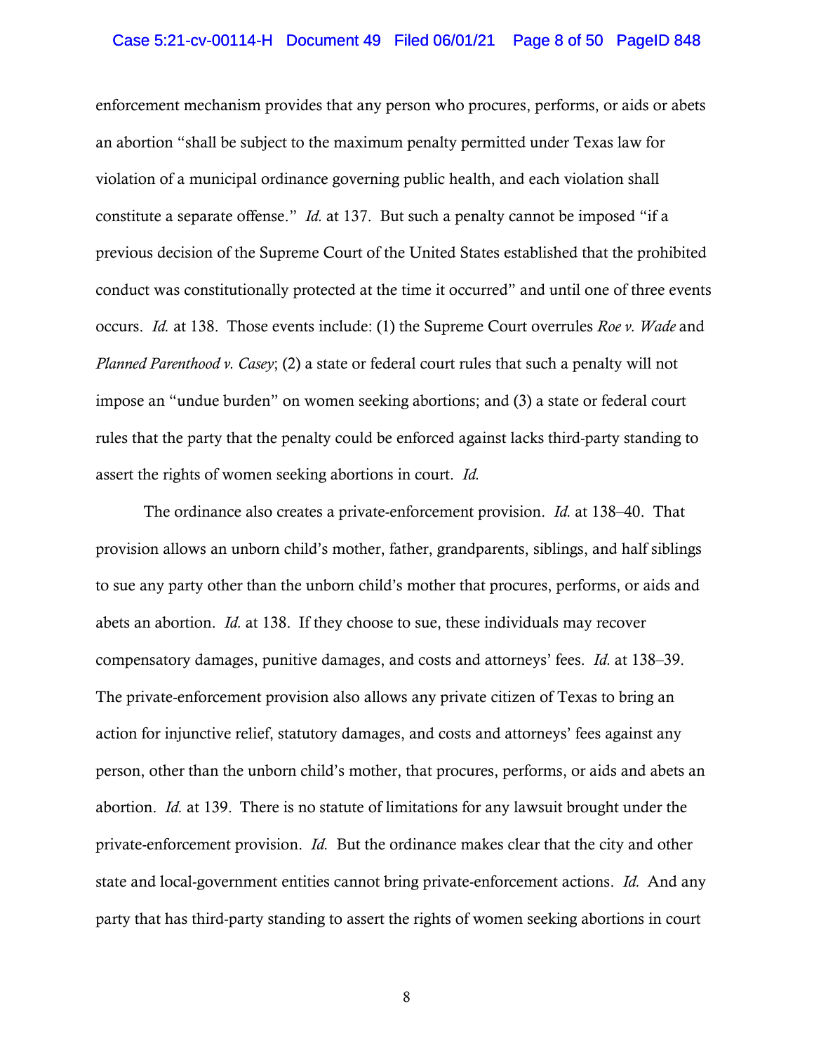enforcement mechanism provides that any person who procures, performs, or aids or abets an abortion "shall be subject to the maximum penalty permitted under Texas law for violation of a municipal ordinance governing public health, and each violation shall constitute a separate offense." *Id.* at 137. But such a penalty cannot be imposed "if a previous decision of the Supreme Court of the United States established that the prohibited conduct was constitutionally protected at the time it occurred" and until one of three events occurs. *Id.* at 138. Those events include: (1) the Supreme Court overrules *Roe v. Wade* and *Planned Parenthood v. Casey*; (2) a state or federal court rules that such a penalty will not impose an "undue burden" on women seeking abortions; and (3) a state or federal court rules that the party that the penalty could be enforced against lacks third-party standing to assert the rights of women seeking abortions in court. *Id.*

The ordinance also creates a private-enforcement provision. *Id.* at 138–40. That provision allows an unborn child's mother, father, grandparents, siblings, and half siblings to sue any party other than the unborn child's mother that procures, performs, or aids and abets an abortion. *Id.* at 138. If they choose to sue, these individuals may recover compensatory damages, punitive damages, and costs and attorneys' fees. *Id.* at 138–39. The private-enforcement provision also allows any private citizen of Texas to bring an action for injunctive relief, statutory damages, and costs and attorneys' fees against any person, other than the unborn child's mother, that procures, performs, or aids and abets an abortion. *Id.* at 139. There is no statute of limitations for any lawsuit brought under the private-enforcement provision. *Id.* But the ordinance makes clear that the city and other state and local-government entities cannot bring private-enforcement actions. *Id.* And any party that has third-party standing to assert the rights of women seeking abortions in court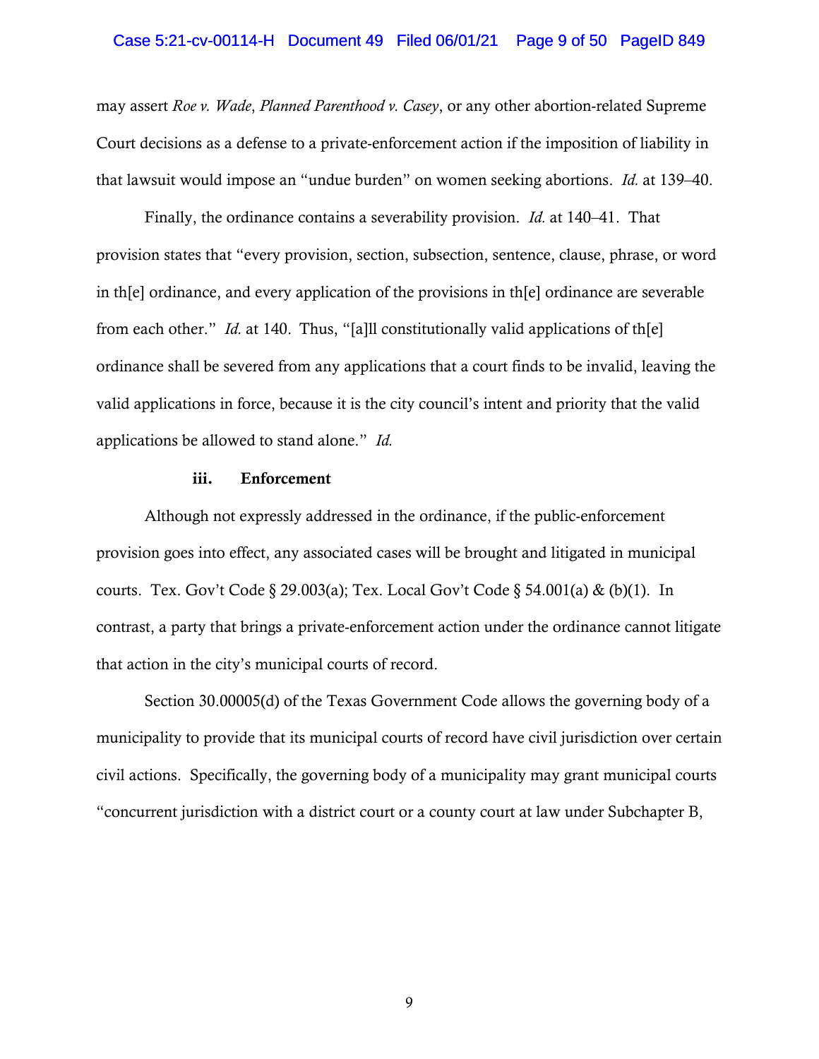may assert *Roe v. Wade*, *Planned Parenthood v. Casey*, or any other abortion-related Supreme Court decisions as a defense to a private-enforcement action if the imposition of liability in that lawsuit would impose an "undue burden" on women seeking abortions. *Id.* at 139–40.

Finally, the ordinance contains a severability provision. *Id.* at 140–41. That provision states that "every provision, section, subsection, sentence, clause, phrase, or word in th[e] ordinance, and every application of the provisions in th[e] ordinance are severable from each other." *Id.* at 140. Thus, "[a]ll constitutionally valid applications of th[e] ordinance shall be severed from any applications that a court finds to be invalid, leaving the valid applications in force, because it is the city council's intent and priority that the valid applications be allowed to stand alone." *Id.*

#### iii. Enforcement

Although not expressly addressed in the ordinance, if the public-enforcement provision goes into effect, any associated cases will be brought and litigated in municipal courts. Tex. Gov't Code § 29.003(a); Tex. Local Gov't Code § 54.001(a) & (b)(1). In contrast, a party that brings a private-enforcement action under the ordinance cannot litigate that action in the city's municipal courts of record.

Section 30.00005(d) of the Texas Government Code allows the governing body of a municipality to provide that its municipal courts of record have civil jurisdiction over certain civil actions. Specifically, the governing body of a municipality may grant municipal courts "concurrent jurisdiction with a district court or a county court at law under Subchapter B,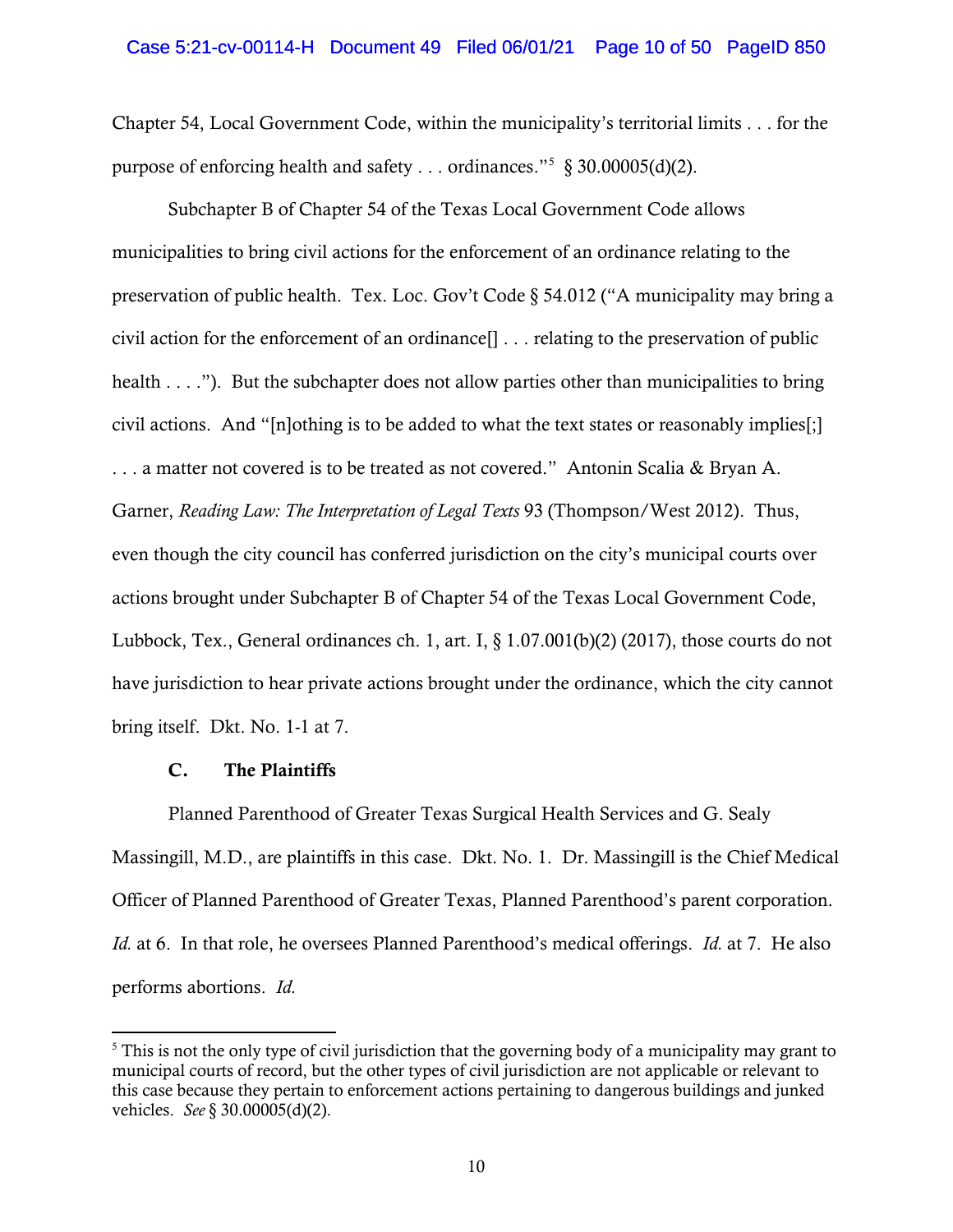Chapter 54, Local Government Code, within the municipality's territorial limits . . . for the purpose of enforcing health and safety . . . ordinances."[5] § 30.00005(d)(2).

Subchapter B of Chapter 54 of the Texas Local Government Code allows municipalities to bring civil actions for the enforcement of an ordinance relating to the preservation of public health. Tex. Loc. Gov't Code § 54.012 ("A municipality may bring a civil action for the enforcement of an ordinance[] . . . relating to the preservation of public health . . . ."). But the subchapter does not allow parties other than municipalities to bring civil actions. And "[n]othing is to be added to what the text states or reasonably implies[;] . . . a matter not covered is to be treated as not covered." Antonin Scalia & Bryan A. Garner, *Reading Law: The Interpretation of Legal Texts* 93 (Thompson/West 2012). Thus, even though the city council has conferred jurisdiction on the city's municipal courts over actions brought under Subchapter B of Chapter 54 of the Texas Local Government Code, Lubbock, Tex., General ordinances ch. 1, art. I, § 1.07.001(b)(2) (2017), those courts do not have jurisdiction to hear private actions brought under the ordinance, which the city cannot bring itself. Dkt. No. 1-1 at 7.

### C. The Plaintiffs

Planned Parenthood of Greater Texas Surgical Health Services and G. Sealy Massingill, M.D., are plaintiffs in this case. Dkt. No. 1. Dr. Massingill is the Chief Medical Officer of Planned Parenthood of Greater Texas, Planned Parenthood's parent corporation. *Id.* at 6. In that role, he oversees Planned Parenthood's medical offerings. *Id.* at 7. He also performs abortions. *Id.*

---

[5] This is not the only type of civil jurisdiction that the governing body of a municipality may grant to municipal courts of record, but the other types of civil jurisdiction are not applicable or relevant to this case because they pertain to enforcement actions pertaining to dangerous buildings and junked vehicles. *See* § 30.00005(d)(2).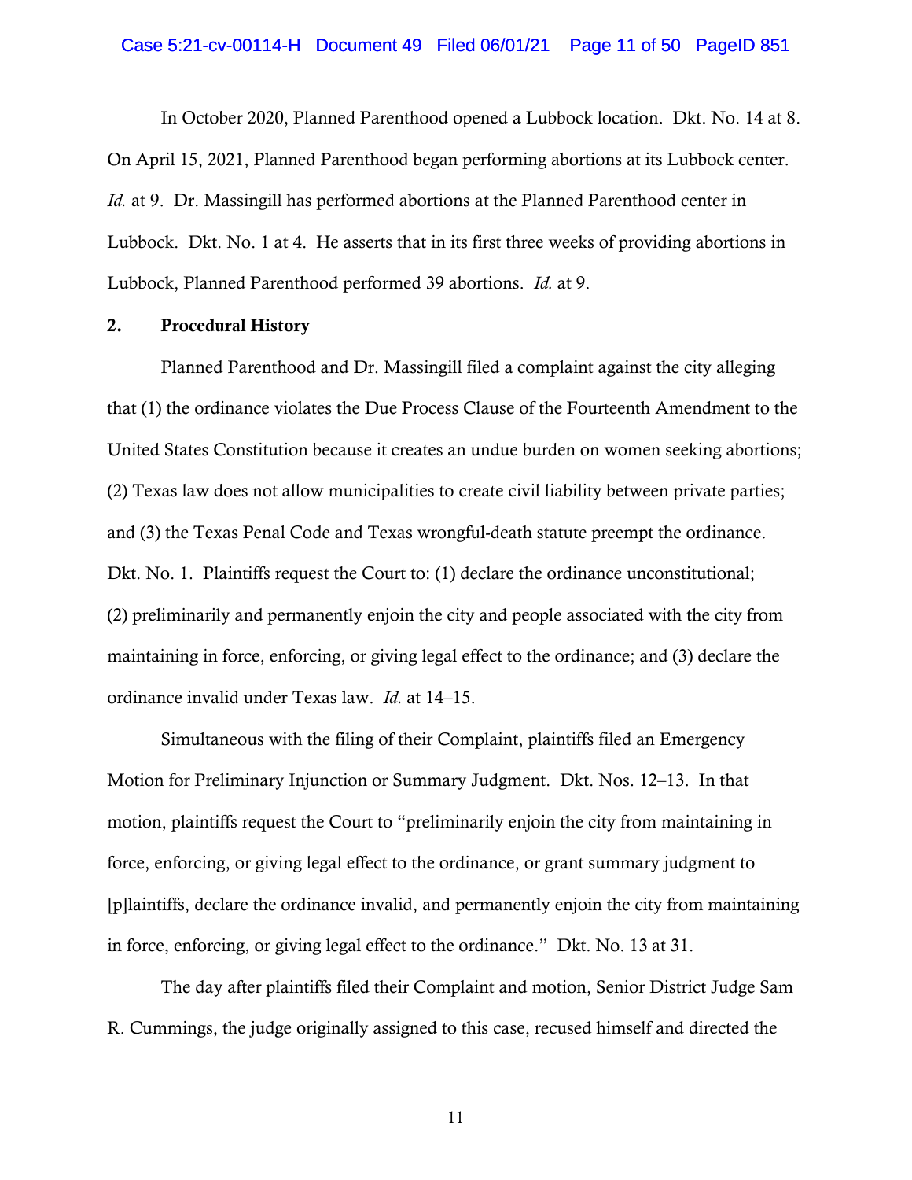In October 2020, Planned Parenthood opened a Lubbock location. Dkt. No. 14 at 8. On April 15, 2021, Planned Parenthood began performing abortions at its Lubbock center. *Id.* at 9. Dr. Massingill has performed abortions at the Planned Parenthood center in Lubbock. Dkt. No. 1 at 4. He asserts that in its first three weeks of providing abortions in Lubbock, Planned Parenthood performed 39 abortions. *Id.* at 9.

**2. Procedural History**

Planned Parenthood and Dr. Massingill filed a complaint against the city alleging that (1) the ordinance violates the Due Process Clause of the Fourteenth Amendment to the United States Constitution because it creates an undue burden on women seeking abortions; (2) Texas law does not allow municipalities to create civil liability between private parties; and (3) the Texas Penal Code and Texas wrongful-death statute preempt the ordinance. Dkt. No. 1. Plaintiffs request the Court to: (1) declare the ordinance unconstitutional; (2) preliminarily and permanently enjoin the city and people associated with the city from maintaining in force, enforcing, or giving legal effect to the ordinance; and (3) declare the ordinance invalid under Texas law. *Id.* at 14–15.

Simultaneous with the filing of their Complaint, plaintiffs filed an Emergency Motion for Preliminary Injunction or Summary Judgment. Dkt. Nos. 12–13. In that motion, plaintiffs request the Court to "preliminarily enjoin the city from maintaining in force, enforcing, or giving legal effect to the ordinance, or grant summary judgment to [p]laintiffs, declare the ordinance invalid, and permanently enjoin the city from maintaining in force, enforcing, or giving legal effect to the ordinance." Dkt. No. 13 at 31.

The day after plaintiffs filed their Complaint and motion, Senior District Judge Sam R. Cummings, the judge originally assigned to this case, recused himself and directed the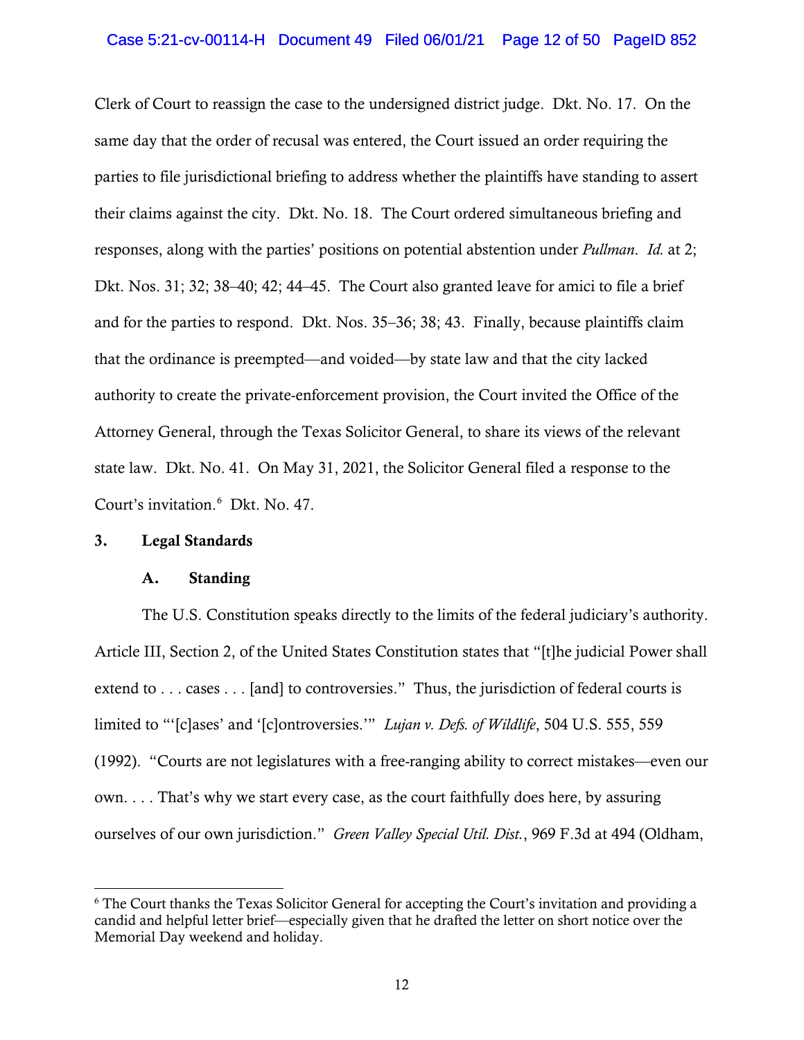Clerk of Court to reassign the case to the undersigned district judge. Dkt. No. 17. On the same day that the order of recusal was entered, the Court issued an order requiring the parties to file jurisdictional briefing to address whether the plaintiffs have standing to assert their claims against the city. Dkt. No. 18. The Court ordered simultaneous briefing and responses, along with the parties' positions on potential abstention under *Pullman*. *Id.* at 2; Dkt. Nos. 31; 32; 38–40; 42; 44–45. The Court also granted leave for amici to file a brief and for the parties to respond. Dkt. Nos. 35–36; 38; 43. Finally, because plaintiffs claim that the ordinance is preempted—and voided—by state law and that the city lacked authority to create the private-enforcement provision, the Court invited the Office of the Attorney General, through the Texas Solicitor General, to share its views of the relevant state law. Dkt. No. 41. On May 31, 2021, the Solicitor General filed a response to the Court's invitation.[6] Dkt. No. 47.

## 3. Legal Standards

### A. Standing

The U.S. Constitution speaks directly to the limits of the federal judiciary's authority. Article III, Section 2, of the United States Constitution states that "[t]he judicial Power shall extend to . . . cases . . . [and] to controversies." Thus, the jurisdiction of federal courts is limited to "'[c]ases' and '[c]ontroversies.'" *Lujan v. Defs. of Wildlife*, 504 U.S. 555, 559 (1992). "Courts are not legislatures with a free-ranging ability to correct mistakes—even our own. . . . That's why we start every case, as the court faithfully does here, by assuring ourselves of our own jurisdiction." *Green Valley Special Util. Dist.*, 969 F.3d at 494 (Oldham,

---

[6] The Court thanks the Texas Solicitor General for accepting the Court's invitation and providing a candid and helpful letter brief—especially given that he drafted the letter on short notice over the Memorial Day weekend and holiday.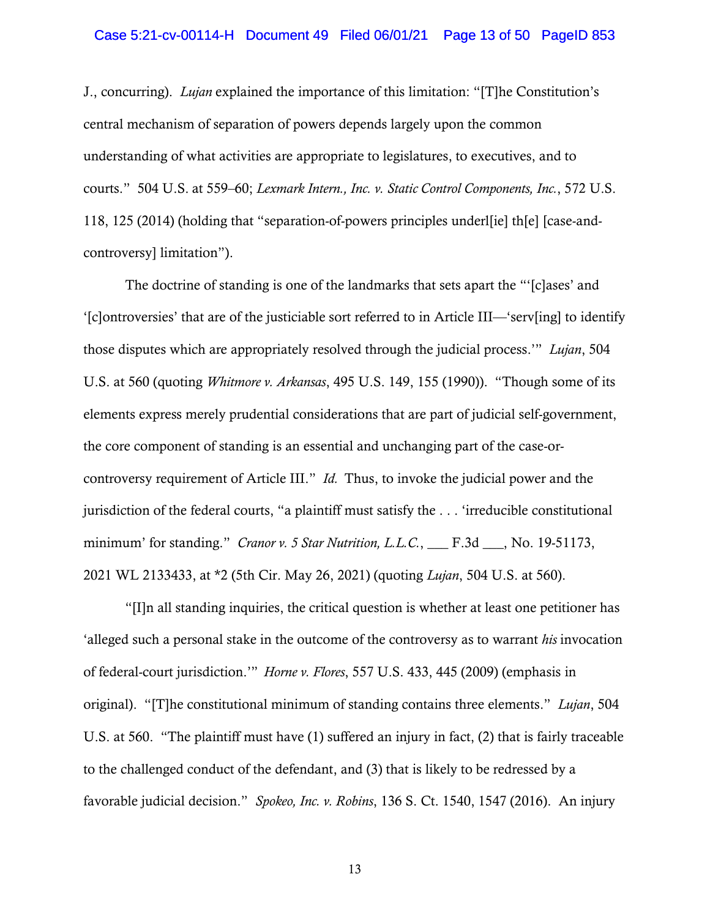J., concurring). *Lujan* explained the importance of this limitation: "[T]he Constitution's central mechanism of separation of powers depends largely upon the common understanding of what activities are appropriate to legislatures, to executives, and to courts." 504 U.S. at 559–60; *Lexmark Intern., Inc. v. Static Control Components, Inc.*, 572 U.S. 118, 125 (2014) (holding that "separation-of-powers principles underl[ie] th[e] [case-and-controversy] limitation").

The doctrine of standing is one of the landmarks that sets apart the "'[c]ases' and '[c]ontroversies' that are of the justiciable sort referred to in Article III—'serv[ing] to identify those disputes which are appropriately resolved through the judicial process.'" *Lujan*, 504 U.S. at 560 (quoting *Whitmore v. Arkansas*, 495 U.S. 149, 155 (1990)). "Though some of its elements express merely prudential considerations that are part of judicial self-government, the core component of standing is an essential and unchanging part of the case-or-controversy requirement of Article III." *Id.* Thus, to invoke the judicial power and the jurisdiction of the federal courts, "a plaintiff must satisfy the . . . 'irreducible constitutional minimum' for standing." *Cranor v. 5 Star Nutrition, L.L.C.*, ___ F.3d ___, No. 19-51173, 2021 WL 2133433, at *2 (5th Cir. May 26, 2021) (quoting *Lujan*, 504 U.S. at 560).

"[I]n all standing inquiries, the critical question is whether at least one petitioner has 'alleged such a personal stake in the outcome of the controversy as to warrant *his* invocation of federal-court jurisdiction.'" *Horne v. Flores*, 557 U.S. 433, 445 (2009) (emphasis in original). "[T]he constitutional minimum of standing contains three elements." *Lujan*, 504 U.S. at 560. "The plaintiff must have (1) suffered an injury in fact, (2) that is fairly traceable to the challenged conduct of the defendant, and (3) that is likely to be redressed by a favorable judicial decision." *Spokeo, Inc. v. Robins*, 136 S. Ct. 1540, 1547 (2016). An injury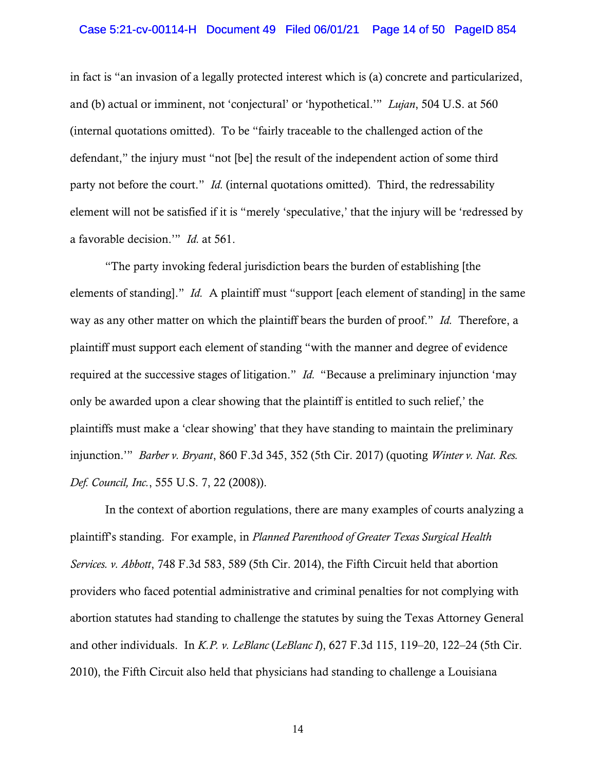in fact is "an invasion of a legally protected interest which is (a) concrete and particularized, and (b) actual or imminent, not 'conjectural' or 'hypothetical.'" *Lujan*, 504 U.S. at 560 (internal quotations omitted). To be "fairly traceable to the challenged action of the defendant," the injury must "not [be] the result of the independent action of some third party not before the court." *Id.* (internal quotations omitted). Third, the redressability element will not be satisfied if it is "merely 'speculative,' that the injury will be 'redressed by a favorable decision.'" *Id.* at 561.

"The party invoking federal jurisdiction bears the burden of establishing [the elements of standing]." *Id.* A plaintiff must "support [each element of standing] in the same way as any other matter on which the plaintiff bears the burden of proof." *Id.* Therefore, a plaintiff must support each element of standing "with the manner and degree of evidence required at the successive stages of litigation." *Id.* "Because a preliminary injunction 'may only be awarded upon a clear showing that the plaintiff is entitled to such relief,' the plaintiffs must make a 'clear showing' that they have standing to maintain the preliminary injunction.'" *Barber v. Bryant*, 860 F.3d 345, 352 (5th Cir. 2017) (quoting *Winter v. Nat. Res. Def. Council, Inc.*, 555 U.S. 7, 22 (2008)).

In the context of abortion regulations, there are many examples of courts analyzing a plaintiff's standing. For example, in *Planned Parenthood of Greater Texas Surgical Health Services. v. Abbott*, 748 F.3d 583, 589 (5th Cir. 2014), the Fifth Circuit held that abortion providers who faced potential administrative and criminal penalties for not complying with abortion statutes had standing to challenge the statutes by suing the Texas Attorney General and other individuals. In *K.P. v. LeBlanc* (*LeBlanc I*), 627 F.3d 115, 119–20, 122–24 (5th Cir. 2010), the Fifth Circuit also held that physicians had standing to challenge a Louisiana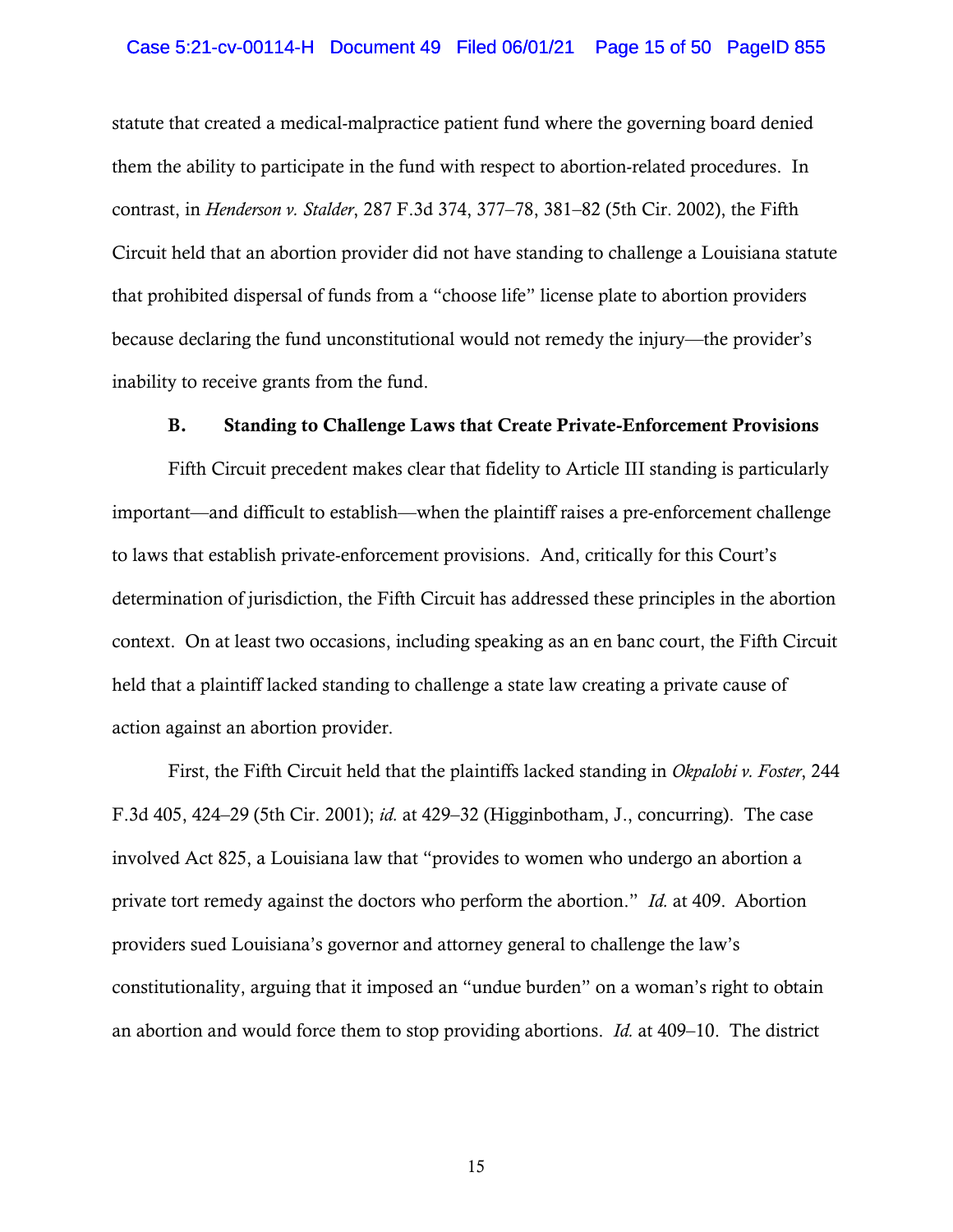statute that created a medical-malpractice patient fund where the governing board denied them the ability to participate in the fund with respect to abortion-related procedures. In contrast, in *Henderson v. Stalder*, 287 F.3d 374, 377–78, 381–82 (5th Cir. 2002), the Fifth Circuit held that an abortion provider did not have standing to challenge a Louisiana statute that prohibited dispersal of funds from a "choose life" license plate to abortion providers because declaring the fund unconstitutional would not remedy the injury—the provider's inability to receive grants from the fund.

### B. Standing to Challenge Laws that Create Private-Enforcement Provisions

Fifth Circuit precedent makes clear that fidelity to Article III standing is particularly important—and difficult to establish—when the plaintiff raises a pre-enforcement challenge to laws that establish private-enforcement provisions. And, critically for this Court's determination of jurisdiction, the Fifth Circuit has addressed these principles in the abortion context. On at least two occasions, including speaking as an en banc court, the Fifth Circuit held that a plaintiff lacked standing to challenge a state law creating a private cause of action against an abortion provider.

First, the Fifth Circuit held that the plaintiffs lacked standing in *Okpalobi v. Foster*, 244 F.3d 405, 424–29 (5th Cir. 2001); *id.* at 429–32 (Higginbotham, J., concurring). The case involved Act 825, a Louisiana law that "provides to women who undergo an abortion a private tort remedy against the doctors who perform the abortion." *Id.* at 409. Abortion providers sued Louisiana's governor and attorney general to challenge the law's constitutionality, arguing that it imposed an "undue burden" on a woman's right to obtain an abortion and would force them to stop providing abortions. *Id.* at 409–10. The district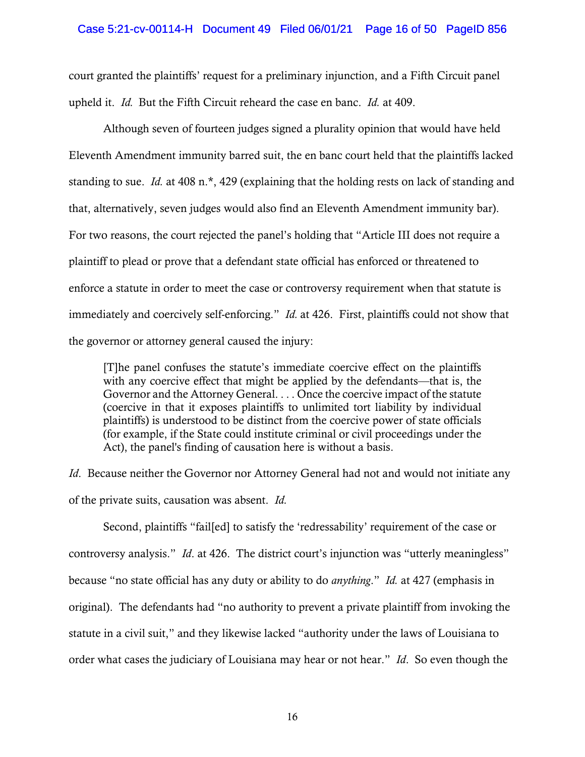court granted the plaintiffs' request for a preliminary injunction, and a Fifth Circuit panel upheld it. *Id.* But the Fifth Circuit reheard the case en banc. *Id.* at 409.

Although seven of fourteen judges signed a plurality opinion that would have held Eleventh Amendment immunity barred suit, the en banc court held that the plaintiffs lacked standing to sue. *Id.* at 408 n.*, 429 (explaining that the holding rests on lack of standing and that, alternatively, seven judges would also find an Eleventh Amendment immunity bar). For two reasons, the court rejected the panel's holding that "Article III does not require a plaintiff to plead or prove that a defendant state official has enforced or threatened to enforce a statute in order to meet the case or controversy requirement when that statute is immediately and coercively self-enforcing." *Id.* at 426. First, plaintiffs could not show that the governor or attorney general caused the injury:

> [T]he panel confuses the statute's immediate coercive effect on the plaintiffs with any coercive effect that might be applied by the defendants—that is, the Governor and the Attorney General. . . . Once the coercive impact of the statute (coercive in that it exposes plaintiffs to unlimited tort liability by individual plaintiffs) is understood to be distinct from the coercive power of state officials (for example, if the State could institute criminal or civil proceedings under the Act), the panel's finding of causation here is without a basis.

*Id*. Because neither the Governor nor Attorney General had not and would not initiate any of the private suits, causation was absent. *Id.*

Second, plaintiffs "fail[ed] to satisfy the 'redressability' requirement of the case or controversy analysis." *Id*. at 426. The district court's injunction was "utterly meaningless" because "no state official has any duty or ability to do *anything*." *Id.* at 427 (emphasis in original). The defendants had "no authority to prevent a private plaintiff from invoking the statute in a civil suit," and they likewise lacked "authority under the laws of Louisiana to order what cases the judiciary of Louisiana may hear or not hear." *Id*. So even though the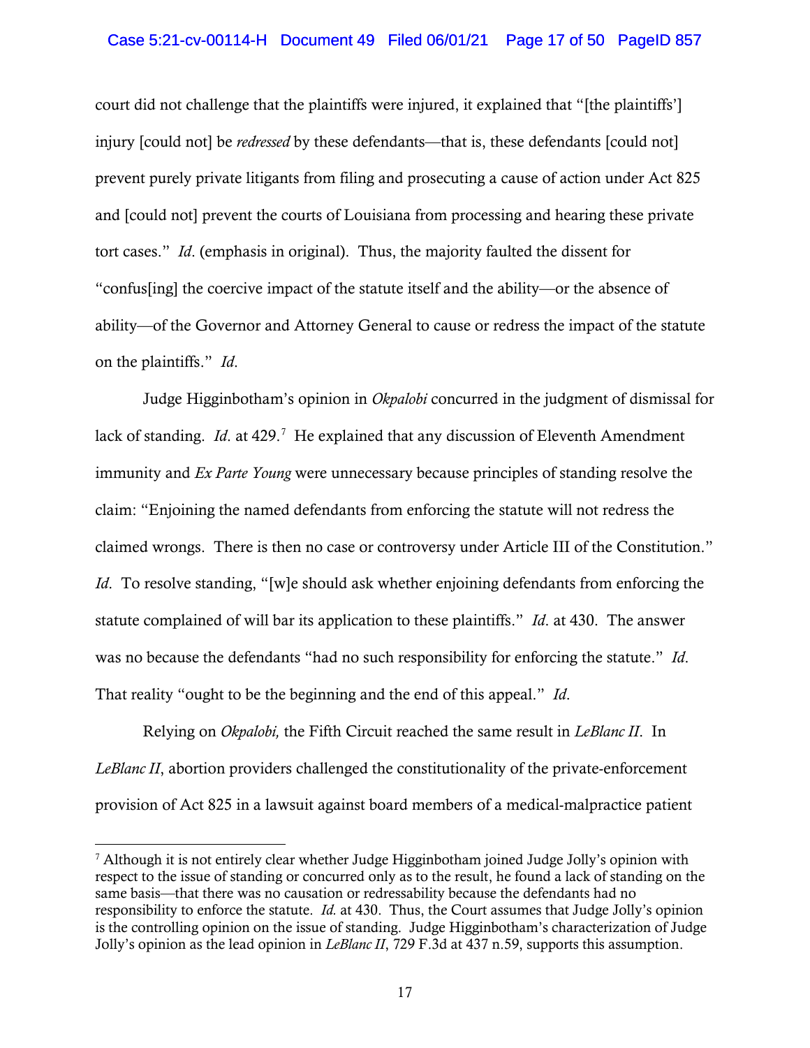court did not challenge that the plaintiffs were injured, it explained that "[the plaintiffs'] injury [could not] be *redressed* by these defendants—that is, these defendants [could not] prevent purely private litigants from filing and prosecuting a cause of action under Act 825 and [could not] prevent the courts of Louisiana from processing and hearing these private tort cases." *Id*. (emphasis in original). Thus, the majority faulted the dissent for "confus[ing] the coercive impact of the statute itself and the ability—or the absence of ability—of the Governor and Attorney General to cause or redress the impact of the statute on the plaintiffs." *Id*.

Judge Higginbotham's opinion in *Okpalobi* concurred in the judgment of dismissal for lack of standing. *Id*. at 429.[7] He explained that any discussion of Eleventh Amendment immunity and *Ex Parte Young* were unnecessary because principles of standing resolve the claim: "Enjoining the named defendants from enforcing the statute will not redress the claimed wrongs. There is then no case or controversy under Article III of the Constitution." *Id*. To resolve standing, "[w]e should ask whether enjoining defendants from enforcing the statute complained of will bar its application to these plaintiffs." *Id*. at 430. The answer was no because the defendants "had no such responsibility for enforcing the statute." *Id*. That reality "ought to be the beginning and the end of this appeal." *Id*.

Relying on *Okpalobi,* the Fifth Circuit reached the same result in *LeBlanc II*. In *LeBlanc II*, abortion providers challenged the constitutionality of the private-enforcement provision of Act 825 in a lawsuit against board members of a medical-malpractice patient

[7] Although it is not entirely clear whether Judge Higginbotham joined Judge Jolly's opinion with respect to the issue of standing or concurred only as to the result, he found a lack of standing on the same basis—that there was no causation or redressability because the defendants had no responsibility to enforce the statute. *Id.* at 430. Thus, the Court assumes that Judge Jolly's opinion is the controlling opinion on the issue of standing. Judge Higginbotham's characterization of Judge Jolly's opinion as the lead opinion in *LeBlanc II*, 729 F.3d at 437 n.59, supports this assumption.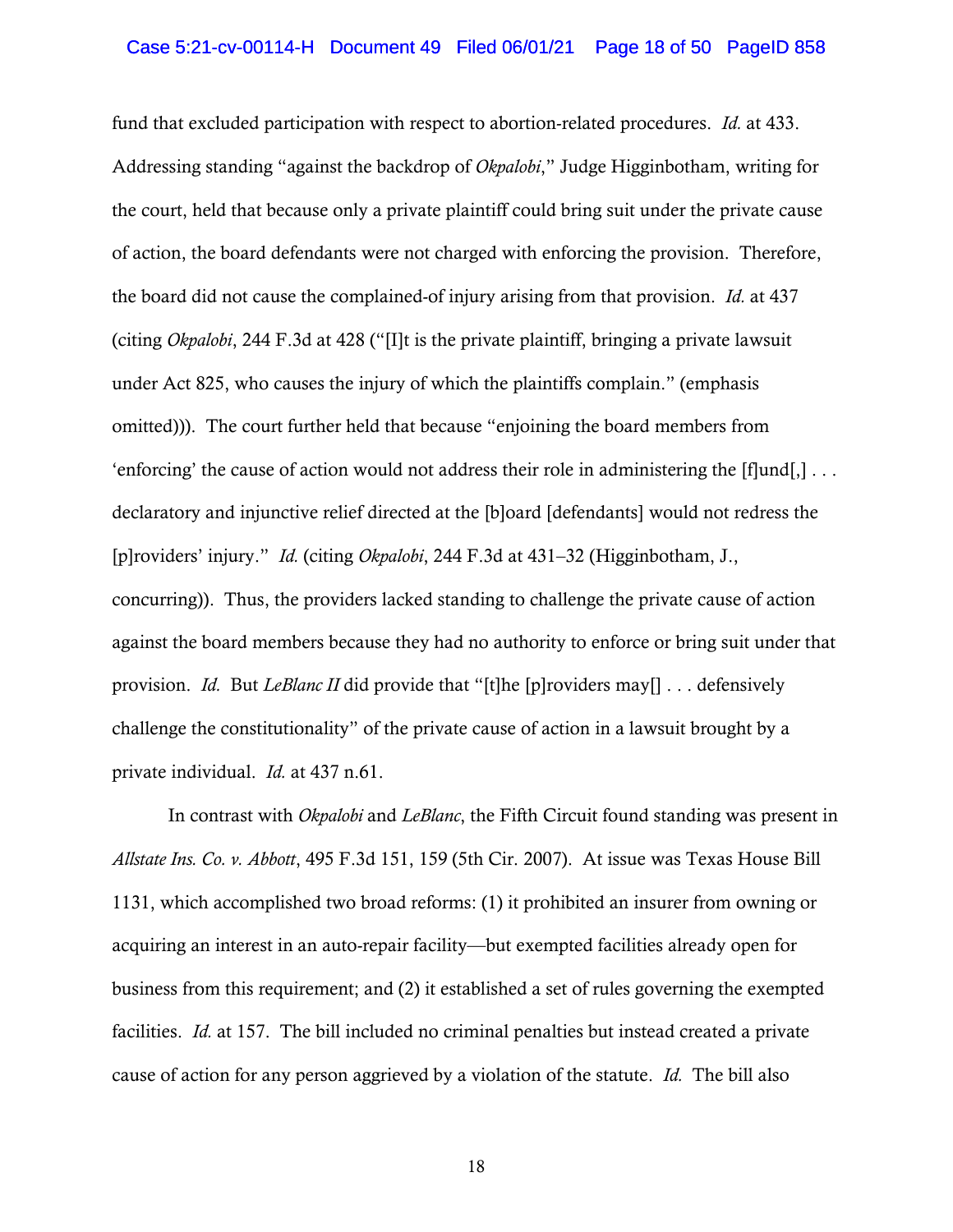fund that excluded participation with respect to abortion-related procedures. *Id.* at 433. Addressing standing "against the backdrop of *Okpalobi*," Judge Higginbotham, writing for the court, held that because only a private plaintiff could bring suit under the private cause of action, the board defendants were not charged with enforcing the provision. Therefore, the board did not cause the complained-of injury arising from that provision. *Id.* at 437 (citing *Okpalobi*, 244 F.3d at 428 ("[I]t is the private plaintiff, bringing a private lawsuit under Act 825, who causes the injury of which the plaintiffs complain." (emphasis omitted))). The court further held that because "enjoining the board members from 'enforcing' the cause of action would not address their role in administering the [f]und[,] . . . declaratory and injunctive relief directed at the [b]oard [defendants] would not redress the [p]roviders' injury." *Id.* (citing *Okpalobi*, 244 F.3d at 431–32 (Higginbotham, J., concurring)). Thus, the providers lacked standing to challenge the private cause of action against the board members because they had no authority to enforce or bring suit under that provision. *Id.* But *LeBlanc II* did provide that "[t]he [p]roviders may[] . . . defensively challenge the constitutionality" of the private cause of action in a lawsuit brought by a private individual. *Id.* at 437 n.61.

In contrast with *Okpalobi* and *LeBlanc*, the Fifth Circuit found standing was present in *Allstate Ins. Co. v. Abbott*, 495 F.3d 151, 159 (5th Cir. 2007). At issue was Texas House Bill 1131, which accomplished two broad reforms: (1) it prohibited an insurer from owning or acquiring an interest in an auto-repair facility—but exempted facilities already open for business from this requirement; and (2) it established a set of rules governing the exempted facilities. *Id.* at 157. The bill included no criminal penalties but instead created a private cause of action for any person aggrieved by a violation of the statute. *Id.* The bill also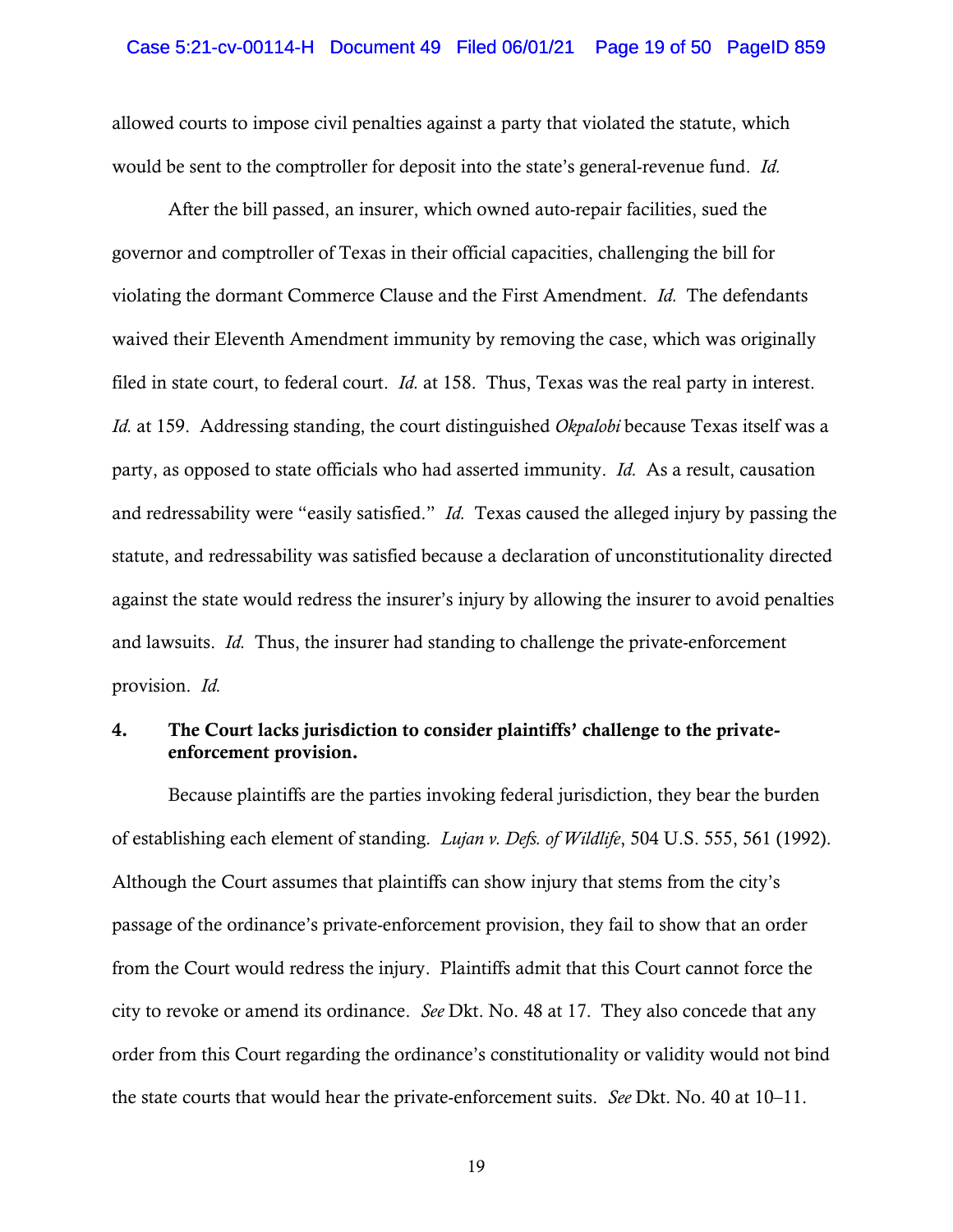allowed courts to impose civil penalties against a party that violated the statute, which would be sent to the comptroller for deposit into the state's general-revenue fund. *Id.*

After the bill passed, an insurer, which owned auto-repair facilities, sued the governor and comptroller of Texas in their official capacities, challenging the bill for violating the dormant Commerce Clause and the First Amendment. *Id.* The defendants waived their Eleventh Amendment immunity by removing the case, which was originally filed in state court, to federal court. *Id.* at 158. Thus, Texas was the real party in interest. *Id.* at 159. Addressing standing, the court distinguished *Okpalobi* because Texas itself was a party, as opposed to state officials who had asserted immunity. *Id.* As a result, causation and redressability were "easily satisfied." *Id.* Texas caused the alleged injury by passing the statute, and redressability was satisfied because a declaration of unconstitutionality directed against the state would redress the insurer's injury by allowing the insurer to avoid penalties and lawsuits. *Id.* Thus, the insurer had standing to challenge the private-enforcement provision. *Id.*

### 4. The Court lacks jurisdiction to consider plaintiffs' challenge to the private-enforcement provision.

Because plaintiffs are the parties invoking federal jurisdiction, they bear the burden of establishing each element of standing. *Lujan v. Defs. of Wildlife*, 504 U.S. 555, 561 (1992). Although the Court assumes that plaintiffs can show injury that stems from the city's passage of the ordinance's private-enforcement provision, they fail to show that an order from the Court would redress the injury. Plaintiffs admit that this Court cannot force the city to revoke or amend its ordinance. *See* Dkt. No. 48 at 17. They also concede that any order from this Court regarding the ordinance's constitutionality or validity would not bind the state courts that would hear the private-enforcement suits. *See* Dkt. No. 40 at 10–11.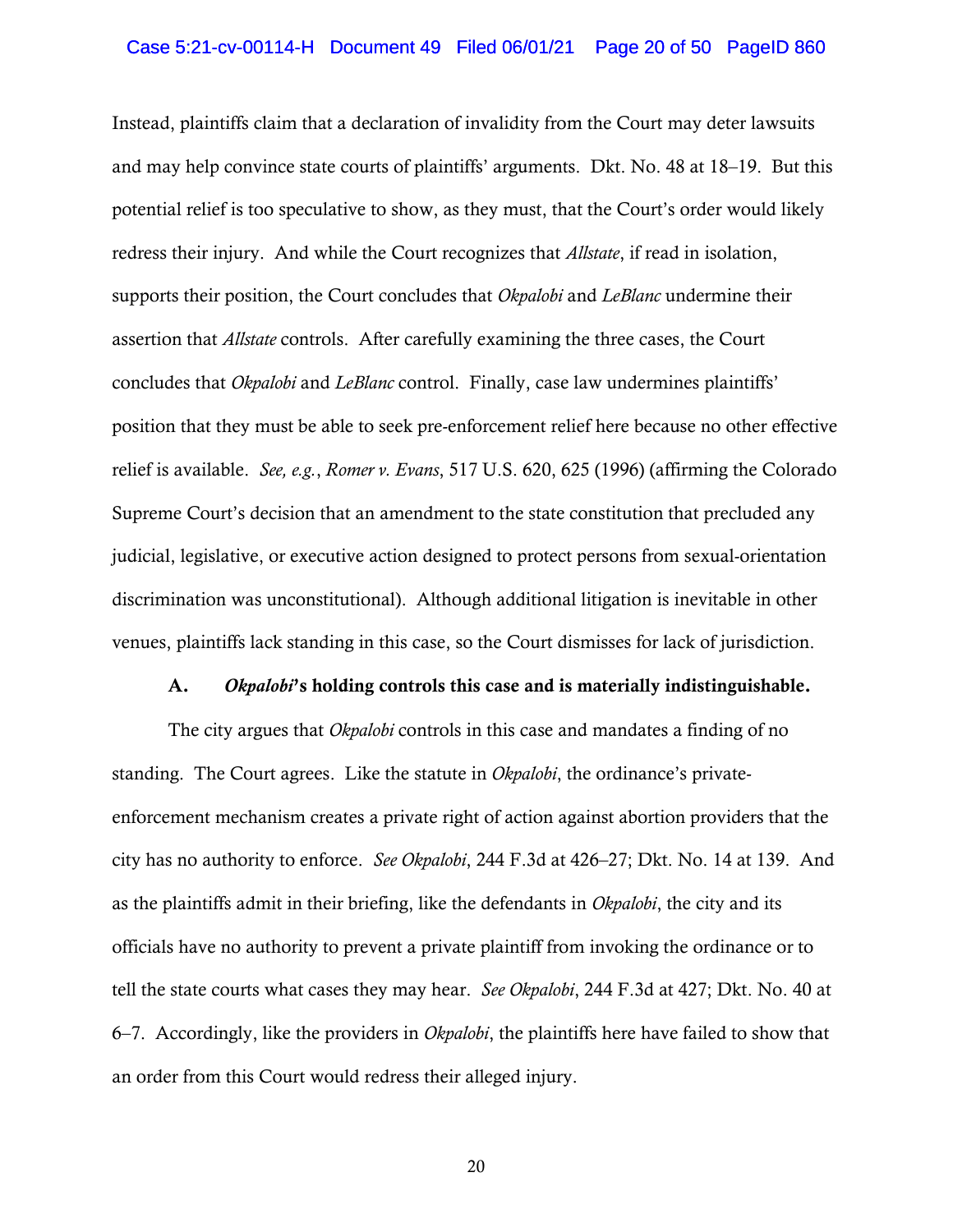Instead, plaintiffs claim that a declaration of invalidity from the Court may deter lawsuits and may help convince state courts of plaintiffs' arguments. Dkt. No. 48 at 18–19. But this potential relief is too speculative to show, as they must, that the Court's order would likely redress their injury. And while the Court recognizes that *Allstate*, if read in isolation, supports their position, the Court concludes that *Okpalobi* and *LeBlanc* undermine their assertion that *Allstate* controls. After carefully examining the three cases, the Court concludes that *Okpalobi* and *LeBlanc* control. Finally, case law undermines plaintiffs' position that they must be able to seek pre-enforcement relief here because no other effective relief is available. *See, e.g.*, *Romer v. Evans*, 517 U.S. 620, 625 (1996) (affirming the Colorado Supreme Court's decision that an amendment to the state constitution that precluded any judicial, legislative, or executive action designed to protect persons from sexual-orientation discrimination was unconstitutional). Although additional litigation is inevitable in other venues, plaintiffs lack standing in this case, so the Court dismisses for lack of jurisdiction.

### A. *Okpalobi*'s holding controls this case and is materially indistinguishable.

The city argues that *Okpalobi* controls in this case and mandates a finding of no standing. The Court agrees. Like the statute in *Okpalobi*, the ordinance's private-enforcement mechanism creates a private right of action against abortion providers that the city has no authority to enforce. *See Okpalobi*, 244 F.3d at 426–27; Dkt. No. 14 at 139. And as the plaintiffs admit in their briefing, like the defendants in *Okpalobi*, the city and its officials have no authority to prevent a private plaintiff from invoking the ordinance or to tell the state courts what cases they may hear. *See Okpalobi*, 244 F.3d at 427; Dkt. No. 40 at 6–7. Accordingly, like the providers in *Okpalobi*, the plaintiffs here have failed to show that an order from this Court would redress their alleged injury.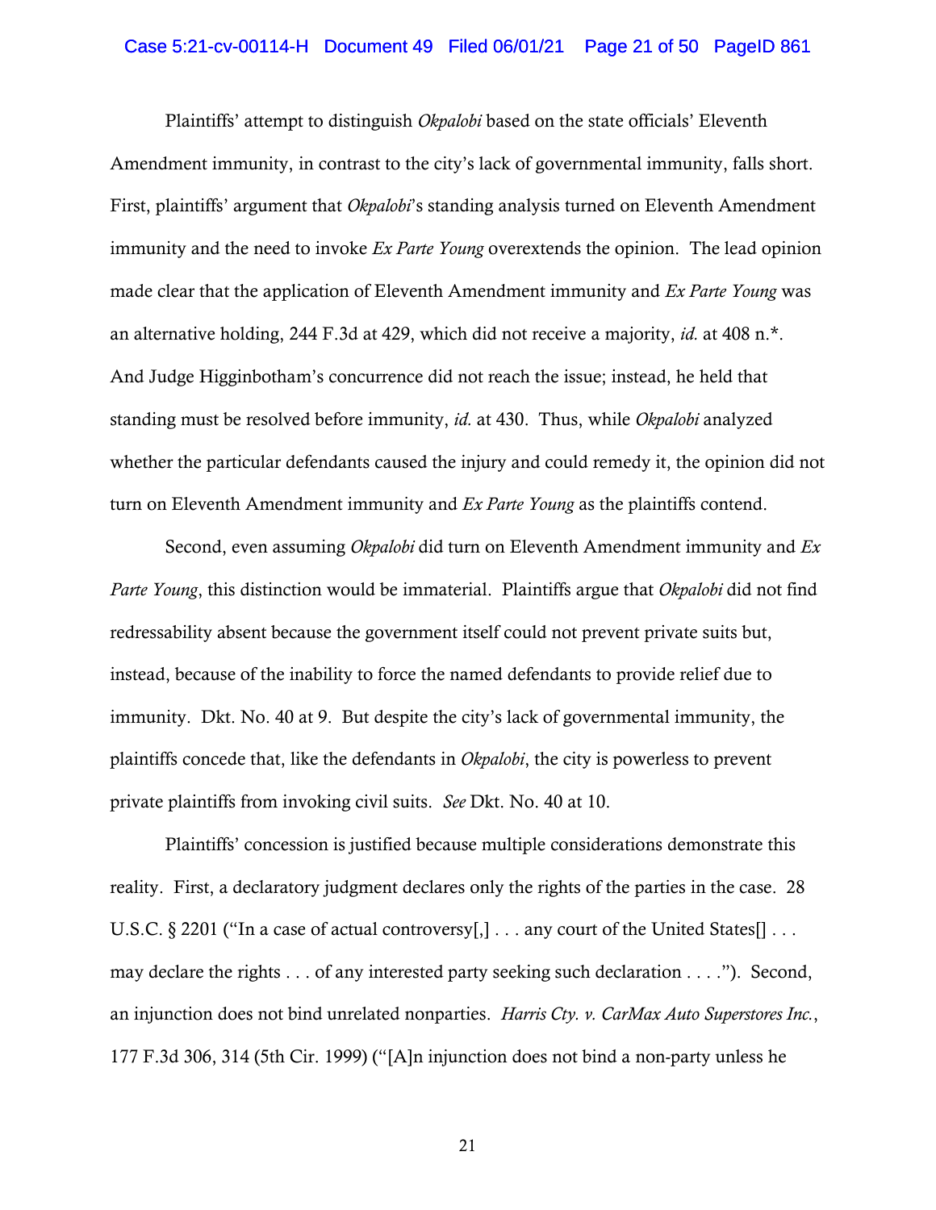Plaintiffs' attempt to distinguish *Okpalobi* based on the state officials' Eleventh Amendment immunity, in contrast to the city's lack of governmental immunity, falls short. First, plaintiffs' argument that *Okpalobi*'s standing analysis turned on Eleventh Amendment immunity and the need to invoke *Ex Parte Young* overextends the opinion. The lead opinion made clear that the application of Eleventh Amendment immunity and *Ex Parte Young* was an alternative holding, 244 F.3d at 429, which did not receive a majority, *id.* at 408 n.*. And Judge Higginbotham's concurrence did not reach the issue; instead, he held that standing must be resolved before immunity, *id.* at 430. Thus, while *Okpalobi* analyzed whether the particular defendants caused the injury and could remedy it, the opinion did not turn on Eleventh Amendment immunity and *Ex Parte Young* as the plaintiffs contend.

Second, even assuming *Okpalobi* did turn on Eleventh Amendment immunity and *Ex Parte Young*, this distinction would be immaterial. Plaintiffs argue that *Okpalobi* did not find redressability absent because the government itself could not prevent private suits but, instead, because of the inability to force the named defendants to provide relief due to immunity. Dkt. No. 40 at 9. But despite the city's lack of governmental immunity, the plaintiffs concede that, like the defendants in *Okpalobi*, the city is powerless to prevent private plaintiffs from invoking civil suits. *See* Dkt. No. 40 at 10.

Plaintiffs' concession is justified because multiple considerations demonstrate this reality. First, a declaratory judgment declares only the rights of the parties in the case. 28 U.S.C. § 2201 ("In a case of actual controversy[,] . . . any court of the United States[] . . . may declare the rights . . . of any interested party seeking such declaration . . . ."). Second, an injunction does not bind unrelated nonparties. *Harris Cty. v. CarMax Auto Superstores Inc.*, 177 F.3d 306, 314 (5th Cir. 1999) ("[A]n injunction does not bind a non-party unless he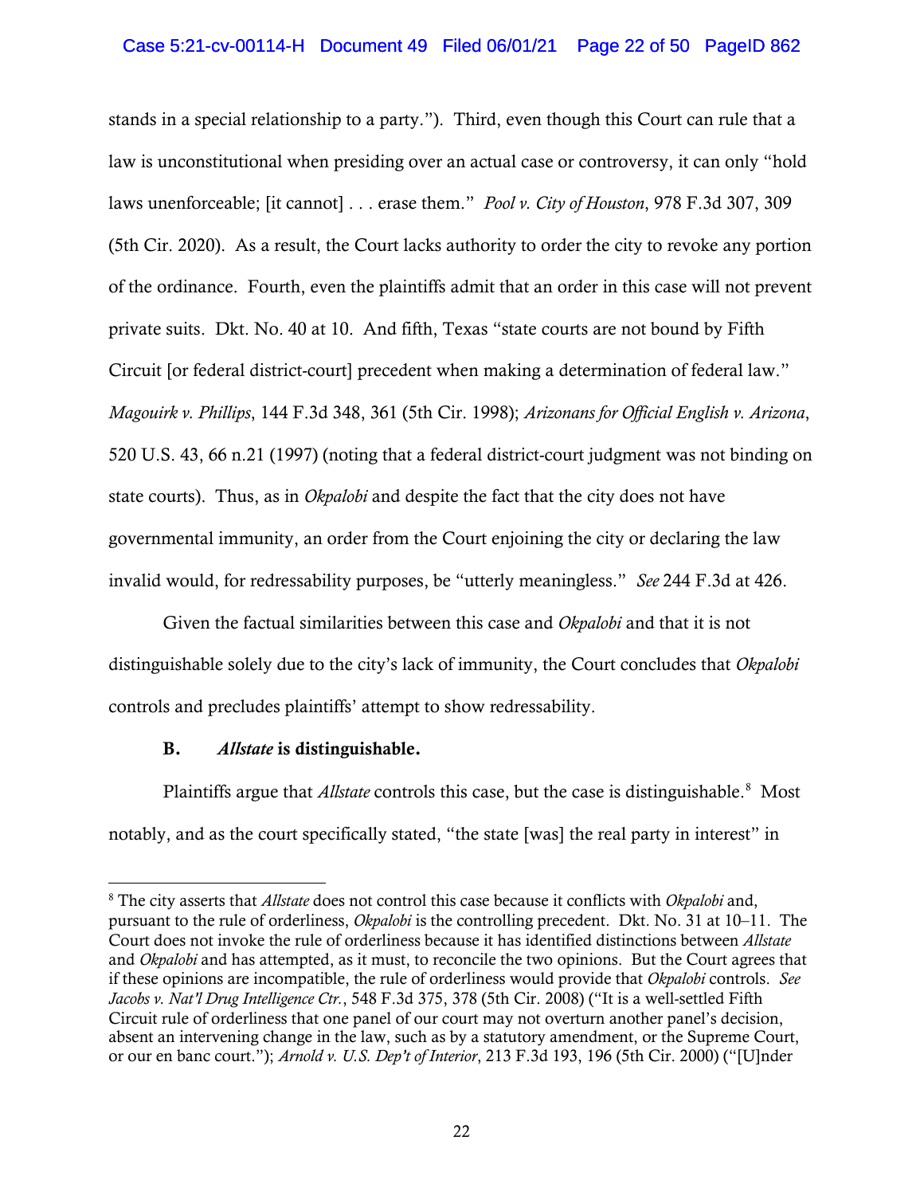stands in a special relationship to a party."). Third, even though this Court can rule that a law is unconstitutional when presiding over an actual case or controversy, it can only "hold laws unenforceable; [it cannot] . . . erase them." *Pool v. City of Houston*, 978 F.3d 307, 309 (5th Cir. 2020). As a result, the Court lacks authority to order the city to revoke any portion of the ordinance. Fourth, even the plaintiffs admit that an order in this case will not prevent private suits. Dkt. No. 40 at 10. And fifth, Texas "state courts are not bound by Fifth Circuit [or federal district-court] precedent when making a determination of federal law." *Magouirk v. Phillips*, 144 F.3d 348, 361 (5th Cir. 1998); *Arizonans for Official English v. Arizona*, 520 U.S. 43, 66 n.21 (1997) (noting that a federal district-court judgment was not binding on state courts). Thus, as in *Okpalobi* and despite the fact that the city does not have governmental immunity, an order from the Court enjoining the city or declaring the law invalid would, for redressability purposes, be "utterly meaningless." *See* 244 F.3d at 426.

Given the factual similarities between this case and *Okpalobi* and that it is not distinguishable solely due to the city's lack of immunity, the Court concludes that *Okpalobi* controls and precludes plaintiffs' attempt to show redressability.

### B. *Allstate* is distinguishable.

Plaintiffs argue that *Allstate* controls this case, but the case is distinguishable.[8] Most notably, and as the court specifically stated, "the state [was] the real party in interest" in

---

[8] The city asserts that *Allstate* does not control this case because it conflicts with *Okpalobi* and, pursuant to the rule of orderliness, *Okpalobi* is the controlling precedent. Dkt. No. 31 at 10–11. The Court does not invoke the rule of orderliness because it has identified distinctions between *Allstate* and *Okpalobi* and has attempted, as it must, to reconcile the two opinions. But the Court agrees that if these opinions are incompatible, the rule of orderliness would provide that *Okpalobi* controls. *See Jacobs v. Nat'l Drug Intelligence Ctr.*, 548 F.3d 375, 378 (5th Cir. 2008) ("It is a well-settled Fifth Circuit rule of orderliness that one panel of our court may not overturn another panel's decision, absent an intervening change in the law, such as by a statutory amendment, or the Supreme Court, or our en banc court."); *Arnold v. U.S. Dep't of Interior*, 213 F.3d 193, 196 (5th Cir. 2000) ("[U]nder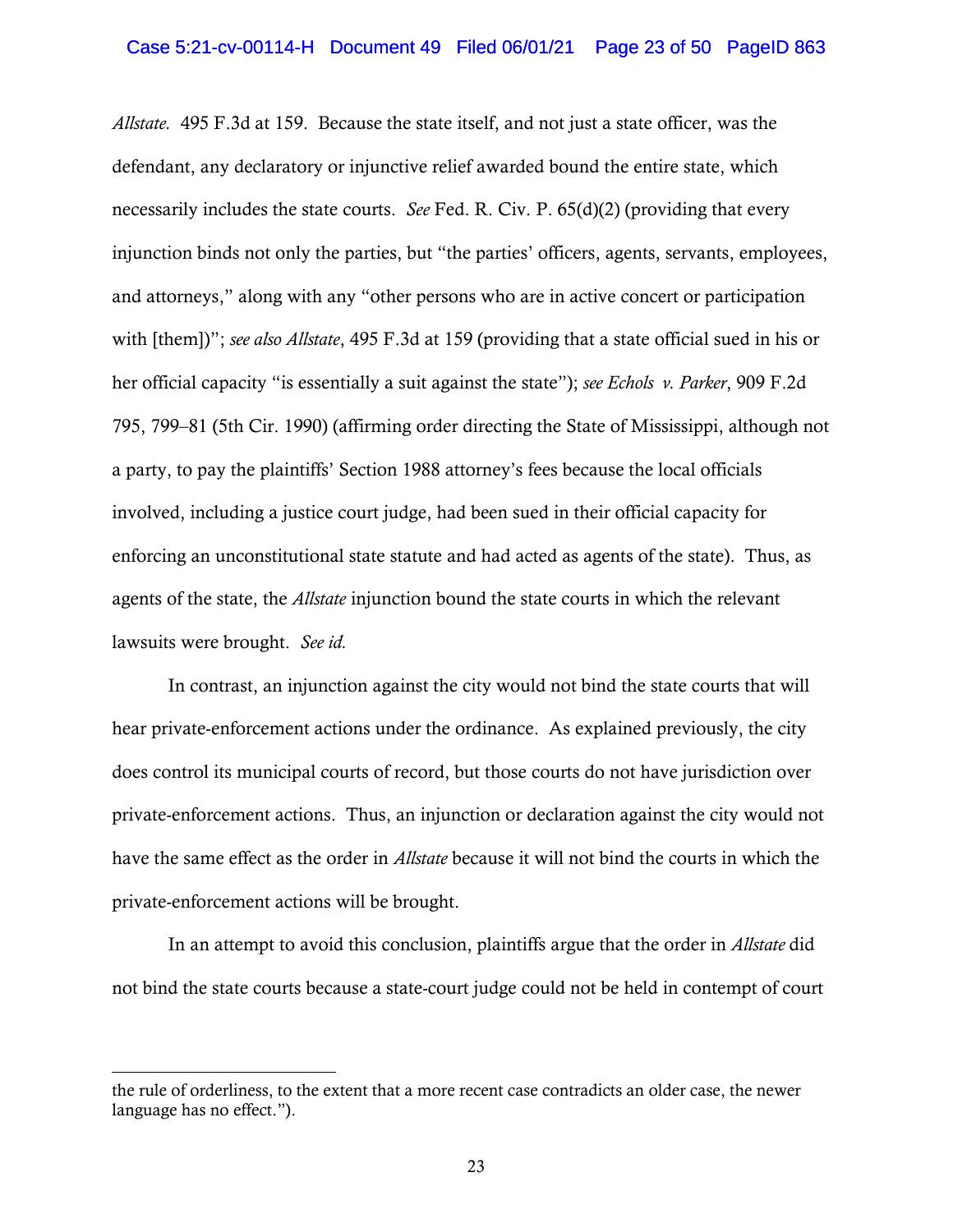*Allstate.* 495 F.3d at 159. Because the state itself, and not just a state officer, was the defendant, any declaratory or injunctive relief awarded bound the entire state, which necessarily includes the state courts. *See* Fed. R. Civ. P. 65(d)(2) (providing that every injunction binds not only the parties, but "the parties' officers, agents, servants, employees, and attorneys," along with any "other persons who are in active concert or participation with [them])"; *see also Allstate*, 495 F.3d at 159 (providing that a state official sued in his or her official capacity "is essentially a suit against the state"); *see Echols v. Parker*, 909 F.2d 795, 799–81 (5th Cir. 1990) (affirming order directing the State of Mississippi, although not a party, to pay the plaintiffs' Section 1988 attorney's fees because the local officials involved, including a justice court judge, had been sued in their official capacity for enforcing an unconstitutional state statute and had acted as agents of the state). Thus, as agents of the state, the *Allstate* injunction bound the state courts in which the relevant lawsuits were brought. *See id.*

In contrast, an injunction against the city would not bind the state courts that will hear private-enforcement actions under the ordinance. As explained previously, the city does control its municipal courts of record, but those courts do not have jurisdiction over private-enforcement actions. Thus, an injunction or declaration against the city would not have the same effect as the order in *Allstate* because it will not bind the courts in which the private-enforcement actions will be brought.

In an attempt to avoid this conclusion, plaintiffs argue that the order in *Allstate* did not bind the state courts because a state-court judge could not be held in contempt of court

---

the rule of orderliness, to the extent that a more recent case contradicts an older case, the newer language has no effect.").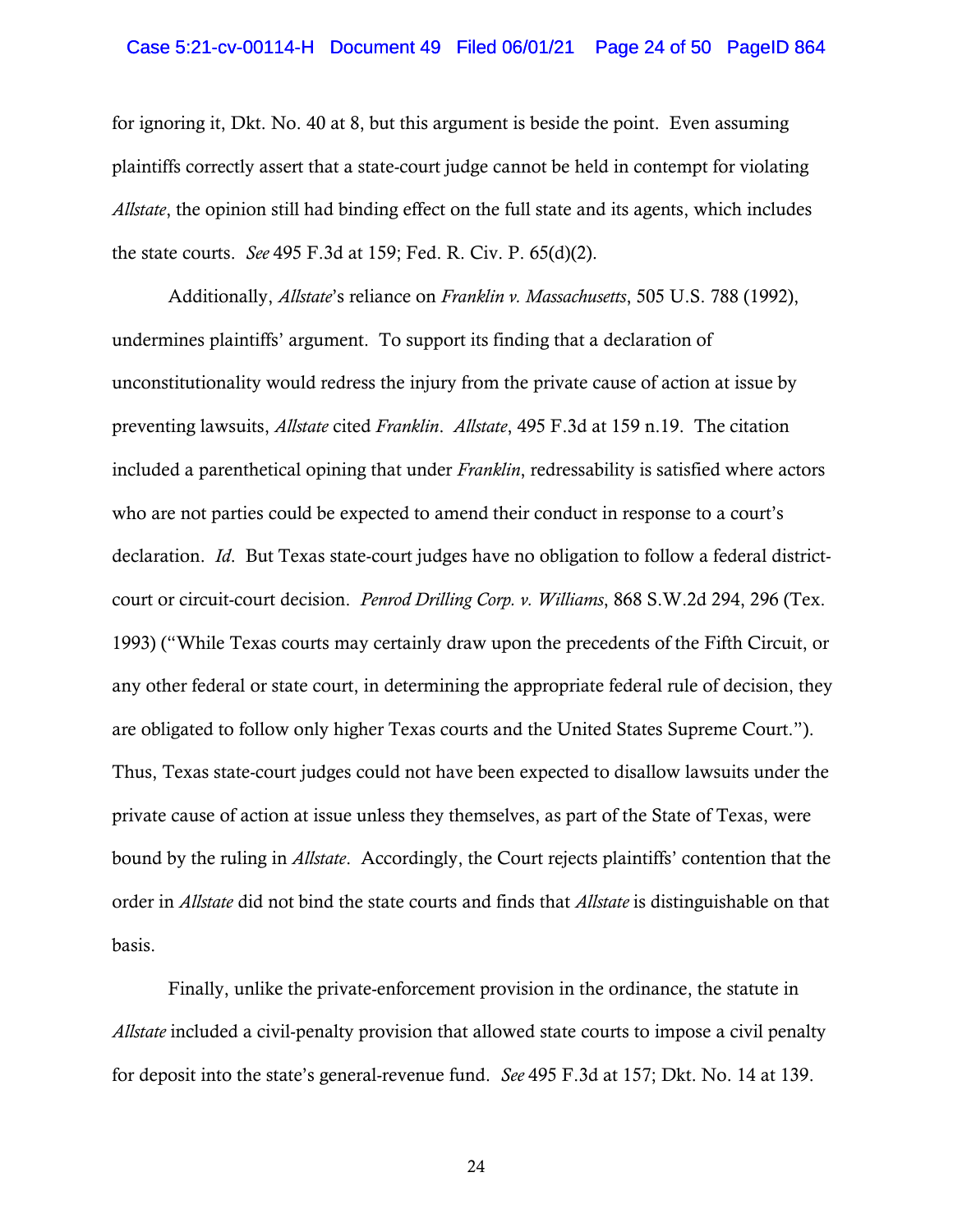for ignoring it, Dkt. No. 40 at 8, but this argument is beside the point. Even assuming plaintiffs correctly assert that a state-court judge cannot be held in contempt for violating *Allstate*, the opinion still had binding effect on the full state and its agents, which includes the state courts. *See* 495 F.3d at 159; Fed. R. Civ. P. 65(d)(2).

Additionally, *Allstate*'s reliance on *Franklin v. Massachusetts*, 505 U.S. 788 (1992), undermines plaintiffs' argument. To support its finding that a declaration of unconstitutionality would redress the injury from the private cause of action at issue by preventing lawsuits, *Allstate* cited *Franklin*. *Allstate*, 495 F.3d at 159 n.19. The citation included a parenthetical opining that under *Franklin*, redressability is satisfied where actors who are not parties could be expected to amend their conduct in response to a court's declaration. *Id*. But Texas state-court judges have no obligation to follow a federal district-court or circuit-court decision. *Penrod Drilling Corp. v. Williams*, 868 S.W.2d 294, 296 (Tex. 1993) ("While Texas courts may certainly draw upon the precedents of the Fifth Circuit, or any other federal or state court, in determining the appropriate federal rule of decision, they are obligated to follow only higher Texas courts and the United States Supreme Court."). Thus, Texas state-court judges could not have been expected to disallow lawsuits under the private cause of action at issue unless they themselves, as part of the State of Texas, were bound by the ruling in *Allstate*. Accordingly, the Court rejects plaintiffs' contention that the order in *Allstate* did not bind the state courts and finds that *Allstate* is distinguishable on that basis.

Finally, unlike the private-enforcement provision in the ordinance, the statute in *Allstate* included a civil-penalty provision that allowed state courts to impose a civil penalty for deposit into the state's general-revenue fund. *See* 495 F.3d at 157; Dkt. No. 14 at 139.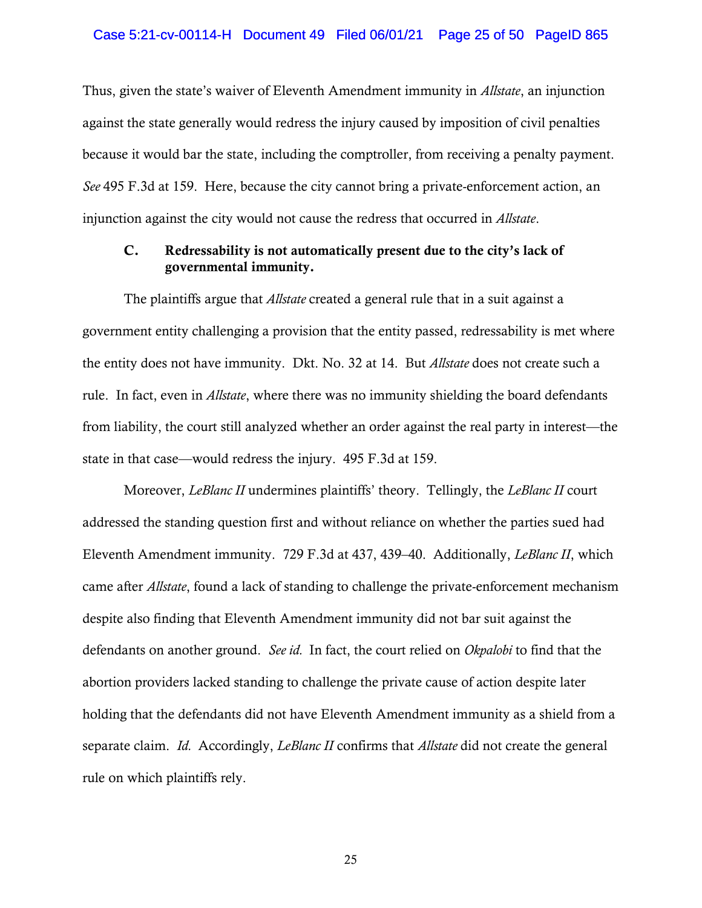Thus, given the state's waiver of Eleventh Amendment immunity in *Allstate*, an injunction against the state generally would redress the injury caused by imposition of civil penalties because it would bar the state, including the comptroller, from receiving a penalty payment. *See* 495 F.3d at 159. Here, because the city cannot bring a private-enforcement action, an injunction against the city would not cause the redress that occurred in *Allstate*.

### C. Redressability is not automatically present due to the city's lack of governmental immunity.

The plaintiffs argue that *Allstate* created a general rule that in a suit against a government entity challenging a provision that the entity passed, redressability is met where the entity does not have immunity. Dkt. No. 32 at 14. But *Allstate* does not create such a rule. In fact, even in *Allstate*, where there was no immunity shielding the board defendants from liability, the court still analyzed whether an order against the real party in interest—the state in that case—would redress the injury. 495 F.3d at 159.

Moreover, *LeBlanc II* undermines plaintiffs' theory. Tellingly, the *LeBlanc II* court addressed the standing question first and without reliance on whether the parties sued had Eleventh Amendment immunity. 729 F.3d at 437, 439–40. Additionally, *LeBlanc II*, which came after *Allstate*, found a lack of standing to challenge the private-enforcement mechanism despite also finding that Eleventh Amendment immunity did not bar suit against the defendants on another ground. *See id.* In fact, the court relied on *Okpalobi* to find that the abortion providers lacked standing to challenge the private cause of action despite later holding that the defendants did not have Eleventh Amendment immunity as a shield from a separate claim. *Id.* Accordingly, *LeBlanc II* confirms that *Allstate* did not create the general rule on which plaintiffs rely.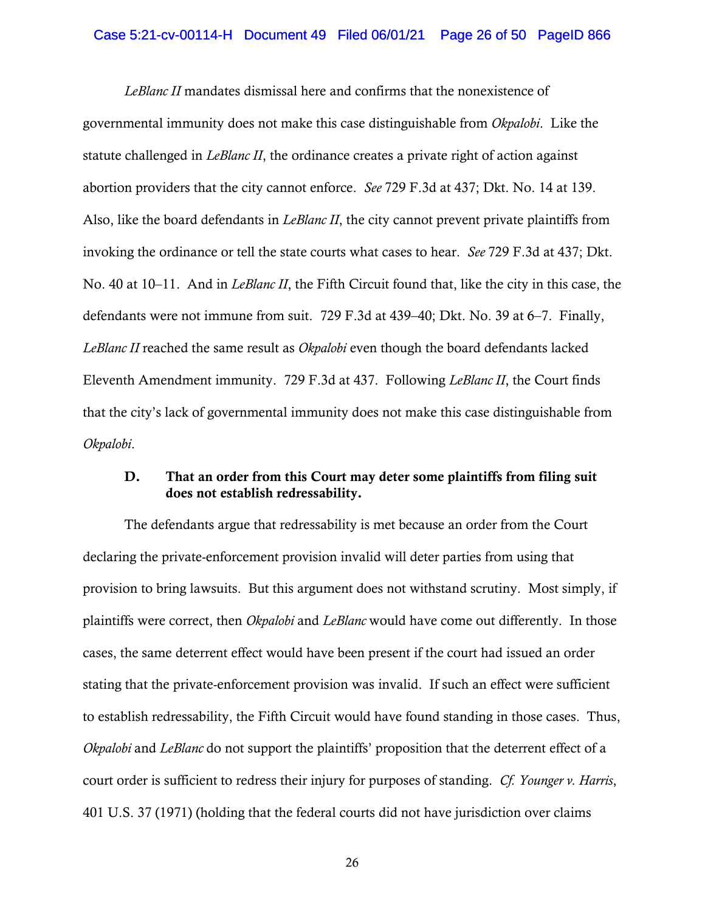*LeBlanc II* mandates dismissal here and confirms that the nonexistence of governmental immunity does not make this case distinguishable from *Okpalobi*. Like the statute challenged in *LeBlanc II*, the ordinance creates a private right of action against abortion providers that the city cannot enforce. *See* 729 F.3d at 437; Dkt. No. 14 at 139. Also, like the board defendants in *LeBlanc II*, the city cannot prevent private plaintiffs from invoking the ordinance or tell the state courts what cases to hear. *See* 729 F.3d at 437; Dkt. No. 40 at 10–11. And in *LeBlanc II*, the Fifth Circuit found that, like the city in this case, the defendants were not immune from suit. 729 F.3d at 439–40; Dkt. No. 39 at 6–7. Finally, *LeBlanc II* reached the same result as *Okpalobi* even though the board defendants lacked Eleventh Amendment immunity. 729 F.3d at 437. Following *LeBlanc II*, the Court finds that the city's lack of governmental immunity does not make this case distinguishable from *Okpalobi*.

### D. That an order from this Court may deter some plaintiffs from filing suit does not establish redressability.

The defendants argue that redressability is met because an order from the Court declaring the private-enforcement provision invalid will deter parties from using that provision to bring lawsuits. But this argument does not withstand scrutiny. Most simply, if plaintiffs were correct, then *Okpalobi* and *LeBlanc* would have come out differently. In those cases, the same deterrent effect would have been present if the court had issued an order stating that the private-enforcement provision was invalid. If such an effect were sufficient to establish redressability, the Fifth Circuit would have found standing in those cases. Thus, *Okpalobi* and *LeBlanc* do not support the plaintiffs' proposition that the deterrent effect of a court order is sufficient to redress their injury for purposes of standing. *Cf. Younger v. Harris*, 401 U.S. 37 (1971) (holding that the federal courts did not have jurisdiction over claims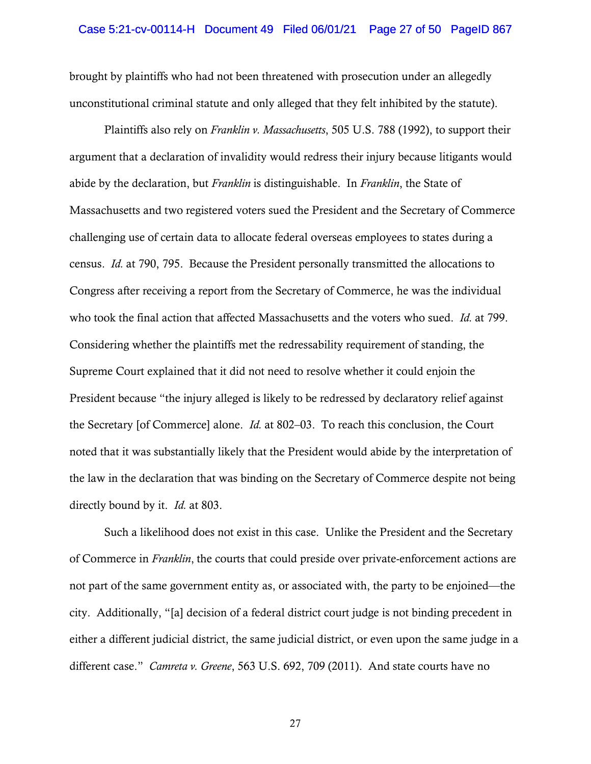brought by plaintiffs who had not been threatened with prosecution under an allegedly unconstitutional criminal statute and only alleged that they felt inhibited by the statute).

Plaintiffs also rely on *Franklin v. Massachusetts*, 505 U.S. 788 (1992), to support their argument that a declaration of invalidity would redress their injury because litigants would abide by the declaration, but *Franklin* is distinguishable. In *Franklin*, the State of Massachusetts and two registered voters sued the President and the Secretary of Commerce challenging use of certain data to allocate federal overseas employees to states during a census. *Id.* at 790, 795. Because the President personally transmitted the allocations to Congress after receiving a report from the Secretary of Commerce, he was the individual who took the final action that affected Massachusetts and the voters who sued. *Id.* at 799. Considering whether the plaintiffs met the redressability requirement of standing, the Supreme Court explained that it did not need to resolve whether it could enjoin the President because "the injury alleged is likely to be redressed by declaratory relief against the Secretary [of Commerce] alone. *Id.* at 802–03. To reach this conclusion, the Court noted that it was substantially likely that the President would abide by the interpretation of the law in the declaration that was binding on the Secretary of Commerce despite not being directly bound by it. *Id.* at 803.

Such a likelihood does not exist in this case. Unlike the President and the Secretary of Commerce in *Franklin*, the courts that could preside over private-enforcement actions are not part of the same government entity as, or associated with, the party to be enjoined—the city. Additionally, "[a] decision of a federal district court judge is not binding precedent in either a different judicial district, the same judicial district, or even upon the same judge in a different case." *Camreta v. Greene*, 563 U.S. 692, 709 (2011). And state courts have no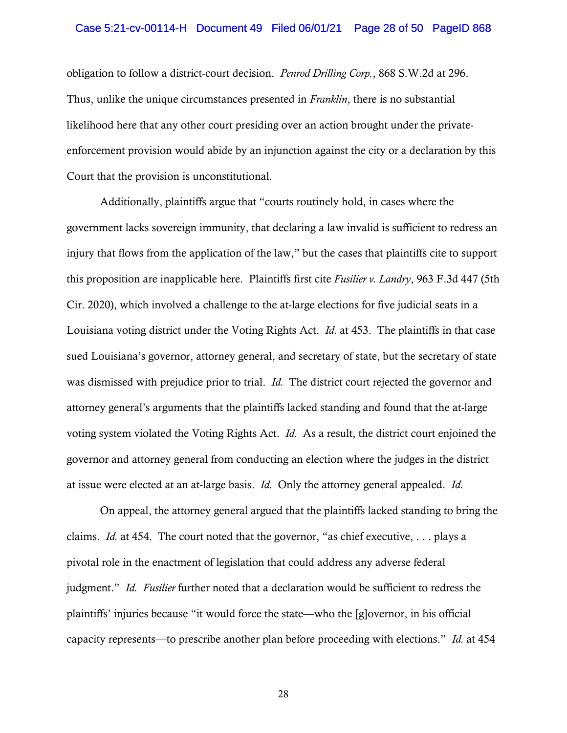obligation to follow a district-court decision. *Penrod Drilling Corp.*, 868 S.W.2d at 296. Thus, unlike the unique circumstances presented in *Franklin*, there is no substantial likelihood here that any other court presiding over an action brought under the private-enforcement provision would abide by an injunction against the city or a declaration by this Court that the provision is unconstitutional.

Additionally, plaintiffs argue that "courts routinely hold, in cases where the government lacks sovereign immunity, that declaring a law invalid is sufficient to redress an injury that flows from the application of the law," but the cases that plaintiffs cite to support this proposition are inapplicable here. Plaintiffs first cite *Fusilier v. Landry*, 963 F.3d 447 (5th Cir. 2020), which involved a challenge to the at-large elections for five judicial seats in a Louisiana voting district under the Voting Rights Act. *Id.* at 453. The plaintiffs in that case sued Louisiana's governor, attorney general, and secretary of state, but the secretary of state was dismissed with prejudice prior to trial. *Id.* The district court rejected the governor and attorney general's arguments that the plaintiffs lacked standing and found that the at-large voting system violated the Voting Rights Act. *Id.* As a result, the district court enjoined the governor and attorney general from conducting an election where the judges in the district at issue were elected at an at-large basis. *Id.* Only the attorney general appealed. *Id.*

On appeal, the attorney general argued that the plaintiffs lacked standing to bring the claims. *Id.* at 454. The court noted that the governor, "as chief executive, . . . plays a pivotal role in the enactment of legislation that could address any adverse federal judgment." *Id. Fusilier* further noted that a declaration would be sufficient to redress the plaintiffs' injuries because "it would force the state—who the [g]overnor, in his official capacity represents—to prescribe another plan before proceeding with elections." *Id.* at 454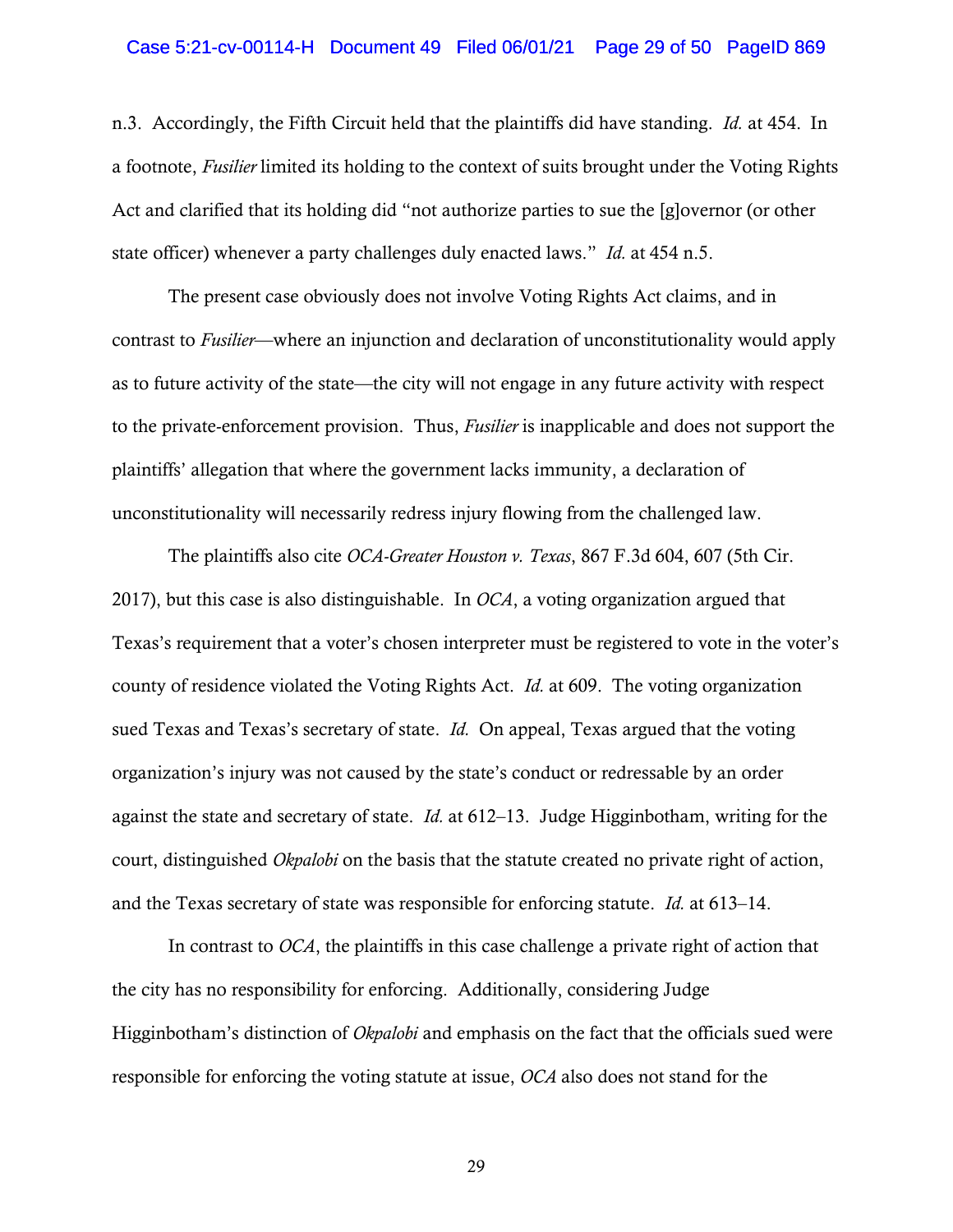n.3. Accordingly, the Fifth Circuit held that the plaintiffs did have standing. *Id.* at 454. In a footnote, *Fusilier* limited its holding to the context of suits brought under the Voting Rights Act and clarified that its holding did "not authorize parties to sue the [g]overnor (or other state officer) whenever a party challenges duly enacted laws." *Id.* at 454 n.5.

The present case obviously does not involve Voting Rights Act claims, and in contrast to *Fusilier*—where an injunction and declaration of unconstitutionality would apply as to future activity of the state—the city will not engage in any future activity with respect to the private-enforcement provision. Thus, *Fusilier* is inapplicable and does not support the plaintiffs' allegation that where the government lacks immunity, a declaration of unconstitutionality will necessarily redress injury flowing from the challenged law.

The plaintiffs also cite *OCA-Greater Houston v. Texas*, 867 F.3d 604, 607 (5th Cir. 2017), but this case is also distinguishable. In *OCA*, a voting organization argued that Texas's requirement that a voter's chosen interpreter must be registered to vote in the voter's county of residence violated the Voting Rights Act. *Id.* at 609. The voting organization sued Texas and Texas's secretary of state. *Id.* On appeal, Texas argued that the voting organization's injury was not caused by the state's conduct or redressable by an order against the state and secretary of state. *Id.* at 612–13. Judge Higginbotham, writing for the court, distinguished *Okpalobi* on the basis that the statute created no private right of action, and the Texas secretary of state was responsible for enforcing statute. *Id.* at 613–14.

In contrast to *OCA*, the plaintiffs in this case challenge a private right of action that the city has no responsibility for enforcing. Additionally, considering Judge Higginbotham's distinction of *Okpalobi* and emphasis on the fact that the officials sued were responsible for enforcing the voting statute at issue, *OCA* also does not stand for the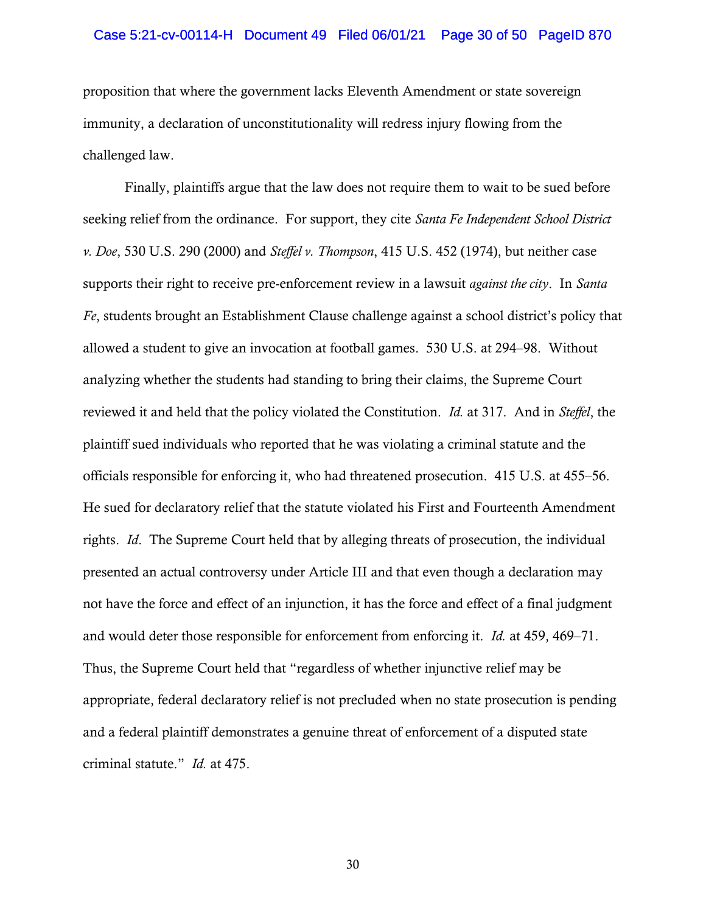proposition that where the government lacks Eleventh Amendment or state sovereign immunity, a declaration of unconstitutionality will redress injury flowing from the challenged law.

Finally, plaintiffs argue that the law does not require them to wait to be sued before seeking relief from the ordinance. For support, they cite *Santa Fe Independent School District v. Doe*, 530 U.S. 290 (2000) and *Steffel v. Thompson*, 415 U.S. 452 (1974), but neither case supports their right to receive pre-enforcement review in a lawsuit *against the city*. In *Santa Fe*, students brought an Establishment Clause challenge against a school district's policy that allowed a student to give an invocation at football games. 530 U.S. at 294–98. Without analyzing whether the students had standing to bring their claims, the Supreme Court reviewed it and held that the policy violated the Constitution. *Id.* at 317. And in *Steffel*, the plaintiff sued individuals who reported that he was violating a criminal statute and the officials responsible for enforcing it, who had threatened prosecution. 415 U.S. at 455–56. He sued for declaratory relief that the statute violated his First and Fourteenth Amendment rights. *Id*. The Supreme Court held that by alleging threats of prosecution, the individual presented an actual controversy under Article III and that even though a declaration may not have the force and effect of an injunction, it has the force and effect of a final judgment and would deter those responsible for enforcement from enforcing it. *Id.* at 459, 469–71. Thus, the Supreme Court held that "regardless of whether injunctive relief may be appropriate, federal declaratory relief is not precluded when no state prosecution is pending and a federal plaintiff demonstrates a genuine threat of enforcement of a disputed state criminal statute." *Id.* at 475.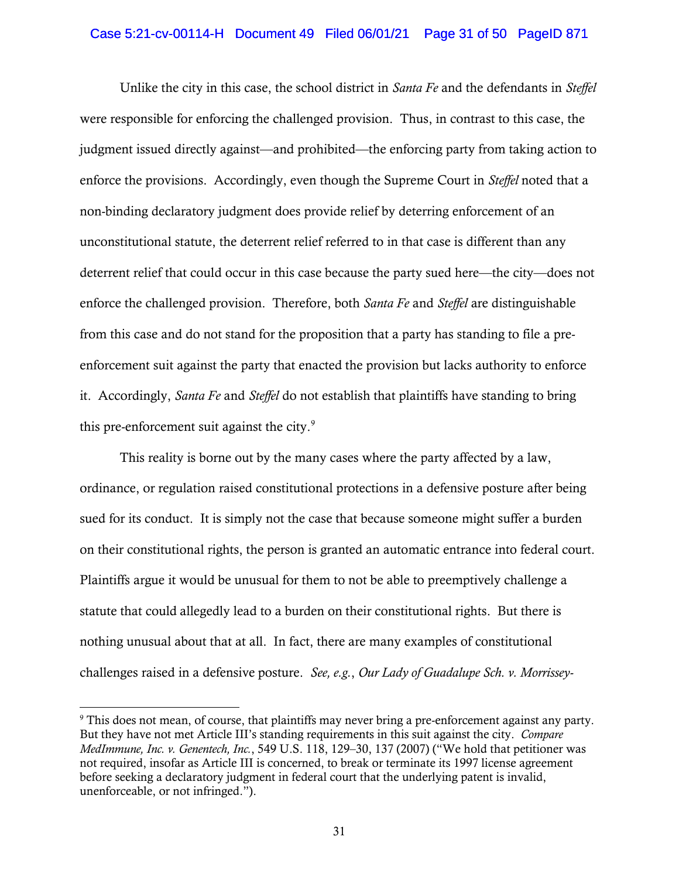Unlike the city in this case, the school district in *Santa Fe* and the defendants in *Steffel* were responsible for enforcing the challenged provision. Thus, in contrast to this case, the judgment issued directly against—and prohibited—the enforcing party from taking action to enforce the provisions. Accordingly, even though the Supreme Court in *Steffel* noted that a non-binding declaratory judgment does provide relief by deterring enforcement of an unconstitutional statute, the deterrent relief referred to in that case is different than any deterrent relief that could occur in this case because the party sued here—the city—does not enforce the challenged provision. Therefore, both *Santa Fe* and *Steffel* are distinguishable from this case and do not stand for the proposition that a party has standing to file a pre-enforcement suit against the party that enacted the provision but lacks authority to enforce it. Accordingly, *Santa Fe* and *Steffel* do not establish that plaintiffs have standing to bring this pre-enforcement suit against the city.[9]

This reality is borne out by the many cases where the party affected by a law, ordinance, or regulation raised constitutional protections in a defensive posture after being sued for its conduct. It is simply not the case that because someone might suffer a burden on their constitutional rights, the person is granted an automatic entrance into federal court. Plaintiffs argue it would be unusual for them to not be able to preemptively challenge a statute that could allegedly lead to a burden on their constitutional rights. But there is nothing unusual about that at all. In fact, there are many examples of constitutional challenges raised in a defensive posture. *See, e.g.*, *Our Lady of Guadalupe Sch. v. Morrissey-*

---

[9] This does not mean, of course, that plaintiffs may never bring a pre-enforcement against any party. But they have not met Article III's standing requirements in this suit against the city. *Compare MedImmune, Inc. v. Genentech, Inc.*, 549 U.S. 118, 129–30, 137 (2007) ("We hold that petitioner was not required, insofar as Article III is concerned, to break or terminate its 1997 license agreement before seeking a declaratory judgment in federal court that the underlying patent is invalid, unenforceable, or not infringed.").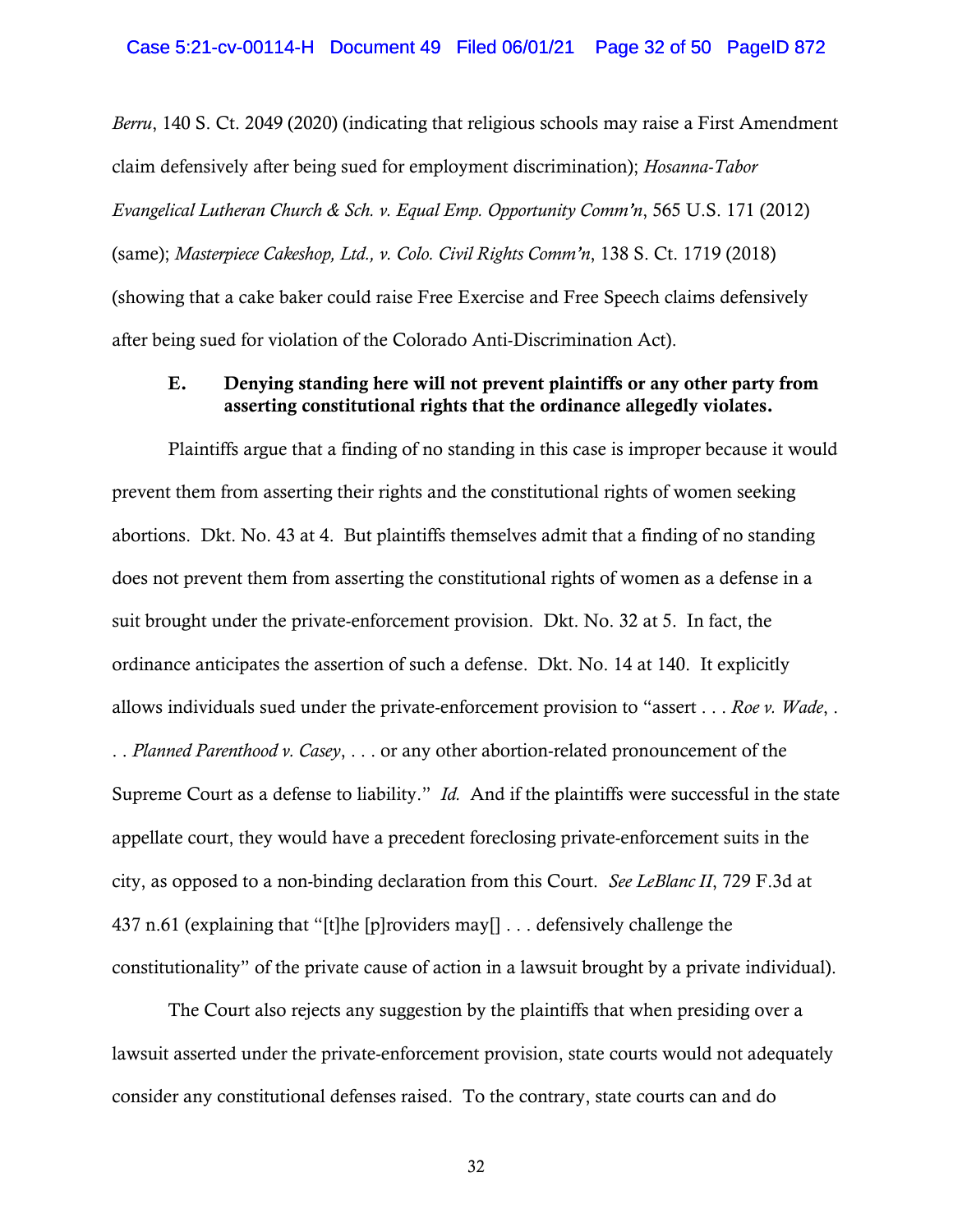*Berru*, 140 S. Ct. 2049 (2020) (indicating that religious schools may raise a First Amendment claim defensively after being sued for employment discrimination); *Hosanna-Tabor Evangelical Lutheran Church & Sch. v. Equal Emp. Opportunity Comm'n*, 565 U.S. 171 (2012) (same); *Masterpiece Cakeshop, Ltd., v. Colo. Civil Rights Comm'n*, 138 S. Ct. 1719 (2018) (showing that a cake baker could raise Free Exercise and Free Speech claims defensively after being sued for violation of the Colorado Anti-Discrimination Act).

### E. Denying standing here will not prevent plaintiffs or any other party from asserting constitutional rights that the ordinance allegedly violates.

Plaintiffs argue that a finding of no standing in this case is improper because it would prevent them from asserting their rights and the constitutional rights of women seeking abortions. Dkt. No. 43 at 4. But plaintiffs themselves admit that a finding of no standing does not prevent them from asserting the constitutional rights of women as a defense in a suit brought under the private-enforcement provision. Dkt. No. 32 at 5. In fact, the ordinance anticipates the assertion of such a defense. Dkt. No. 14 at 140. It explicitly allows individuals sued under the private-enforcement provision to "assert . . . *Roe v. Wade*, . . . *Planned Parenthood v. Casey*, . . . or any other abortion-related pronouncement of the Supreme Court as a defense to liability." *Id.* And if the plaintiffs were successful in the state appellate court, they would have a precedent foreclosing private-enforcement suits in the city, as opposed to a non-binding declaration from this Court. *See LeBlanc II*, 729 F.3d at 437 n.61 (explaining that "[t]he [p]roviders may[] . . . defensively challenge the constitutionality" of the private cause of action in a lawsuit brought by a private individual).

The Court also rejects any suggestion by the plaintiffs that when presiding over a lawsuit asserted under the private-enforcement provision, state courts would not adequately consider any constitutional defenses raised. To the contrary, state courts can and do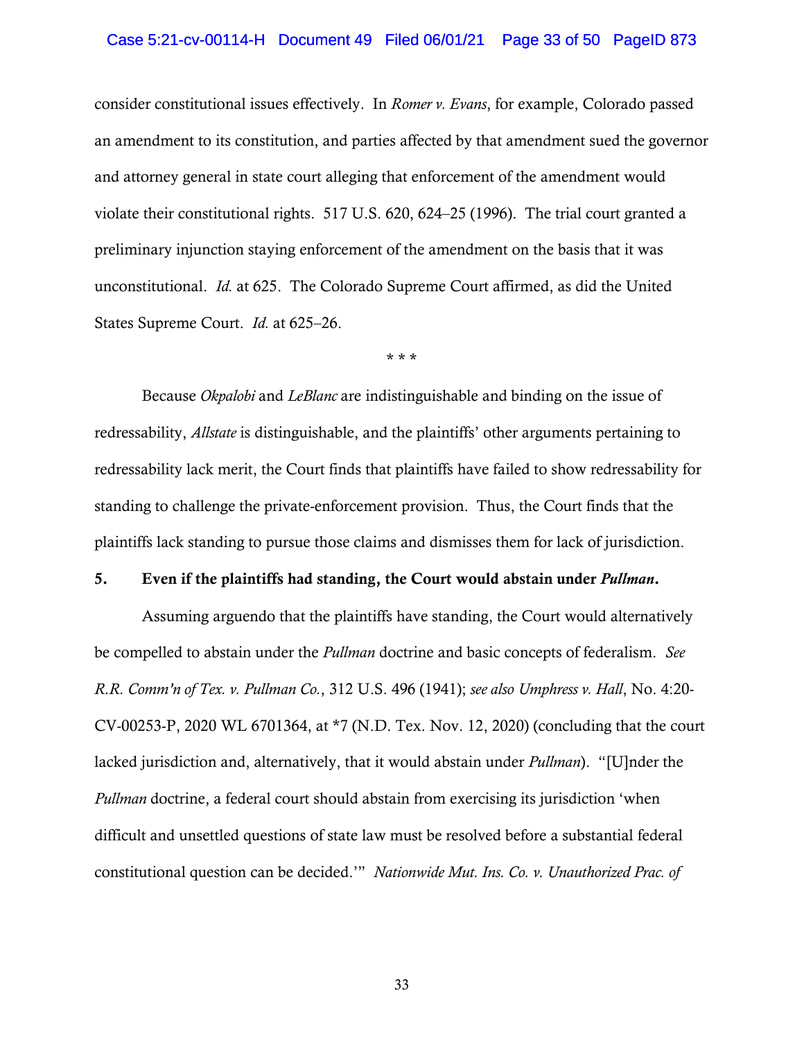consider constitutional issues effectively. In *Romer v. Evans*, for example, Colorado passed an amendment to its constitution, and parties affected by that amendment sued the governor and attorney general in state court alleging that enforcement of the amendment would violate their constitutional rights. 517 U.S. 620, 624–25 (1996). The trial court granted a preliminary injunction staying enforcement of the amendment on the basis that it was unconstitutional. *Id.* at 625. The Colorado Supreme Court affirmed, as did the United States Supreme Court. *Id.* at 625–26.

\* \* \*

Because *Okpalobi* and *LeBlanc* are indistinguishable and binding on the issue of redressability, *Allstate* is distinguishable, and the plaintiffs' other arguments pertaining to redressability lack merit, the Court finds that plaintiffs have failed to show redressability for standing to challenge the private-enforcement provision. Thus, the Court finds that the plaintiffs lack standing to pursue those claims and dismisses them for lack of jurisdiction.

**5. Even if the plaintiffs had standing, the Court would abstain under *Pullman*.**

Assuming arguendo that the plaintiffs have standing, the Court would alternatively be compelled to abstain under the *Pullman* doctrine and basic concepts of federalism. *See R.R. Comm'n of Tex. v. Pullman Co.*, 312 U.S. 496 (1941); *see also Umphress v. Hall*, No. 4:20-CV-00253-P, 2020 WL 6701364, at \*7 (N.D. Tex. Nov. 12, 2020) (concluding that the court lacked jurisdiction and, alternatively, that it would abstain under *Pullman*). "[U]nder the *Pullman* doctrine, a federal court should abstain from exercising its jurisdiction 'when difficult and unsettled questions of state law must be resolved before a substantial federal constitutional question can be decided.'" *Nationwide Mut. Ins. Co. v. Unauthorized Prac. of*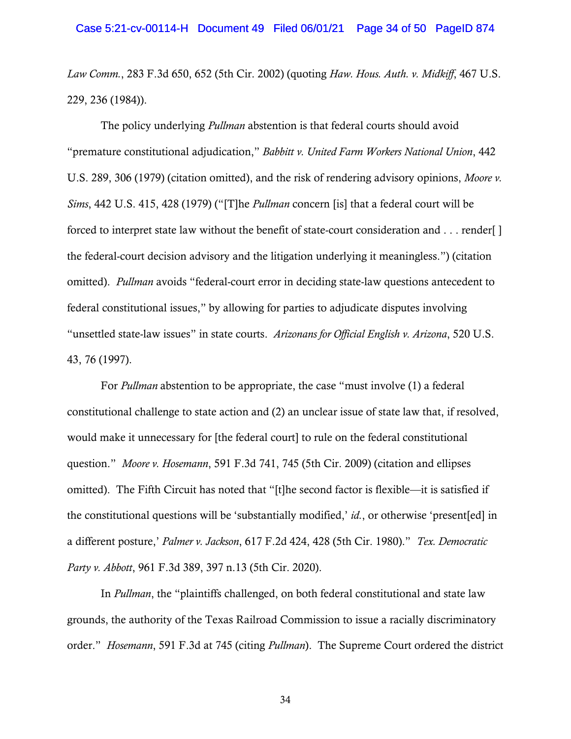*Law Comm.*, 283 F.3d 650, 652 (5th Cir. 2002) (quoting *Haw. Hous. Auth. v. Midkiff*, 467 U.S. 229, 236 (1984)).

The policy underlying *Pullman* abstention is that federal courts should avoid "premature constitutional adjudication," *Babbitt v. United Farm Workers National Union*, 442 U.S. 289, 306 (1979) (citation omitted), and the risk of rendering advisory opinions, *Moore v. Sims*, 442 U.S. 415, 428 (1979) ("[T]he *Pullman* concern [is] that a federal court will be forced to interpret state law without the benefit of state-court consideration and . . . render[ ] the federal-court decision advisory and the litigation underlying it meaningless.") (citation omitted). *Pullman* avoids "federal-court error in deciding state-law questions antecedent to federal constitutional issues," by allowing for parties to adjudicate disputes involving "unsettled state-law issues" in state courts. *Arizonans for Official English v. Arizona*, 520 U.S. 43, 76 (1997).

For *Pullman* abstention to be appropriate, the case "must involve (1) a federal constitutional challenge to state action and (2) an unclear issue of state law that, if resolved, would make it unnecessary for [the federal court] to rule on the federal constitutional question." *Moore v. Hosemann*, 591 F.3d 741, 745 (5th Cir. 2009) (citation and ellipses omitted). The Fifth Circuit has noted that "[t]he second factor is flexible—it is satisfied if the constitutional questions will be 'substantially modified,' *id.*, or otherwise 'present[ed] in a different posture,' *Palmer v. Jackson*, 617 F.2d 424, 428 (5th Cir. 1980)." *Tex. Democratic Party v. Abbott*, 961 F.3d 389, 397 n.13 (5th Cir. 2020).

In *Pullman*, the "plaintiffs challenged, on both federal constitutional and state law grounds, the authority of the Texas Railroad Commission to issue a racially discriminatory order." *Hosemann*, 591 F.3d at 745 (citing *Pullman*). The Supreme Court ordered the district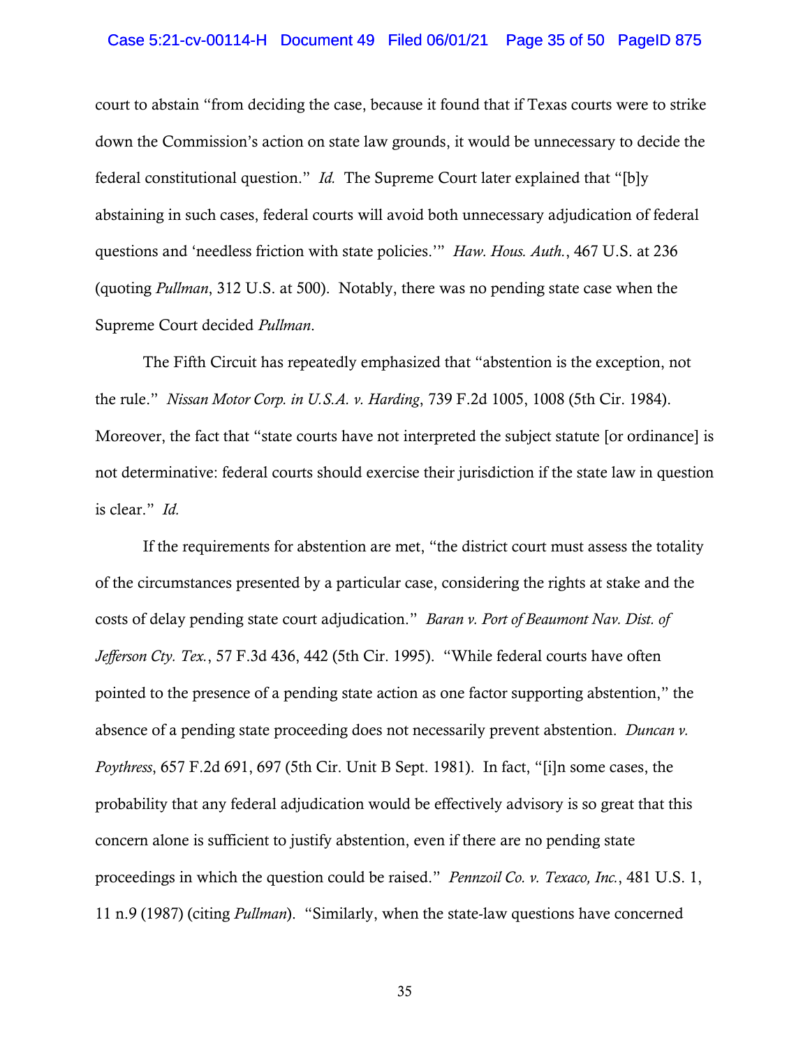court to abstain "from deciding the case, because it found that if Texas courts were to strike down the Commission's action on state law grounds, it would be unnecessary to decide the federal constitutional question." *Id.* The Supreme Court later explained that "[b]y abstaining in such cases, federal courts will avoid both unnecessary adjudication of federal questions and 'needless friction with state policies.'" *Haw. Hous. Auth.*, 467 U.S. at 236 (quoting *Pullman*, 312 U.S. at 500). Notably, there was no pending state case when the Supreme Court decided *Pullman*.

The Fifth Circuit has repeatedly emphasized that "abstention is the exception, not the rule." *Nissan Motor Corp. in U.S.A. v. Harding*, 739 F.2d 1005, 1008 (5th Cir. 1984). Moreover, the fact that "state courts have not interpreted the subject statute [or ordinance] is not determinative: federal courts should exercise their jurisdiction if the state law in question is clear." *Id.*

If the requirements for abstention are met, "the district court must assess the totality of the circumstances presented by a particular case, considering the rights at stake and the costs of delay pending state court adjudication." *Baran v. Port of Beaumont Nav. Dist. of Jefferson Cty. Tex.*, 57 F.3d 436, 442 (5th Cir. 1995). "While federal courts have often pointed to the presence of a pending state action as one factor supporting abstention," the absence of a pending state proceeding does not necessarily prevent abstention. *Duncan v. Poythress*, 657 F.2d 691, 697 (5th Cir. Unit B Sept. 1981). In fact, "[i]n some cases, the probability that any federal adjudication would be effectively advisory is so great that this concern alone is sufficient to justify abstention, even if there are no pending state proceedings in which the question could be raised." *Pennzoil Co. v. Texaco, Inc.*, 481 U.S. 1, 11 n.9 (1987) (citing *Pullman*). "Similarly, when the state-law questions have concerned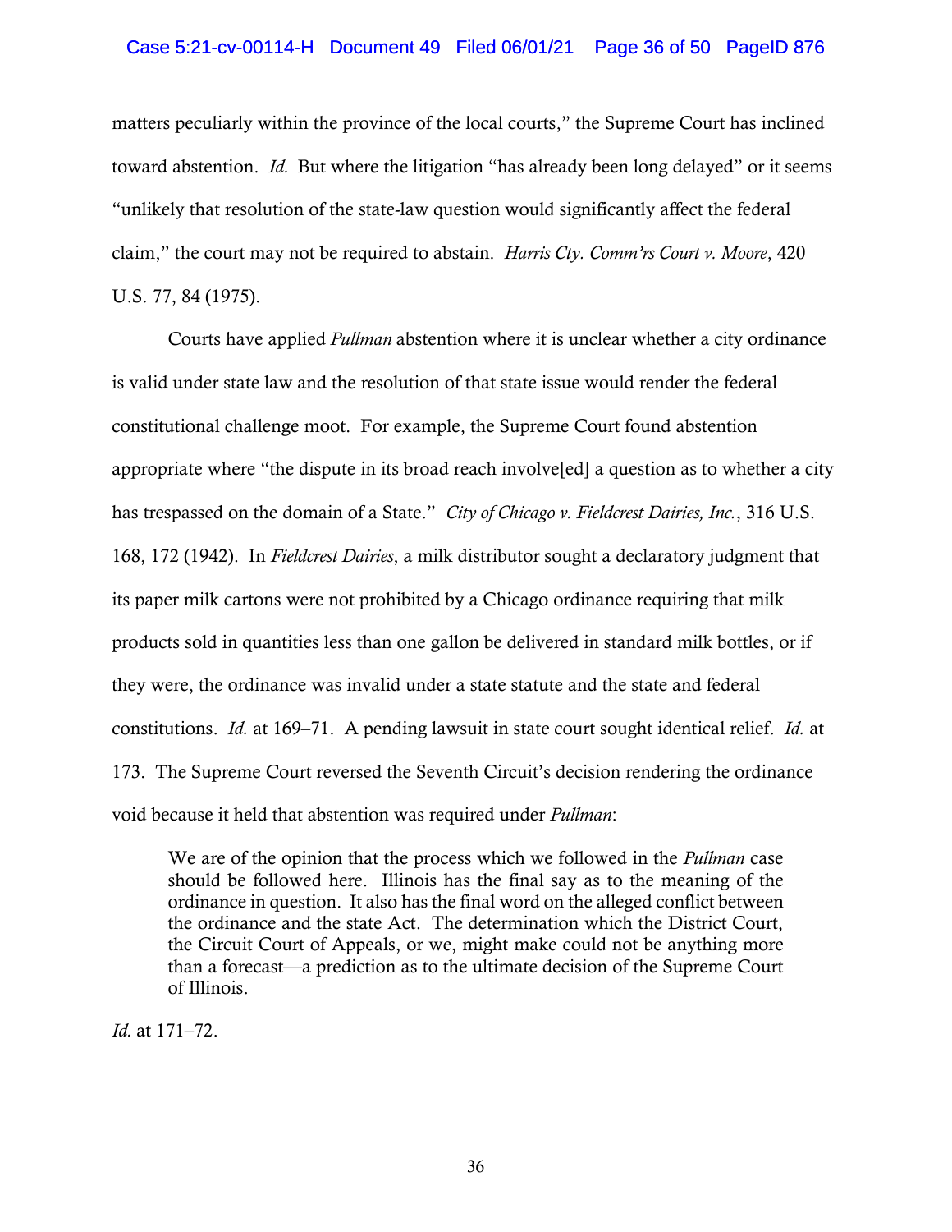matters peculiarly within the province of the local courts," the Supreme Court has inclined toward abstention. *Id.* But where the litigation "has already been long delayed" or it seems "unlikely that resolution of the state-law question would significantly affect the federal claim," the court may not be required to abstain. *Harris Cty. Comm'rs Court v. Moore*, 420 U.S. 77, 84 (1975).

Courts have applied *Pullman* abstention where it is unclear whether a city ordinance is valid under state law and the resolution of that state issue would render the federal constitutional challenge moot. For example, the Supreme Court found abstention appropriate where "the dispute in its broad reach involve[ed] a question as to whether a city has trespassed on the domain of a State." *City of Chicago v. Fieldcrest Dairies, Inc.*, 316 U.S. 168, 172 (1942). In *Fieldcrest Dairies*, a milk distributor sought a declaratory judgment that its paper milk cartons were not prohibited by a Chicago ordinance requiring that milk products sold in quantities less than one gallon be delivered in standard milk bottles, or if they were, the ordinance was invalid under a state statute and the state and federal constitutions. *Id.* at 169–71. A pending lawsuit in state court sought identical relief. *Id.* at 173. The Supreme Court reversed the Seventh Circuit's decision rendering the ordinance void because it held that abstention was required under *Pullman*:

> We are of the opinion that the process which we followed in the *Pullman* case should be followed here. Illinois has the final say as to the meaning of the ordinance in question. It also has the final word on the alleged conflict between the ordinance and the state Act. The determination which the District Court, the Circuit Court of Appeals, or we, might make could not be anything more than a forecast—a prediction as to the ultimate decision of the Supreme Court of Illinois.

*Id.* at 171–72.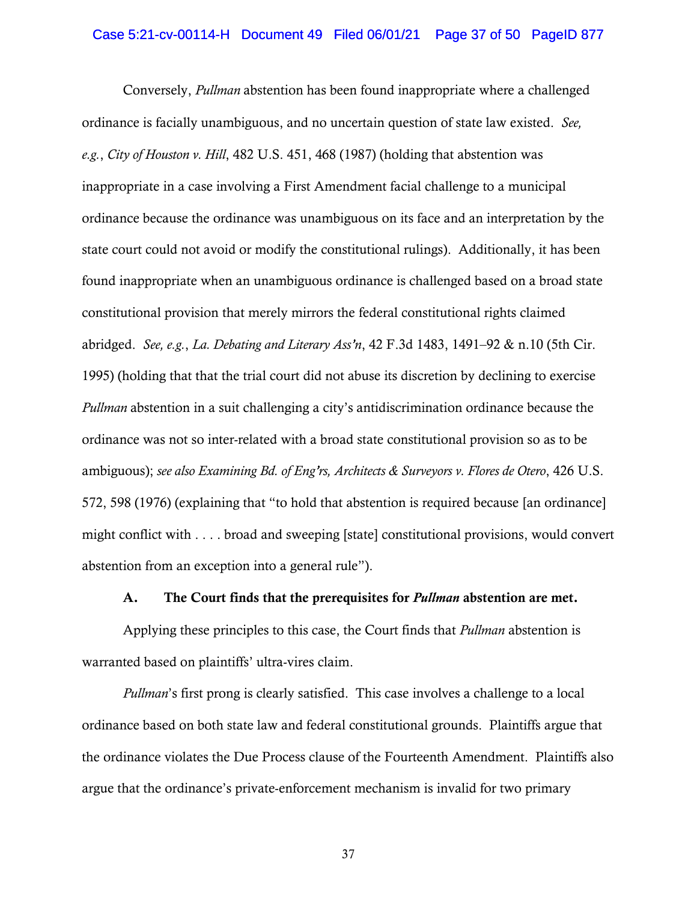Conversely, *Pullman* abstention has been found inappropriate where a challenged ordinance is facially unambiguous, and no uncertain question of state law existed. *See, e.g.*, *City of Houston v. Hill*, 482 U.S. 451, 468 (1987) (holding that abstention was inappropriate in a case involving a First Amendment facial challenge to a municipal ordinance because the ordinance was unambiguous on its face and an interpretation by the state court could not avoid or modify the constitutional rulings). Additionally, it has been found inappropriate when an unambiguous ordinance is challenged based on a broad state constitutional provision that merely mirrors the federal constitutional rights claimed abridged. *See, e.g.*, *La. Debating and Literary Ass'n*, 42 F.3d 1483, 1491–92 & n.10 (5th Cir. 1995) (holding that that the trial court did not abuse its discretion by declining to exercise *Pullman* abstention in a suit challenging a city's antidiscrimination ordinance because the ordinance was not so inter-related with a broad state constitutional provision so as to be ambiguous); *see also Examining Bd. of Eng'rs, Architects & Surveyors v. Flores de Otero*, 426 U.S. 572, 598 (1976) (explaining that "to hold that abstention is required because [an ordinance] might conflict with . . . . broad and sweeping [state] constitutional provisions, would convert abstention from an exception into a general rule").

### A. The Court finds that the prerequisites for *Pullman* abstention are met.

Applying these principles to this case, the Court finds that *Pullman* abstention is warranted based on plaintiffs' ultra-vires claim.

*Pullman*'s first prong is clearly satisfied. This case involves a challenge to a local ordinance based on both state law and federal constitutional grounds. Plaintiffs argue that the ordinance violates the Due Process clause of the Fourteenth Amendment. Plaintiffs also argue that the ordinance's private-enforcement mechanism is invalid for two primary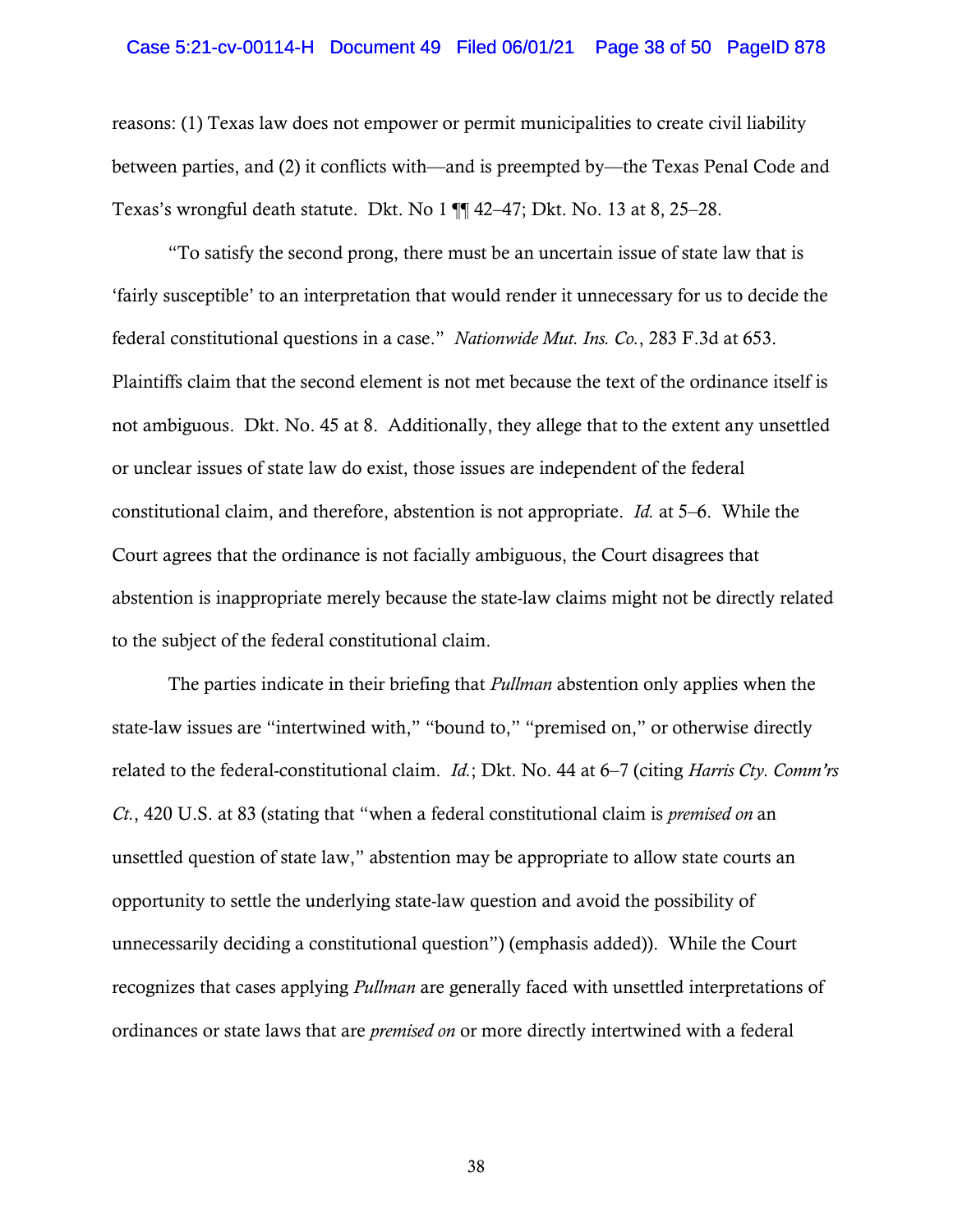reasons: (1) Texas law does not empower or permit municipalities to create civil liability between parties, and (2) it conflicts with—and is preempted by—the Texas Penal Code and Texas's wrongful death statute. Dkt. No 1 ¶¶ 42–47; Dkt. No. 13 at 8, 25–28.

"To satisfy the second prong, there must be an uncertain issue of state law that is 'fairly susceptible' to an interpretation that would render it unnecessary for us to decide the federal constitutional questions in a case." *Nationwide Mut. Ins. Co.*, 283 F.3d at 653. Plaintiffs claim that the second element is not met because the text of the ordinance itself is not ambiguous. Dkt. No. 45 at 8. Additionally, they allege that to the extent any unsettled or unclear issues of state law do exist, those issues are independent of the federal constitutional claim, and therefore, abstention is not appropriate. *Id.* at 5–6. While the Court agrees that the ordinance is not facially ambiguous, the Court disagrees that abstention is inappropriate merely because the state-law claims might not be directly related to the subject of the federal constitutional claim.

The parties indicate in their briefing that *Pullman* abstention only applies when the state-law issues are "intertwined with," "bound to," "premised on," or otherwise directly related to the federal-constitutional claim. *Id.*; Dkt. No. 44 at 6–7 (citing *Harris Cty. Comm'rs Ct.*, 420 U.S. at 83 (stating that "when a federal constitutional claim is *premised on* an unsettled question of state law," abstention may be appropriate to allow state courts an opportunity to settle the underlying state-law question and avoid the possibility of unnecessarily deciding a constitutional question") (emphasis added)). While the Court recognizes that cases applying *Pullman* are generally faced with unsettled interpretations of ordinances or state laws that are *premised on* or more directly intertwined with a federal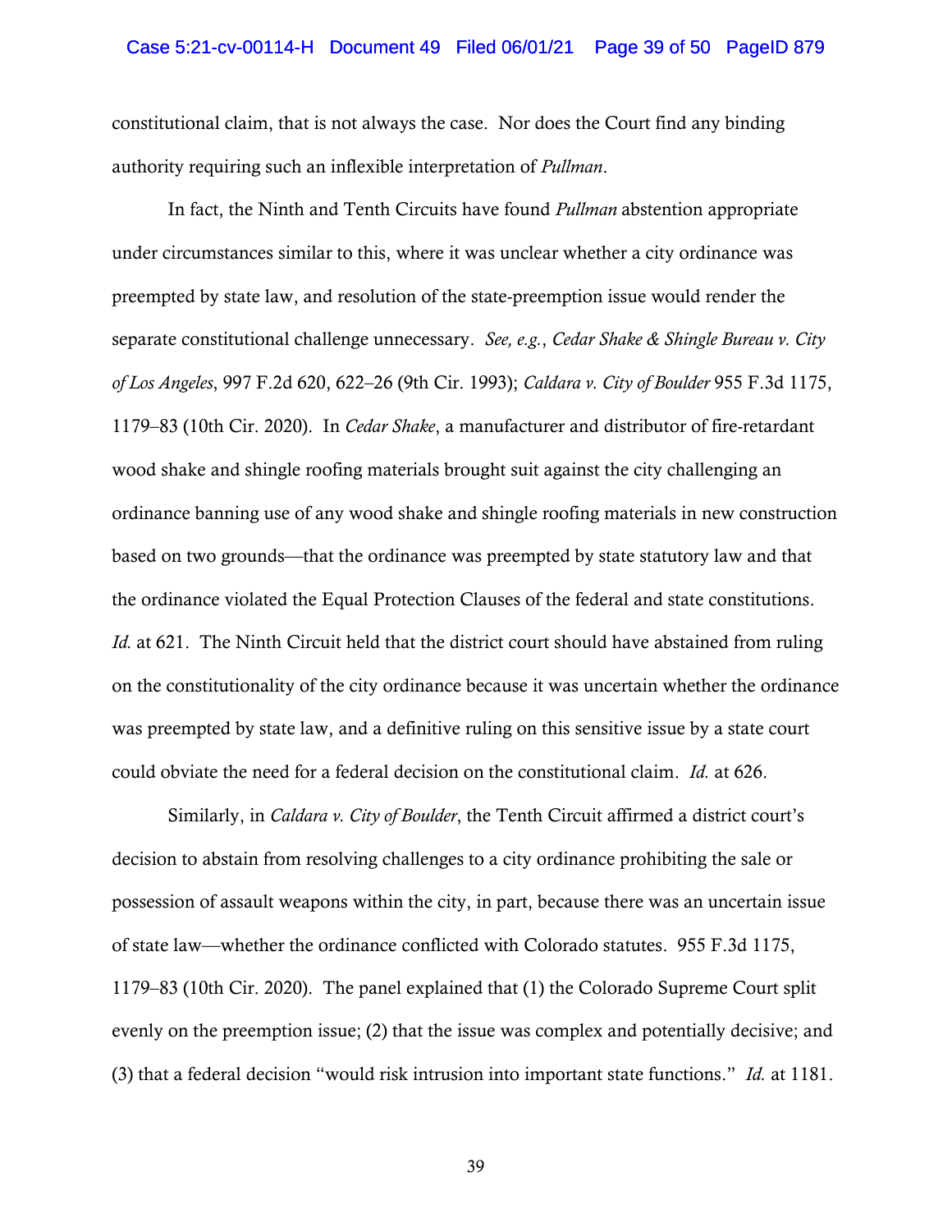constitutional claim, that is not always the case. Nor does the Court find any binding authority requiring such an inflexible interpretation of *Pullman*.

In fact, the Ninth and Tenth Circuits have found *Pullman* abstention appropriate under circumstances similar to this, where it was unclear whether a city ordinance was preempted by state law, and resolution of the state-preemption issue would render the separate constitutional challenge unnecessary. *See, e.g.*, *Cedar Shake & Shingle Bureau v. City of Los Angeles*, 997 F.2d 620, 622–26 (9th Cir. 1993); *Caldara v. City of Boulder* 955 F.3d 1175, 1179–83 (10th Cir. 2020). In *Cedar Shake*, a manufacturer and distributor of fire-retardant wood shake and shingle roofing materials brought suit against the city challenging an ordinance banning use of any wood shake and shingle roofing materials in new construction based on two grounds—that the ordinance was preempted by state statutory law and that the ordinance violated the Equal Protection Clauses of the federal and state constitutions. *Id.* at 621. The Ninth Circuit held that the district court should have abstained from ruling on the constitutionality of the city ordinance because it was uncertain whether the ordinance was preempted by state law, and a definitive ruling on this sensitive issue by a state court could obviate the need for a federal decision on the constitutional claim. *Id.* at 626.

Similarly, in *Caldara v. City of Boulder*, the Tenth Circuit affirmed a district court's decision to abstain from resolving challenges to a city ordinance prohibiting the sale or possession of assault weapons within the city, in part, because there was an uncertain issue of state law—whether the ordinance conflicted with Colorado statutes. 955 F.3d 1175, 1179–83 (10th Cir. 2020). The panel explained that (1) the Colorado Supreme Court split evenly on the preemption issue; (2) that the issue was complex and potentially decisive; and (3) that a federal decision "would risk intrusion into important state functions." *Id.* at 1181.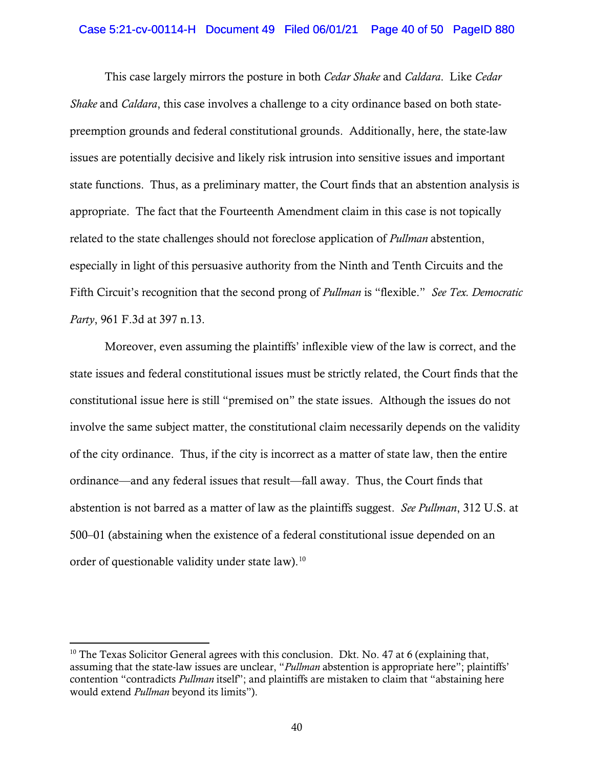This case largely mirrors the posture in both *Cedar Shake* and *Caldara*. Like *Cedar Shake* and *Caldara*, this case involves a challenge to a city ordinance based on both state-preemption grounds and federal constitutional grounds. Additionally, here, the state-law issues are potentially decisive and likely risk intrusion into sensitive issues and important state functions. Thus, as a preliminary matter, the Court finds that an abstention analysis is appropriate. The fact that the Fourteenth Amendment claim in this case is not topically related to the state challenges should not foreclose application of *Pullman* abstention, especially in light of this persuasive authority from the Ninth and Tenth Circuits and the Fifth Circuit's recognition that the second prong of *Pullman* is "flexible." *See Tex. Democratic Party*, 961 F.3d at 397 n.13.

Moreover, even assuming the plaintiffs' inflexible view of the law is correct, and the state issues and federal constitutional issues must be strictly related, the Court finds that the constitutional issue here is still "premised on" the state issues. Although the issues do not involve the same subject matter, the constitutional claim necessarily depends on the validity of the city ordinance. Thus, if the city is incorrect as a matter of state law, then the entire ordinance—and any federal issues that result—fall away. Thus, the Court finds that abstention is not barred as a matter of law as the plaintiffs suggest. *See Pullman*, 312 U.S. at 500–01 (abstaining when the existence of a federal constitutional issue depended on an order of questionable validity under state law).[10]

---

[10] The Texas Solicitor General agrees with this conclusion. Dkt. No. 47 at 6 (explaining that, assuming that the state-law issues are unclear, "*Pullman* abstention is appropriate here"; plaintiffs' contention "contradicts *Pullman* itself"; and plaintiffs are mistaken to claim that "abstaining here would extend *Pullman* beyond its limits").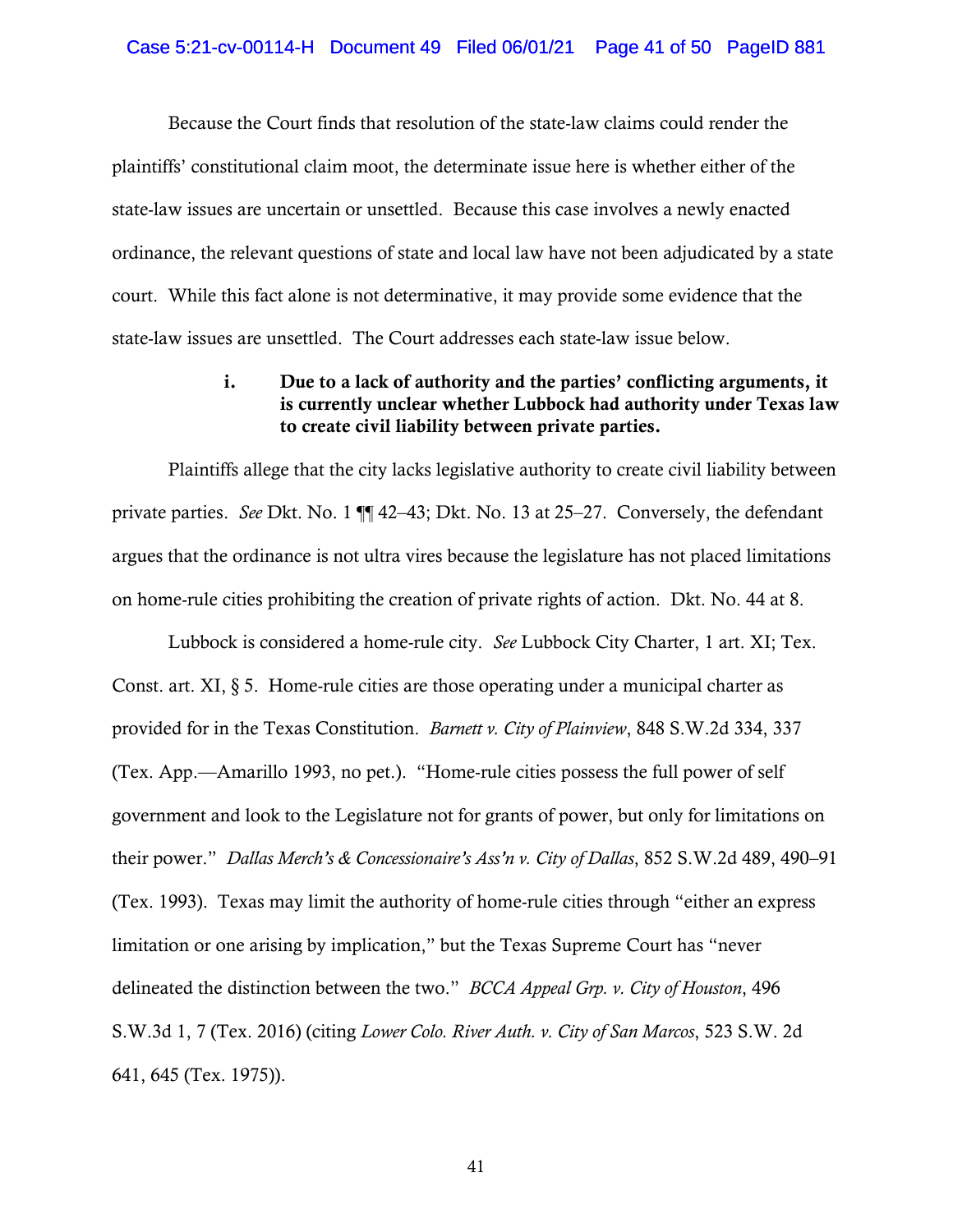Because the Court finds that resolution of the state-law claims could render the plaintiffs' constitutional claim moot, the determinate issue here is whether either of the state-law issues are uncertain or unsettled. Because this case involves a newly enacted ordinance, the relevant questions of state and local law have not been adjudicated by a state court. While this fact alone is not determinative, it may provide some evidence that the state-law issues are unsettled. The Court addresses each state-law issue below.

#### i. Due to a lack of authority and the parties' conflicting arguments, it is currently unclear whether Lubbock had authority under Texas law to create civil liability between private parties.

Plaintiffs allege that the city lacks legislative authority to create civil liability between private parties. *See* Dkt. No. 1 ¶¶ 42–43; Dkt. No. 13 at 25–27. Conversely, the defendant argues that the ordinance is not ultra vires because the legislature has not placed limitations on home-rule cities prohibiting the creation of private rights of action. Dkt. No. 44 at 8.

Lubbock is considered a home-rule city. *See* Lubbock City Charter, 1 art. XI; Tex. Const. art. XI, § 5. Home-rule cities are those operating under a municipal charter as provided for in the Texas Constitution. *Barnett v. City of Plainview*, 848 S.W.2d 334, 337 (Tex. App.—Amarillo 1993, no pet.). "Home-rule cities possess the full power of self government and look to the Legislature not for grants of power, but only for limitations on their power." *Dallas Merch's & Concessionaire's Ass'n v. City of Dallas*, 852 S.W.2d 489, 490–91 (Tex. 1993). Texas may limit the authority of home-rule cities through "either an express limitation or one arising by implication," but the Texas Supreme Court has "never delineated the distinction between the two." *BCCA Appeal Grp. v. City of Houston*, 496 S.W.3d 1, 7 (Tex. 2016) (citing *Lower Colo. River Auth. v. City of San Marcos*, 523 S.W. 2d 641, 645 (Tex. 1975)).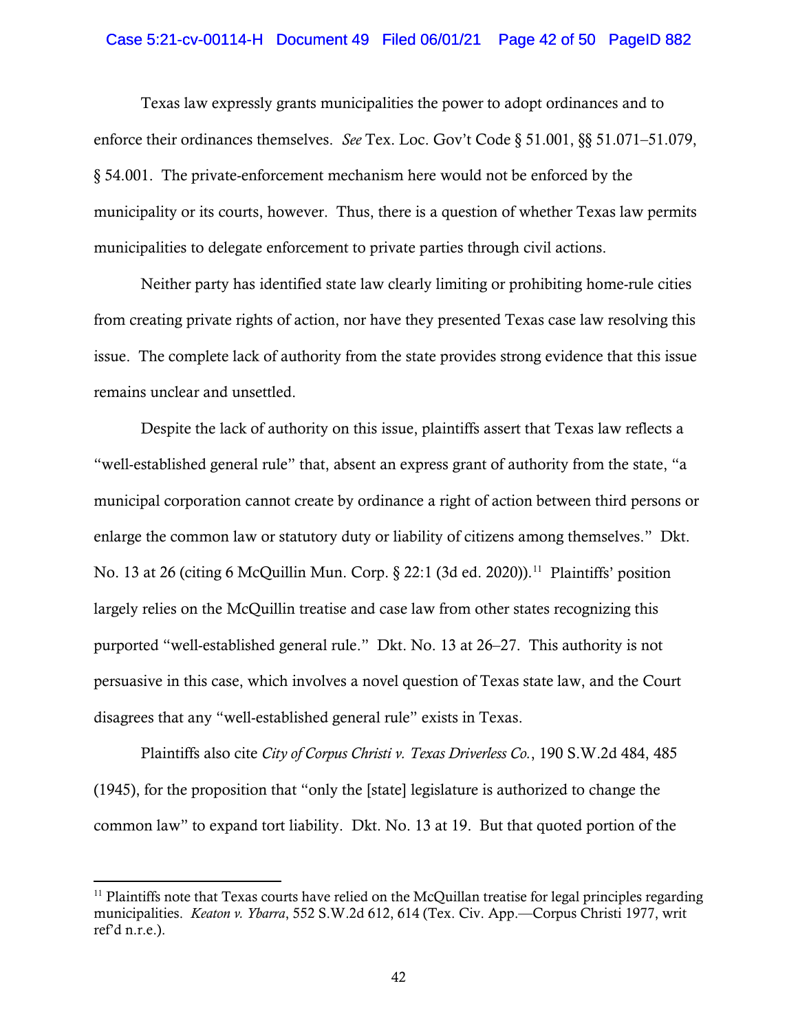Texas law expressly grants municipalities the power to adopt ordinances and to enforce their ordinances themselves. *See* Tex. Loc. Gov't Code § 51.001, §§ 51.071–51.079, § 54.001. The private-enforcement mechanism here would not be enforced by the municipality or its courts, however. Thus, there is a question of whether Texas law permits municipalities to delegate enforcement to private parties through civil actions.

Neither party has identified state law clearly limiting or prohibiting home-rule cities from creating private rights of action, nor have they presented Texas case law resolving this issue. The complete lack of authority from the state provides strong evidence that this issue remains unclear and unsettled.

Despite the lack of authority on this issue, plaintiffs assert that Texas law reflects a "well-established general rule" that, absent an express grant of authority from the state, "a municipal corporation cannot create by ordinance a right of action between third persons or enlarge the common law or statutory duty or liability of citizens among themselves." Dkt. No. 13 at 26 (citing 6 McQuillin Mun. Corp. § 22:1 (3d ed. 2020)).[11] Plaintiffs' position largely relies on the McQuillin treatise and case law from other states recognizing this purported "well-established general rule." Dkt. No. 13 at 26–27. This authority is not persuasive in this case, which involves a novel question of Texas state law, and the Court disagrees that any "well-established general rule" exists in Texas.

Plaintiffs also cite *City of Corpus Christi v. Texas Driverless Co.*, 190 S.W.2d 484, 485 (1945), for the proposition that "only the [state] legislature is authorized to change the common law" to expand tort liability. Dkt. No. 13 at 19. But that quoted portion of the

---

[11] Plaintiffs note that Texas courts have relied on the McQuillan treatise for legal principles regarding municipalities. *Keaton v. Ybarra*, 552 S.W.2d 612, 614 (Tex. Civ. App.—Corpus Christi 1977, writ ref'd n.r.e.).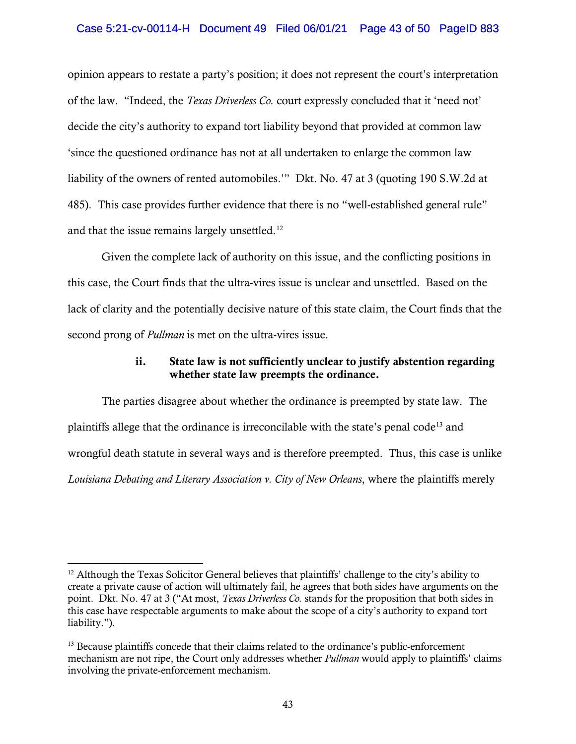opinion appears to restate a party's position; it does not represent the court's interpretation of the law. "Indeed, the *Texas Driverless Co.* court expressly concluded that it 'need not' decide the city's authority to expand tort liability beyond that provided at common law 'since the questioned ordinance has not at all undertaken to enlarge the common law liability of the owners of rented automobiles.'" Dkt. No. 47 at 3 (quoting 190 S.W.2d at 485). This case provides further evidence that there is no "well-established general rule" and that the issue remains largely unsettled.[12]

Given the complete lack of authority on this issue, and the conflicting positions in this case, the Court finds that the ultra-vires issue is unclear and unsettled. Based on the lack of clarity and the potentially decisive nature of this state claim, the Court finds that the second prong of *Pullman* is met on the ultra-vires issue.

#### ii. State law is not sufficiently unclear to justify abstention regarding whether state law preempts the ordinance.

The parties disagree about whether the ordinance is preempted by state law. The plaintiffs allege that the ordinance is irreconcilable with the state's penal code[13] and wrongful death statute in several ways and is therefore preempted. Thus, this case is unlike *Louisiana Debating and Literary Association v. City of New Orleans*, where the plaintiffs merely

---

[12] Although the Texas Solicitor General believes that plaintiffs' challenge to the city's ability to create a private cause of action will ultimately fail, he agrees that both sides have arguments on the point. Dkt. No. 47 at 3 ("At most, *Texas Driverless Co.* stands for the proposition that both sides in this case have respectable arguments to make about the scope of a city's authority to expand tort liability.").

[13] Because plaintiffs concede that their claims related to the ordinance's public-enforcement mechanism are not ripe, the Court only addresses whether *Pullman* would apply to plaintiffs' claims involving the private-enforcement mechanism.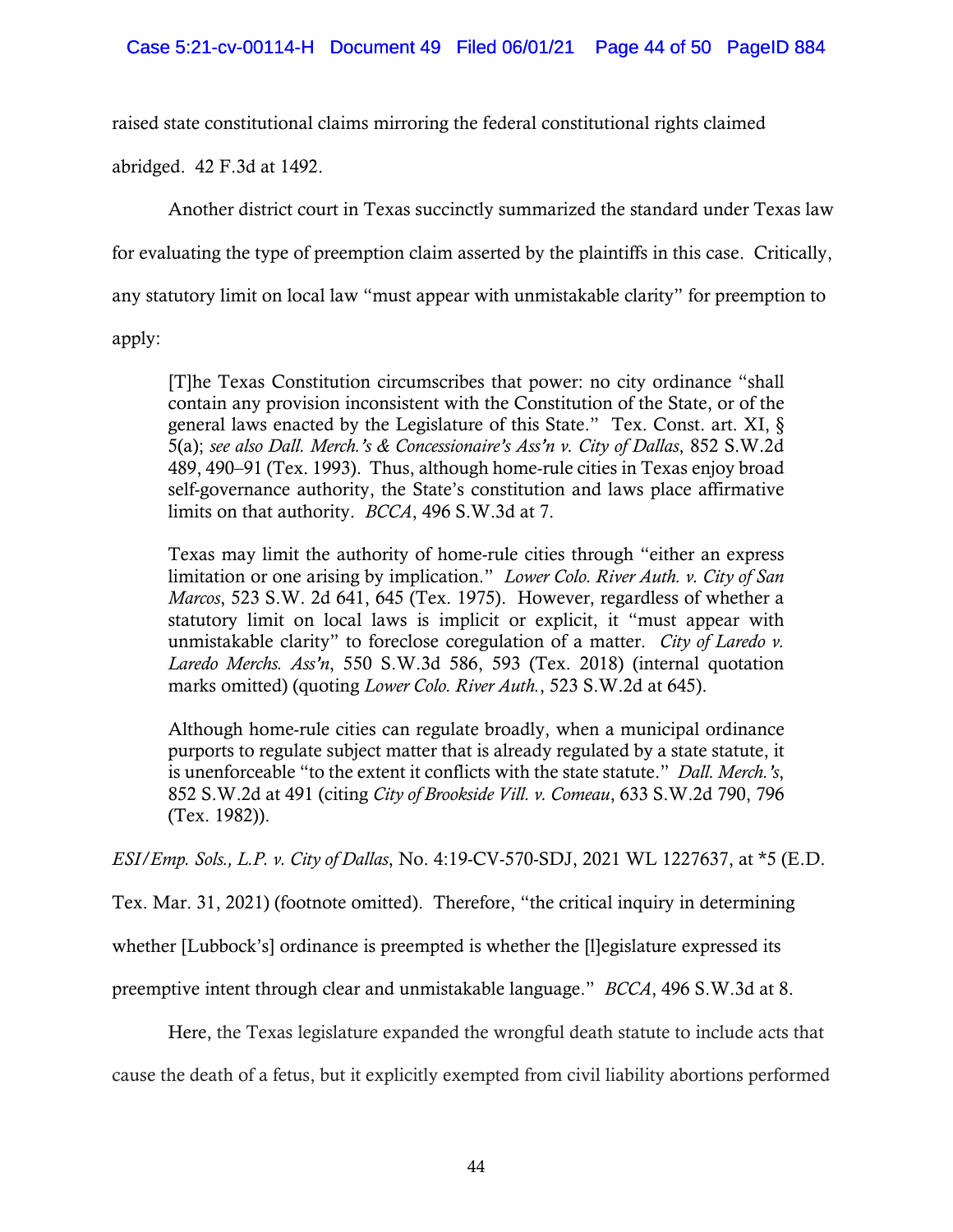raised state constitutional claims mirroring the federal constitutional rights claimed abridged. 42 F.3d at 1492.

Another district court in Texas succinctly summarized the standard under Texas law for evaluating the type of preemption claim asserted by the plaintiffs in this case. Critically, any statutory limit on local law "must appear with unmistakable clarity" for preemption to apply:

> [T]he Texas Constitution circumscribes that power: no city ordinance "shall contain any provision inconsistent with the Constitution of the State, or of the general laws enacted by the Legislature of this State." Tex. Const. art. XI, § 5(a); *see also Dall. Merch.'s & Concessionaire's Ass'n v. City of Dallas*, 852 S.W.2d 489, 490–91 (Tex. 1993). Thus, although home-rule cities in Texas enjoy broad self-governance authority, the State's constitution and laws place affirmative limits on that authority. *BCCA*, 496 S.W.3d at 7.
>
> Texas may limit the authority of home-rule cities through "either an express limitation or one arising by implication." *Lower Colo. River Auth. v. City of San Marcos*, 523 S.W. 2d 641, 645 (Tex. 1975). However, regardless of whether a statutory limit on local laws is implicit or explicit, it "must appear with unmistakable clarity" to foreclose coregulation of a matter. *City of Laredo v. Laredo Merchs. Ass'n*, 550 S.W.3d 586, 593 (Tex. 2018) (internal quotation marks omitted) (quoting *Lower Colo. River Auth.*, 523 S.W.2d at 645).
>
> Although home-rule cities can regulate broadly, when a municipal ordinance purports to regulate subject matter that is already regulated by a state statute, it is unenforceable "to the extent it conflicts with the state statute." *Dall. Merch.'s*, 852 S.W.2d at 491 (citing *City of Brookside Vill. v. Comeau*, 633 S.W.2d 790, 796 (Tex. 1982)).

*ESI/Emp. Sols., L.P. v. City of Dallas*, No. 4:19-CV-570-SDJ, 2021 WL 1227637, at *5 (E.D. Tex. Mar. 31, 2021) (footnote omitted). Therefore, "the critical inquiry in determining whether [Lubbock's] ordinance is preempted is whether the [l]egislature expressed its preemptive intent through clear and unmistakable language." *BCCA*, 496 S.W.3d at 8.

Here, the Texas legislature expanded the wrongful death statute to include acts that cause the death of a fetus, but it explicitly exempted from civil liability abortions performed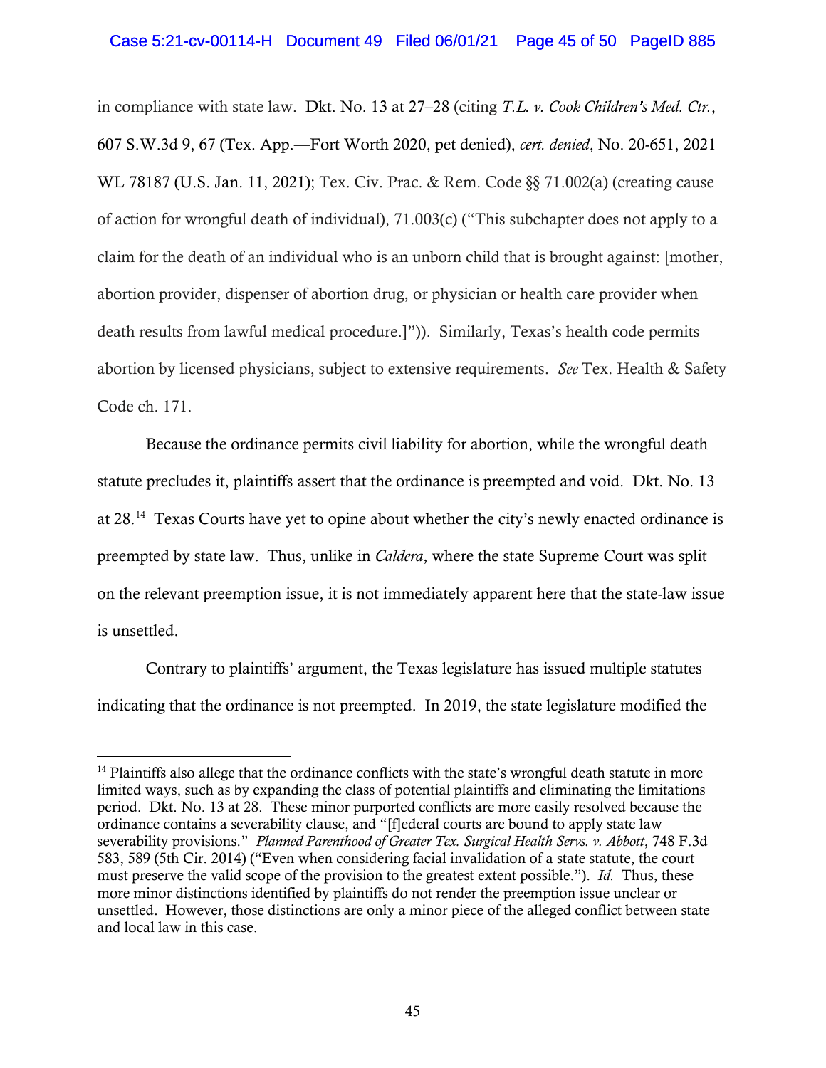in compliance with state law. Dkt. No. 13 at 27–28 (citing *T.L. v. Cook Children's Med. Ctr.*, 607 S.W.3d 9, 67 (Tex. App.—Fort Worth 2020, pet denied), *cert. denied*, No. 20-651, 2021 WL 78187 (U.S. Jan. 11, 2021); Tex. Civ. Prac. & Rem. Code §§ 71.002(a) (creating cause of action for wrongful death of individual), 71.003(c) ("This subchapter does not apply to a claim for the death of an individual who is an unborn child that is brought against: [mother, abortion provider, dispenser of abortion drug, or physician or health care provider when death results from lawful medical procedure.]")). Similarly, Texas's health code permits abortion by licensed physicians, subject to extensive requirements. *See* Tex. Health & Safety Code ch. 171.

Because the ordinance permits civil liability for abortion, while the wrongful death statute precludes it, plaintiffs assert that the ordinance is preempted and void. Dkt. No. 13 at 28.[14] Texas Courts have yet to opine about whether the city's newly enacted ordinance is preempted by state law. Thus, unlike in *Caldera*, where the state Supreme Court was split on the relevant preemption issue, it is not immediately apparent here that the state-law issue is unsettled.

Contrary to plaintiffs' argument, the Texas legislature has issued multiple statutes indicating that the ordinance is not preempted. In 2019, the state legislature modified the

---

[14] Plaintiffs also allege that the ordinance conflicts with the state's wrongful death statute in more limited ways, such as by expanding the class of potential plaintiffs and eliminating the limitations period. Dkt. No. 13 at 28. These minor purported conflicts are more easily resolved because the ordinance contains a severability clause, and "[f]ederal courts are bound to apply state law severability provisions." *Planned Parenthood of Greater Tex. Surgical Health Servs. v. Abbott*, 748 F.3d 583, 589 (5th Cir. 2014) ("Even when considering facial invalidation of a state statute, the court must preserve the valid scope of the provision to the greatest extent possible."). *Id.* Thus, these more minor distinctions identified by plaintiffs do not render the preemption issue unclear or unsettled. However, those distinctions are only a minor piece of the alleged conflict between state and local law in this case.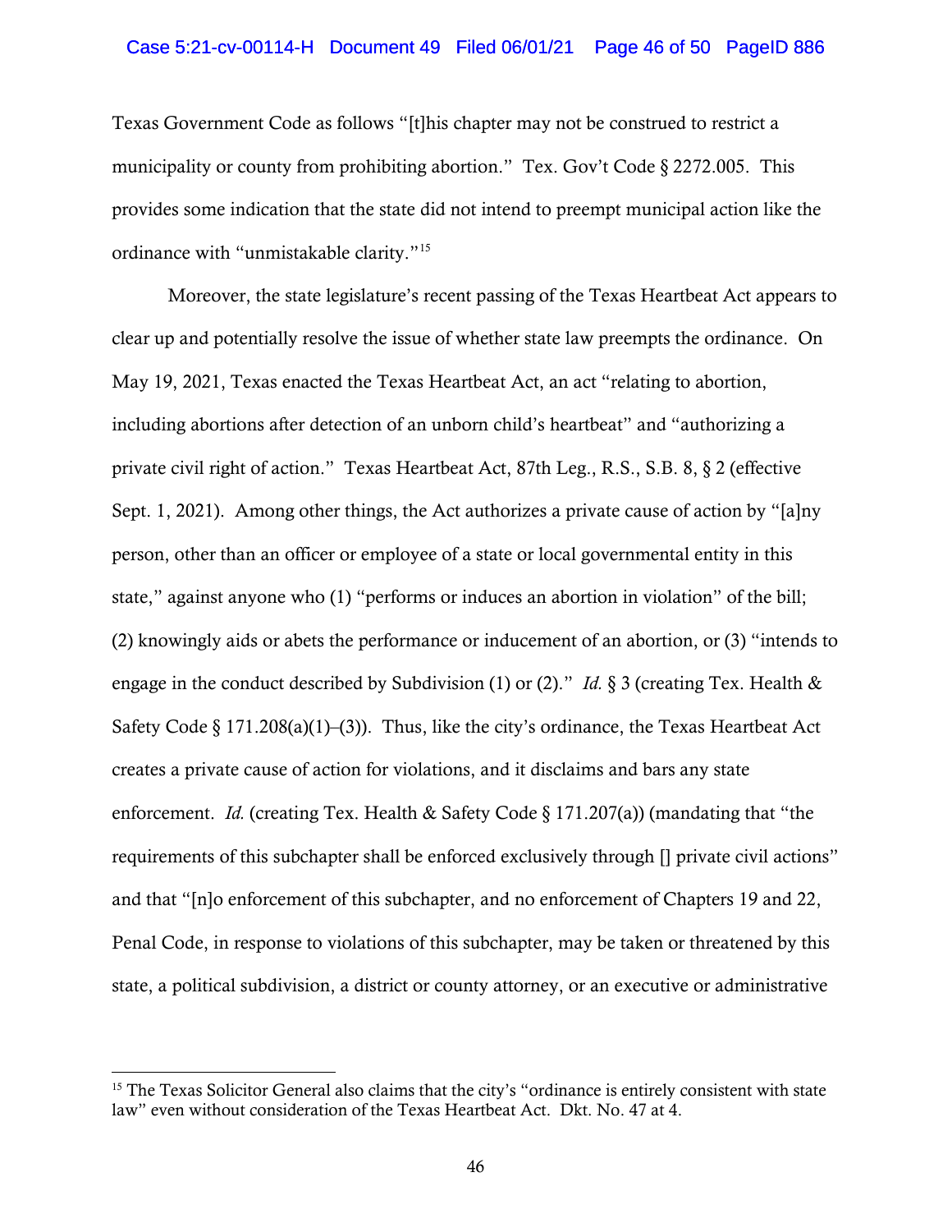Texas Government Code as follows "[t]his chapter may not be construed to restrict a municipality or county from prohibiting abortion." Tex. Gov't Code § 2272.005. This provides some indication that the state did not intend to preempt municipal action like the ordinance with "unmistakable clarity."[15]

Moreover, the state legislature's recent passing of the Texas Heartbeat Act appears to clear up and potentially resolve the issue of whether state law preempts the ordinance. On May 19, 2021, Texas enacted the Texas Heartbeat Act, an act "relating to abortion, including abortions after detection of an unborn child's heartbeat" and "authorizing a private civil right of action." Texas Heartbeat Act, 87th Leg., R.S., S.B. 8, § 2 (effective Sept. 1, 2021). Among other things, the Act authorizes a private cause of action by "[a]ny person, other than an officer or employee of a state or local governmental entity in this state," against anyone who (1) "performs or induces an abortion in violation" of the bill; (2) knowingly aids or abets the performance or inducement of an abortion, or (3) "intends to engage in the conduct described by Subdivision (1) or (2)." *Id.* § 3 (creating Tex. Health & Safety Code § 171.208(a)(1)–(3)). Thus, like the city's ordinance, the Texas Heartbeat Act creates a private cause of action for violations, and it disclaims and bars any state enforcement. *Id.* (creating Tex. Health & Safety Code § 171.207(a)) (mandating that "the requirements of this subchapter shall be enforced exclusively through [] private civil actions" and that "[n]o enforcement of this subchapter, and no enforcement of Chapters 19 and 22, Penal Code, in response to violations of this subchapter, may be taken or threatened by this state, a political subdivision, a district or county attorney, or an executive or administrative

---

[15] The Texas Solicitor General also claims that the city's "ordinance is entirely consistent with state law" even without consideration of the Texas Heartbeat Act. Dkt. No. 47 at 4.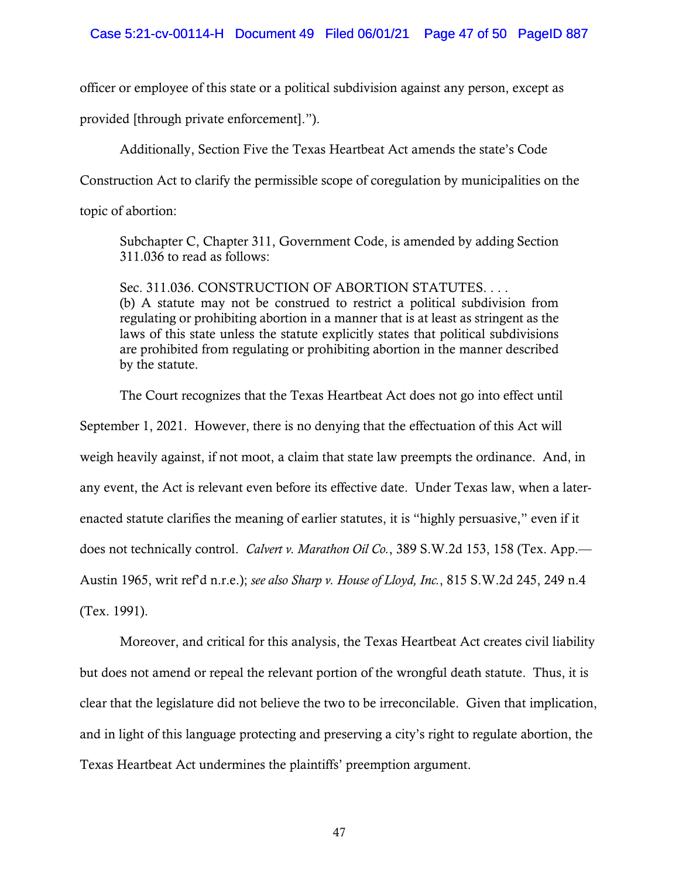officer or employee of this state or a political subdivision against any person, except as provided [through private enforcement].").

Additionally, Section Five the Texas Heartbeat Act amends the state's Code Construction Act to clarify the permissible scope of coregulation by municipalities on the topic of abortion:

> Subchapter C, Chapter 311, Government Code, is amended by adding Section 311.036 to read as follows:
>
> Sec. 311.036. CONSTRUCTION OF ABORTION STATUTES. . . .
> (b) A statute may not be construed to restrict a political subdivision from regulating or prohibiting abortion in a manner that is at least as stringent as the laws of this state unless the statute explicitly states that political subdivisions are prohibited from regulating or prohibiting abortion in the manner described by the statute.

The Court recognizes that the Texas Heartbeat Act does not go into effect until September 1, 2021. However, there is no denying that the effectuation of this Act will weigh heavily against, if not moot, a claim that state law preempts the ordinance. And, in any event, the Act is relevant even before its effective date. Under Texas law, when a later-enacted statute clarifies the meaning of earlier statutes, it is "highly persuasive," even if it does not technically control. *Calvert v. Marathon Oil Co.*, 389 S.W.2d 153, 158 (Tex. App.—Austin 1965, writ ref'd n.r.e.); *see also Sharp v. House of Lloyd, Inc.*, 815 S.W.2d 245, 249 n.4 (Tex. 1991).

Moreover, and critical for this analysis, the Texas Heartbeat Act creates civil liability but does not amend or repeal the relevant portion of the wrongful death statute. Thus, it is clear that the legislature did not believe the two to be irreconcilable. Given that implication, and in light of this language protecting and preserving a city's right to regulate abortion, the Texas Heartbeat Act undermines the plaintiffs' preemption argument.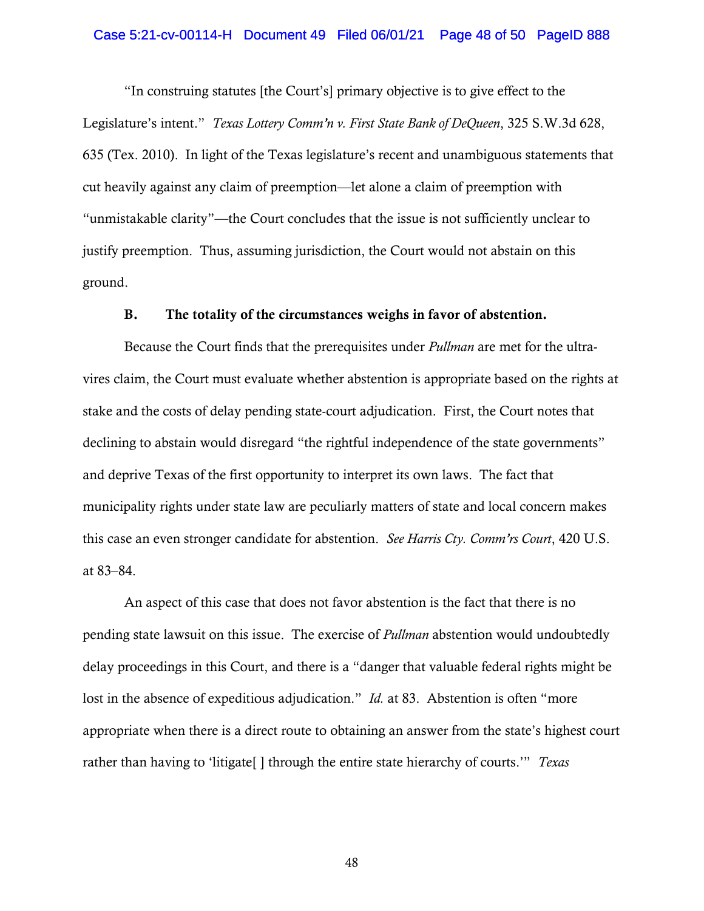"In construing statutes [the Court's] primary objective is to give effect to the Legislature's intent." *Texas Lottery Comm'n v. First State Bank of DeQueen*, 325 S.W.3d 628, 635 (Tex. 2010). In light of the Texas legislature's recent and unambiguous statements that cut heavily against any claim of preemption—let alone a claim of preemption with "unmistakable clarity"—the Court concludes that the issue is not sufficiently unclear to justify preemption. Thus, assuming jurisdiction, the Court would not abstain on this ground.

### B. The totality of the circumstances weighs in favor of abstention.

Because the Court finds that the prerequisites under *Pullman* are met for the ultra-vires claim, the Court must evaluate whether abstention is appropriate based on the rights at stake and the costs of delay pending state-court adjudication. First, the Court notes that declining to abstain would disregard "the rightful independence of the state governments" and deprive Texas of the first opportunity to interpret its own laws. The fact that municipality rights under state law are peculiarly matters of state and local concern makes this case an even stronger candidate for abstention. *See Harris Cty. Comm'rs Court*, 420 U.S. at 83–84.

An aspect of this case that does not favor abstention is the fact that there is no pending state lawsuit on this issue. The exercise of *Pullman* abstention would undoubtedly delay proceedings in this Court, and there is a "danger that valuable federal rights might be lost in the absence of expeditious adjudication." *Id.* at 83. Abstention is often "more appropriate when there is a direct route to obtaining an answer from the state's highest court rather than having to 'litigate[ ] through the entire state hierarchy of courts.'" *Texas*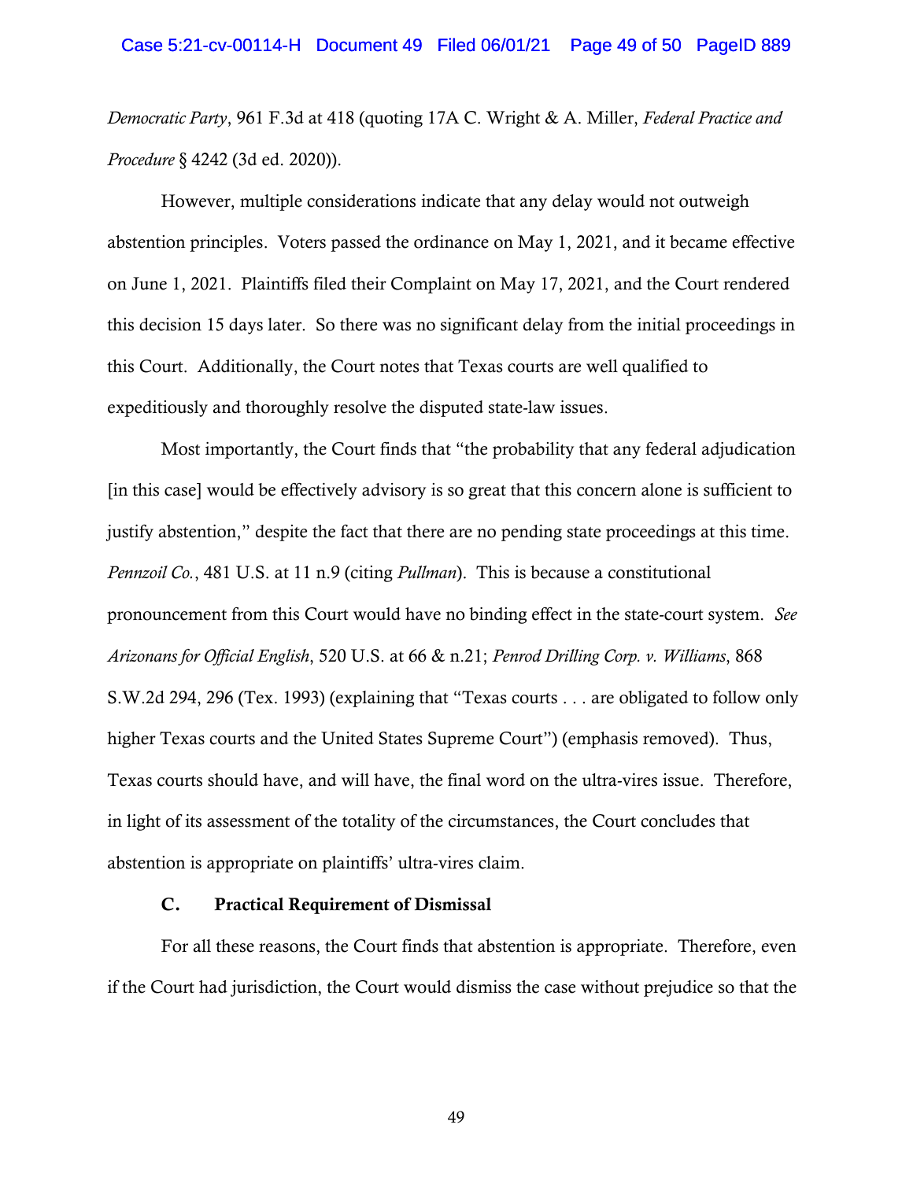*Democratic Party*, 961 F.3d at 418 (quoting 17A C. Wright & A. Miller, *Federal Practice and Procedure* § 4242 (3d ed. 2020)).

However, multiple considerations indicate that any delay would not outweigh abstention principles. Voters passed the ordinance on May 1, 2021, and it became effective on June 1, 2021. Plaintiffs filed their Complaint on May 17, 2021, and the Court rendered this decision 15 days later. So there was no significant delay from the initial proceedings in this Court. Additionally, the Court notes that Texas courts are well qualified to expeditiously and thoroughly resolve the disputed state-law issues.

Most importantly, the Court finds that "the probability that any federal adjudication [in this case] would be effectively advisory is so great that this concern alone is sufficient to justify abstention," despite the fact that there are no pending state proceedings at this time. *Pennzoil Co.*, 481 U.S. at 11 n.9 (citing *Pullman*). This is because a constitutional pronouncement from this Court would have no binding effect in the state-court system. *See Arizonans for Official English*, 520 U.S. at 66 & n.21; *Penrod Drilling Corp. v. Williams*, 868 S.W.2d 294, 296 (Tex. 1993) (explaining that "Texas courts . . . are obligated to follow only higher Texas courts and the United States Supreme Court") (emphasis removed). Thus, Texas courts should have, and will have, the final word on the ultra-vires issue. Therefore, in light of its assessment of the totality of the circumstances, the Court concludes that abstention is appropriate on plaintiffs' ultra-vires claim.

### C. Practical Requirement of Dismissal

For all these reasons, the Court finds that abstention is appropriate. Therefore, even if the Court had jurisdiction, the Court would dismiss the case without prejudice so that the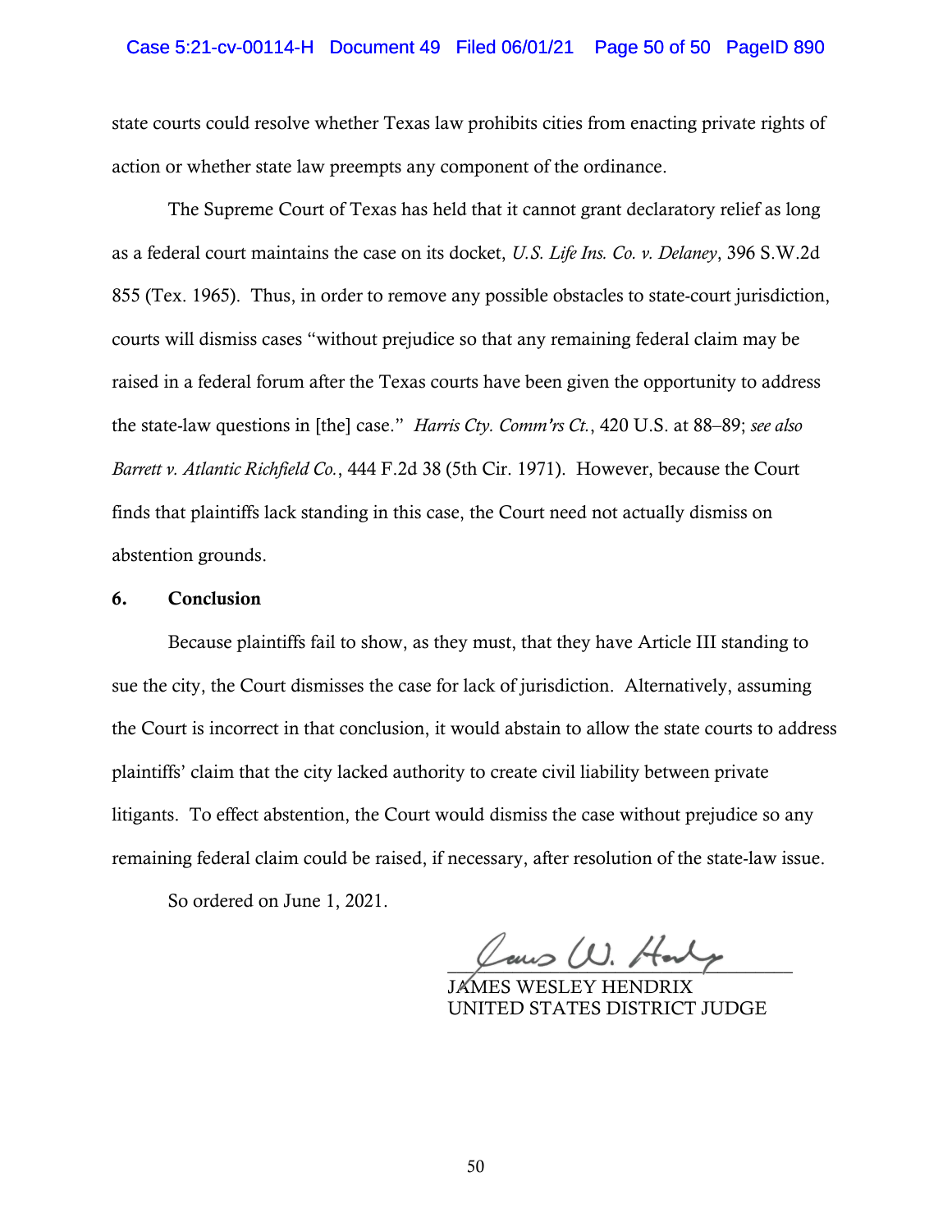state courts could resolve whether Texas law prohibits cities from enacting private rights of action or whether state law preempts any component of the ordinance.

The Supreme Court of Texas has held that it cannot grant declaratory relief as long as a federal court maintains the case on its docket, *U.S. Life Ins. Co. v. Delaney*, 396 S.W.2d 855 (Tex. 1965). Thus, in order to remove any possible obstacles to state-court jurisdiction, courts will dismiss cases "without prejudice so that any remaining federal claim may be raised in a federal forum after the Texas courts have been given the opportunity to address the state-law questions in [the] case." *Harris Cty. Comm'rs Ct.*, 420 U.S. at 88–89; *see also Barrett v. Atlantic Richfield Co.*, 444 F.2d 38 (5th Cir. 1971). However, because the Court finds that plaintiffs lack standing in this case, the Court need not actually dismiss on abstention grounds.

### 6. Conclusion

Because plaintiffs fail to show, as they must, that they have Article III standing to sue the city, the Court dismisses the case for lack of jurisdiction. Alternatively, assuming the Court is incorrect in that conclusion, it would abstain to allow the state courts to address plaintiffs' claim that the city lacked authority to create civil liability between private litigants. To effect abstention, the Court would dismiss the case without prejudice so any remaining federal claim could be raised, if necessary, after resolution of the state-law issue.

So ordered on June 1, 2021.

JAMES WESLEY HENDRIX
UNITED STATES DISTRICT JUDGE